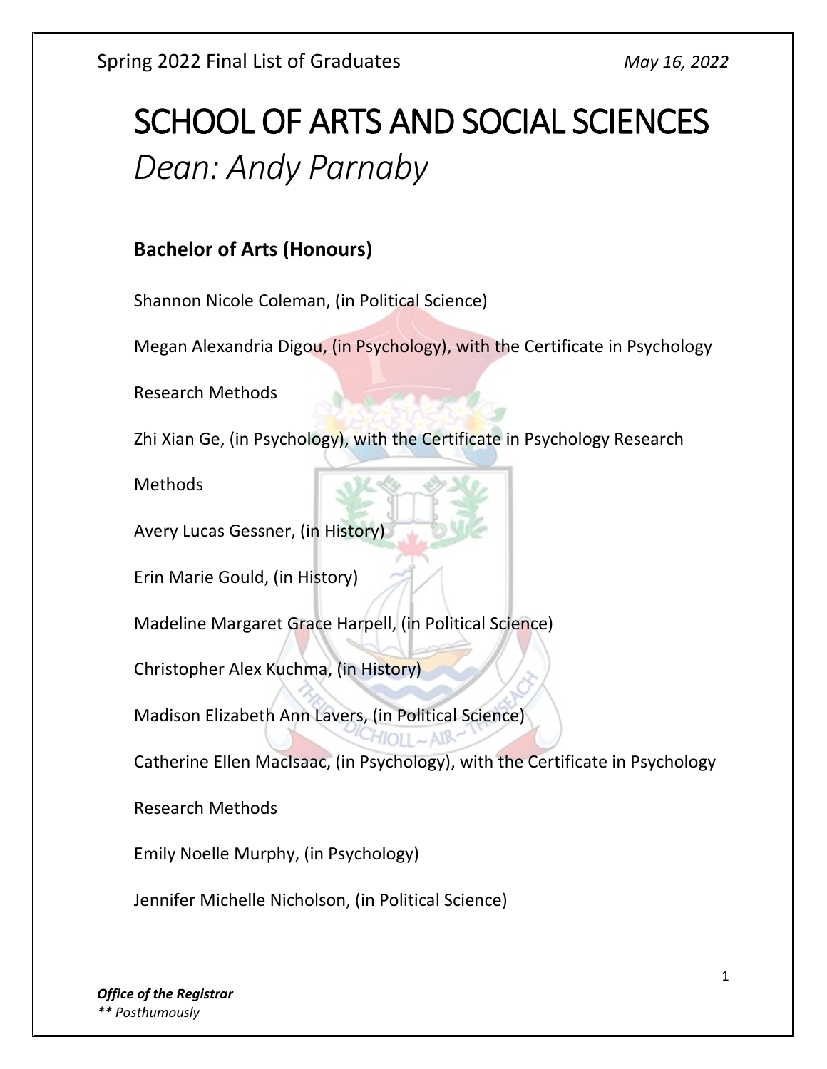# SCHOOL OF ARTS AND SOCIAL SCIENCES

## *Dean: Andy Parnaby*

### Bachelor of Arts (Honours)

Shannon Nicole Coleman, (in Political Science)

Megan Alexandria Digou, (in Psychology), with the Certificate in Psychology Research Methods

Zhi Xian Ge, (in Psychology), with the Certificate in Psychology Research Methods

Avery Lucas Gessner, (in History)

Erin Marie Gould, (in History)

Madeline Margaret Grace Harpell, (in Political Science)

Christopher Alex Kuchma, (in History)

Madison Elizabeth Ann Lavers, (in Political Science)

Catherine Ellen MacIsaac, (in Psychology), with the Certificate in Psychology Research Methods

Emily Noelle Murphy, (in Psychology)

Jennifer Michelle Nicholson, (in Political Science)

***Office of the Registrar***
*** Posthumously*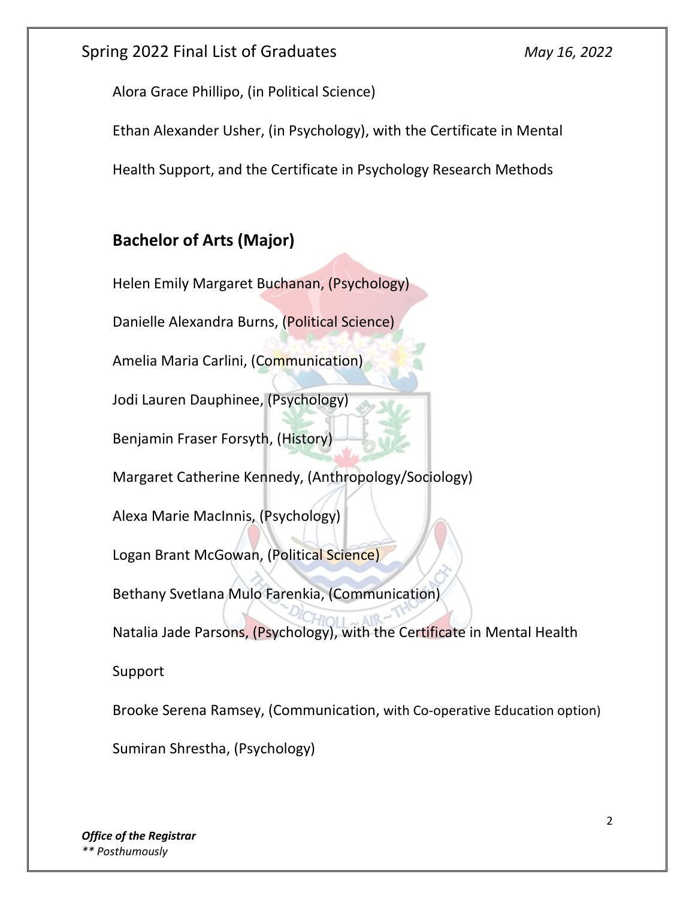Alora Grace Phillipo, (in Political Science)

Ethan Alexander Usher, (in Psychology), with the Certificate in Mental Health Support, and the Certificate in Psychology Research Methods

## Bachelor of Arts (Major)

Helen Emily Margaret Buchanan, (Psychology)

Danielle Alexandra Burns, (Political Science)

Amelia Maria Carlini, (Communication)

Jodi Lauren Dauphinee, (Psychology)

Benjamin Fraser Forsyth, (History)

Margaret Catherine Kennedy, (Anthropology/Sociology)

Alexa Marie MacInnis, (Psychology)

Logan Brant McGowan, (Political Science)

Bethany Svetlana Mulo Farenkia, (Communication)

Natalia Jade Parsons, (Psychology), with the Certificate in Mental Health Support

Brooke Serena Ramsey, (Communication, with Co-operative Education option)

Sumiran Shrestha, (Psychology)

*Office of the Registrar*

*\*\* Posthumously*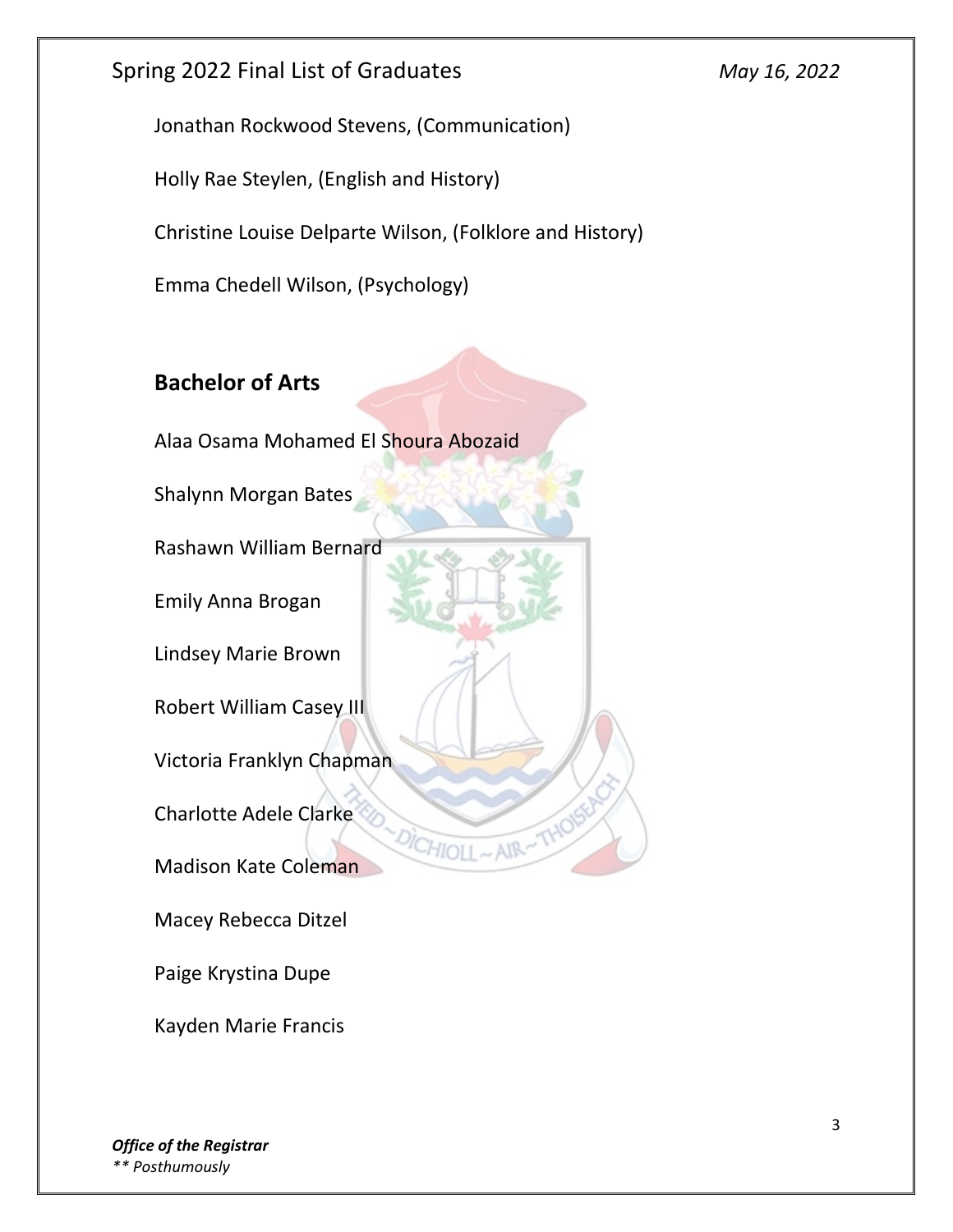Jonathan Rockwood Stevens, (Communication)

Holly Rae Steylen, (English and History)

Christine Louise Delparte Wilson, (Folklore and History)

Emma Chedell Wilson, (Psychology)

## Bachelor of Arts

Alaa Osama Mohamed El Shoura Abozaid

Shalynn Morgan Bates

Rashawn William Bernard

Emily Anna Brogan

Lindsey Marie Brown

Robert William Casey III

Victoria Franklyn Chapman

Charlotte Adele Clarke

Madison Kate Coleman

Macey Rebecca Ditzel

Paige Krystina Dupe

Kayden Marie Francis

***Office of the Registrar***
*** Posthumously*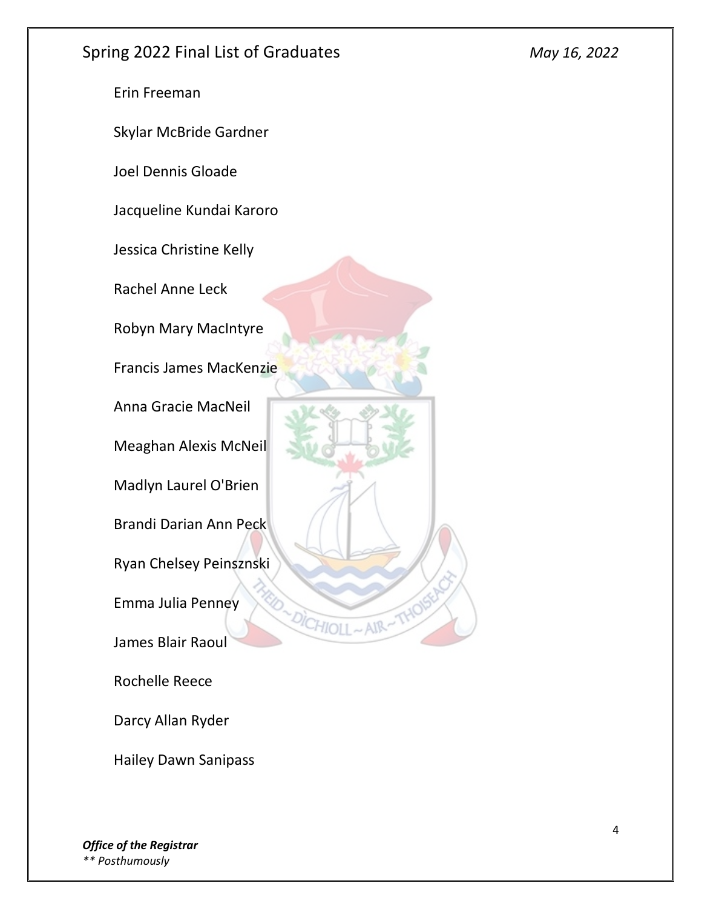Erin Freeman

Skylar McBride Gardner

Joel Dennis Gloade

Jacqueline Kundai Karoro

Jessica Christine Kelly

Rachel Anne Leck

Robyn Mary MacIntyre

Francis James MacKenzie

Anna Gracie MacNeil

Meaghan Alexis McNeil

Madlyn Laurel O'Brien

Brandi Darian Ann Peck

Ryan Chelsey Peinsznski

Emma Julia Penney

James Blair Raoul

Rochelle Reece

Darcy Allan Ryder

Hailey Dawn Sanipass

***Office of the Registrar***
*** Posthumously*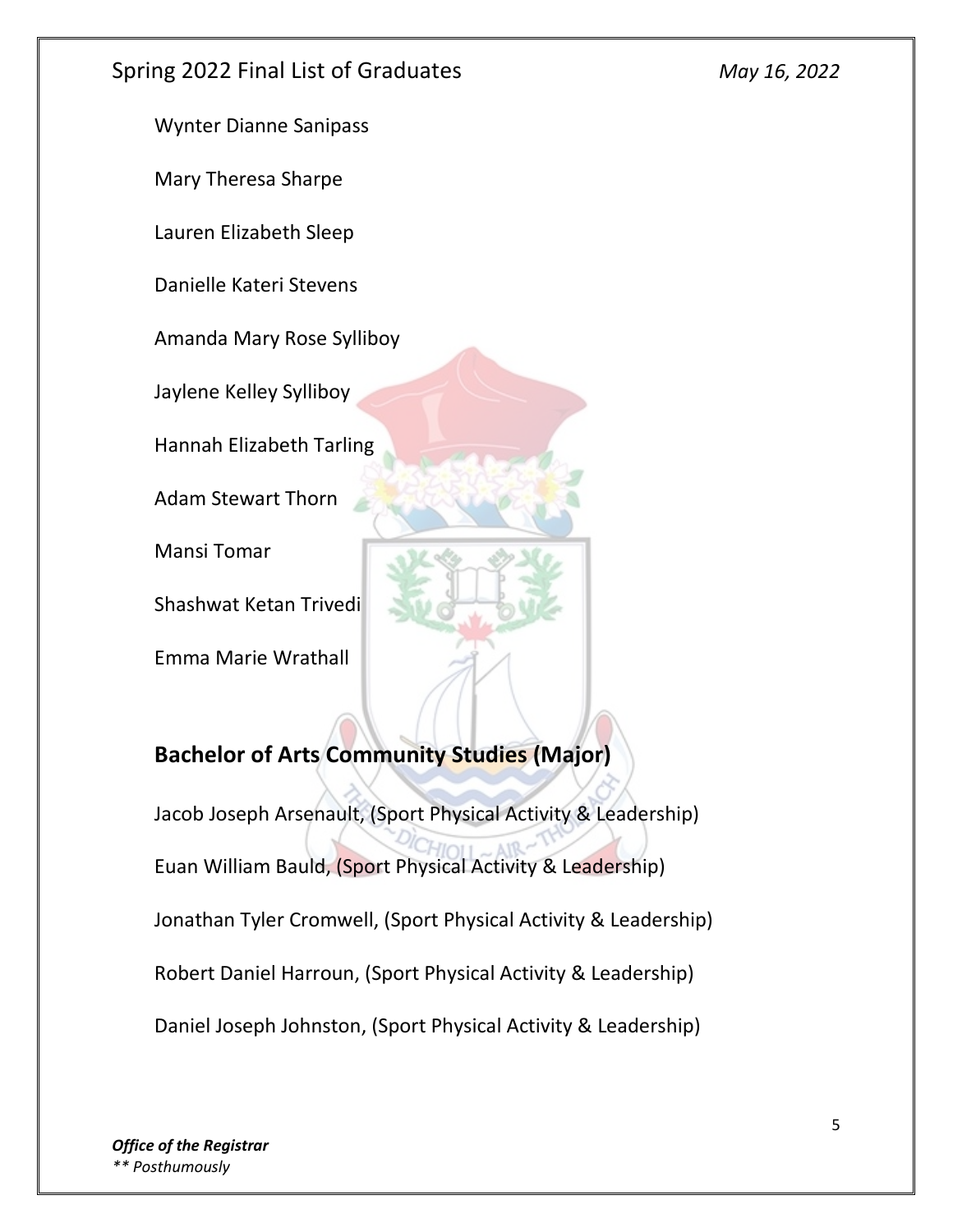Wynter Dianne Sanipass

Mary Theresa Sharpe

Lauren Elizabeth Sleep

Danielle Kateri Stevens

Amanda Mary Rose Sylliboy

Jaylene Kelley Sylliboy

Hannah Elizabeth Tarling

Adam Stewart Thorn

Mansi Tomar

Shashwat Ketan Trivedi

Emma Marie Wrathall

## Bachelor of Arts Community Studies (Major)

Jacob Joseph Arsenault, (Sport Physical Activity & Leadership)

Euan William Bauld, (Sport Physical Activity & Leadership)

Jonathan Tyler Cromwell, (Sport Physical Activity & Leadership)

Robert Daniel Harroun, (Sport Physical Activity & Leadership)

Daniel Joseph Johnston, (Sport Physical Activity & Leadership)

***Office of the Registrar***
*** Posthumously*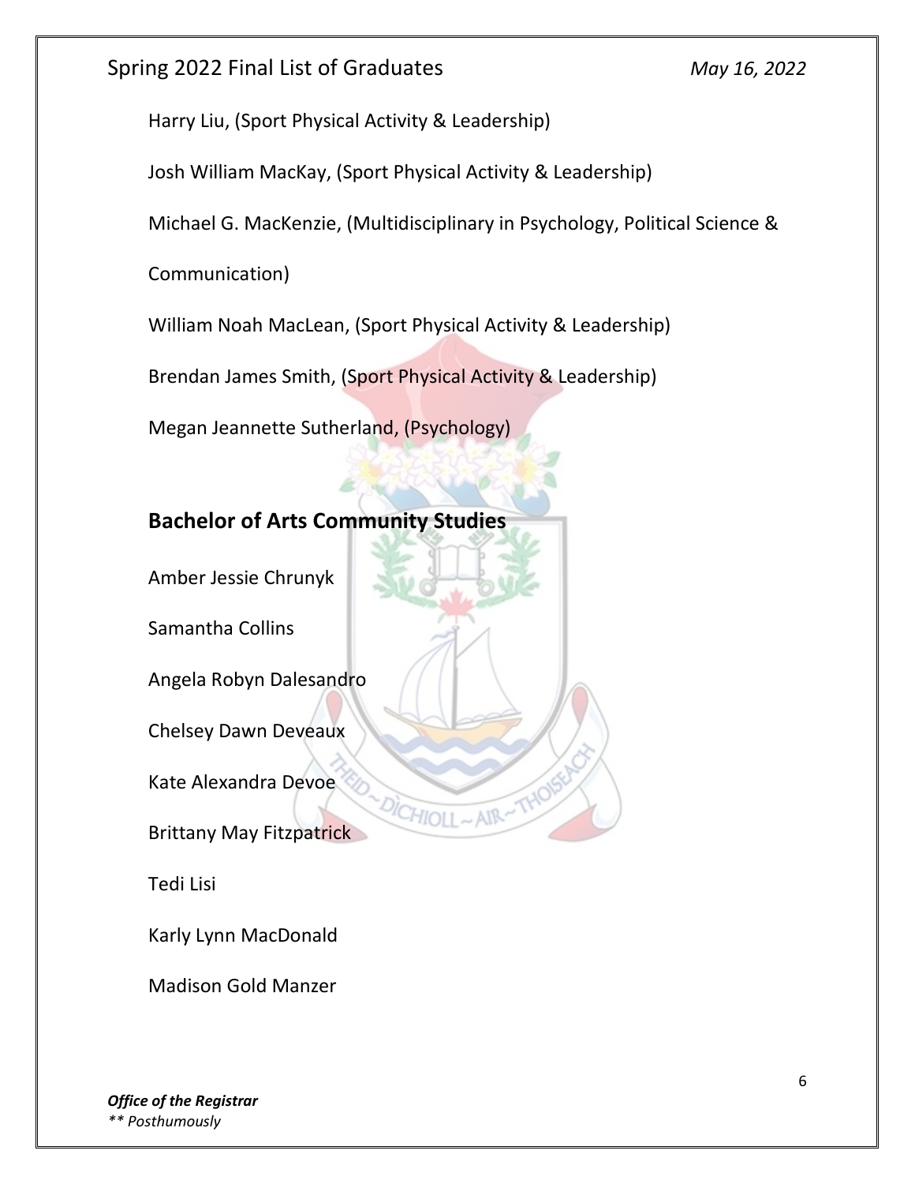Harry Liu, (Sport Physical Activity & Leadership)

Josh William MacKay, (Sport Physical Activity & Leadership)

Michael G. MacKenzie, (Multidisciplinary in Psychology, Political Science & Communication)

William Noah MacLean, (Sport Physical Activity & Leadership)

Brendan James Smith, (Sport Physical Activity & Leadership)

Megan Jeannette Sutherland, (Psychology)

## Bachelor of Arts Community Studies

Amber Jessie Chrunyk

Samantha Collins

Angela Robyn Dalesandro

Chelsey Dawn Deveaux

Kate Alexandra Devoe

Brittany May Fitzpatrick

Tedi Lisi

Karly Lynn MacDonald

Madison Gold Manzer

***Office of the Registrar***
*** Posthumously*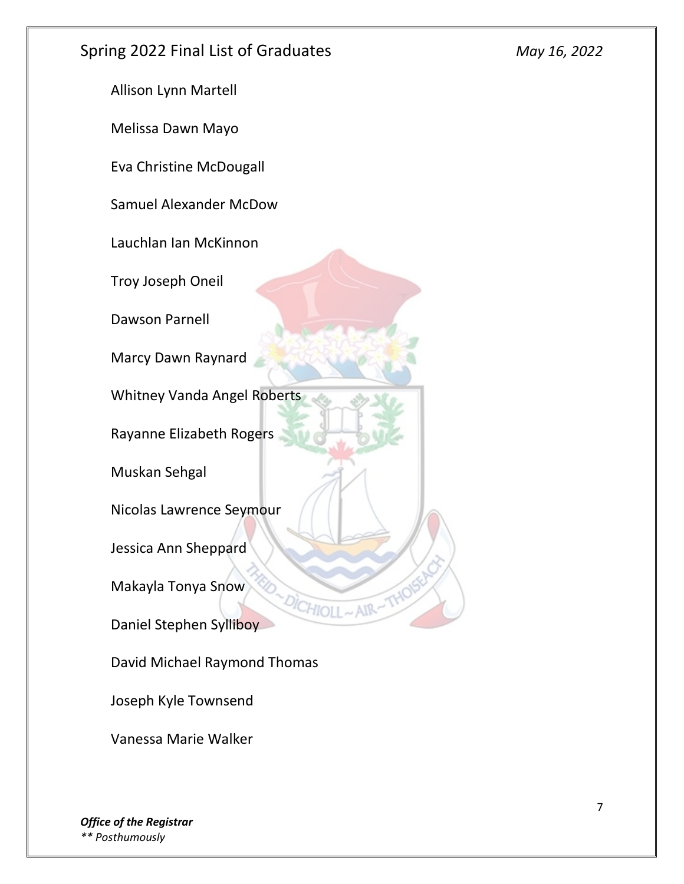Allison Lynn Martell

Melissa Dawn Mayo

Eva Christine McDougall

Samuel Alexander McDow

Lauchlan Ian McKinnon

Troy Joseph Oneil

Dawson Parnell

Marcy Dawn Raynard

Whitney Vanda Angel Roberts

Rayanne Elizabeth Rogers

Muskan Sehgal

Nicolas Lawrence Seymour

Jessica Ann Sheppard

Makayla Tonya Snow

Daniel Stephen Sylliboy

David Michael Raymond Thomas

Joseph Kyle Townsend

Vanessa Marie Walker

***Office of the Registrar***

*** Posthumously*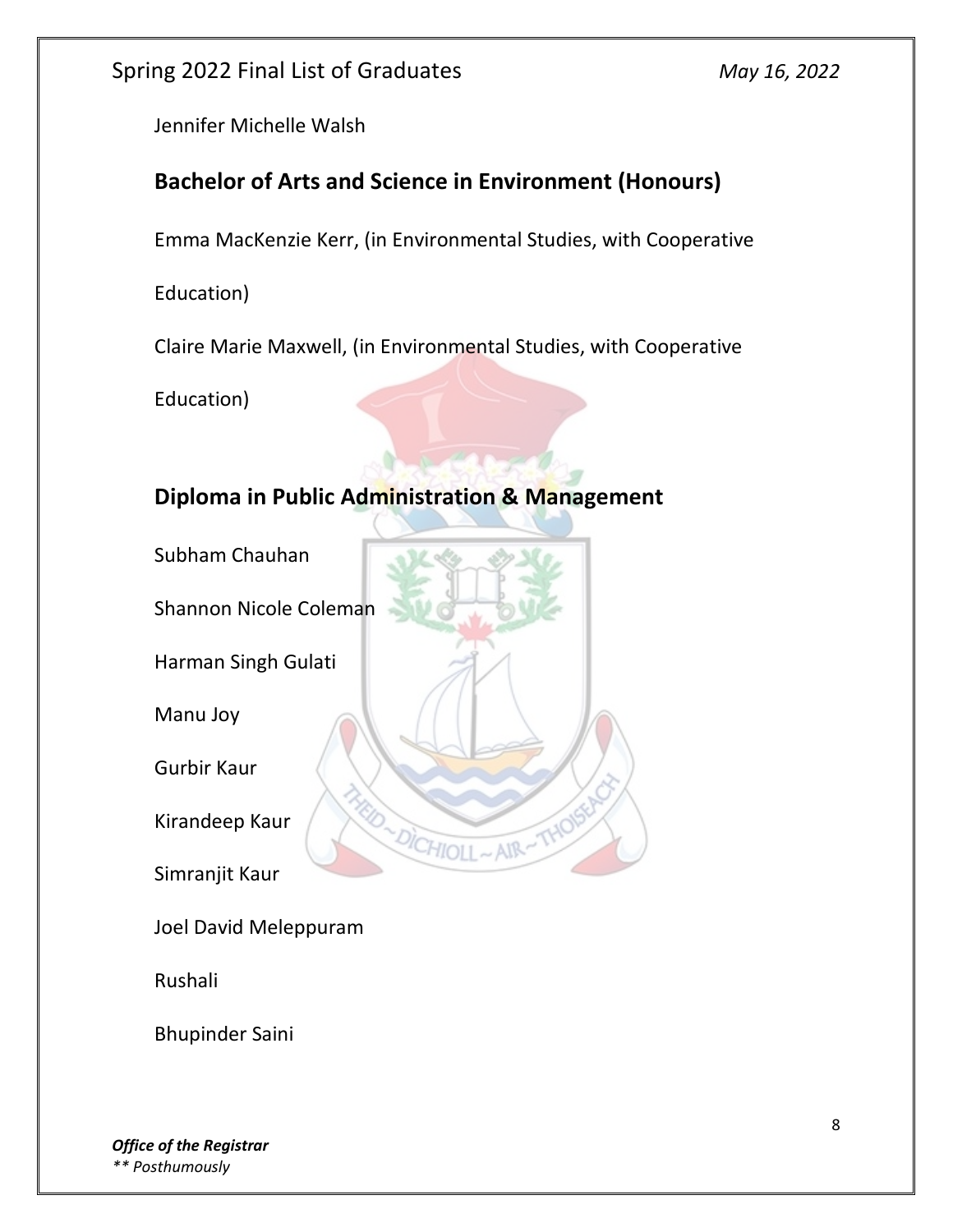Jennifer Michelle Walsh

## Bachelor of Arts and Science in Environment (Honours)

Emma MacKenzie Kerr, (in Environmental Studies, with Cooperative Education)

Claire Marie Maxwell, (in Environmental Studies, with Cooperative Education)

## Diploma in Public Administration & Management

Subham Chauhan

Shannon Nicole Coleman

Harman Singh Gulati

Manu Joy

Gurbir Kaur

Kirandeep Kaur

Simranjit Kaur

Joel David Meleppuram

Rushali

Bhupinder Saini

***Office of the Registrar***
*** Posthumously*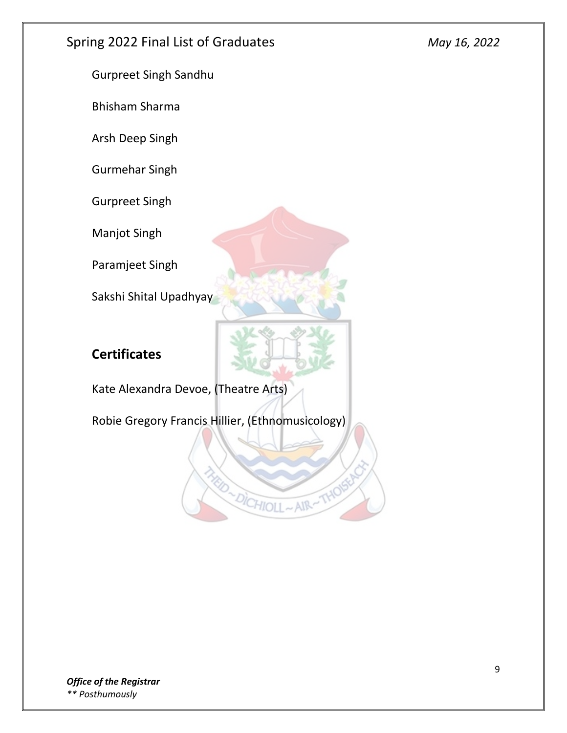Gurpreet Singh Sandhu

Bhisham Sharma

Arsh Deep Singh

Gurmehar Singh

Gurpreet Singh

Manjot Singh

Paramjeet Singh

Sakshi Shital Upadhyay

## Certificates

Kate Alexandra Devoe, (Theatre Arts)

Robie Gregory Francis Hillier, (Ethnomusicology)

***Office of the Registrar***
*** Posthumously*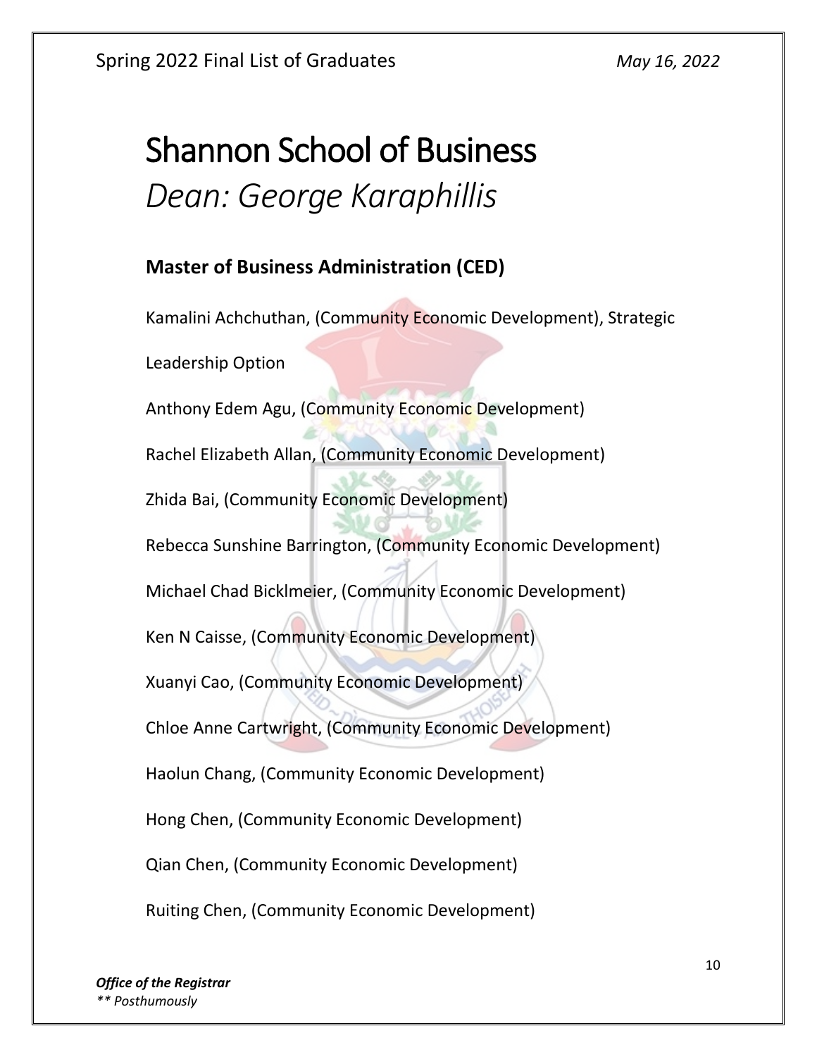# Shannon School of Business

## *Dean: George Karaphillis*

### Master of Business Administration (CED)

Kamalini Achchuthan, (Community Economic Development), Strategic Leadership Option

Anthony Edem Agu, (Community Economic Development)

Rachel Elizabeth Allan, (Community Economic Development)

Zhida Bai, (Community Economic Development)

Rebecca Sunshine Barrington, (Community Economic Development)

Michael Chad Bicklmeier, (Community Economic Development)

Ken N Caisse, (Community Economic Development)

Xuanyi Cao, (Community Economic Development)

Chloe Anne Cartwright, (Community Economic Development)

Haolun Chang, (Community Economic Development)

Hong Chen, (Community Economic Development)

Qian Chen, (Community Economic Development)

Ruiting Chen, (Community Economic Development)

***Office of the Registrar***

*** Posthumously*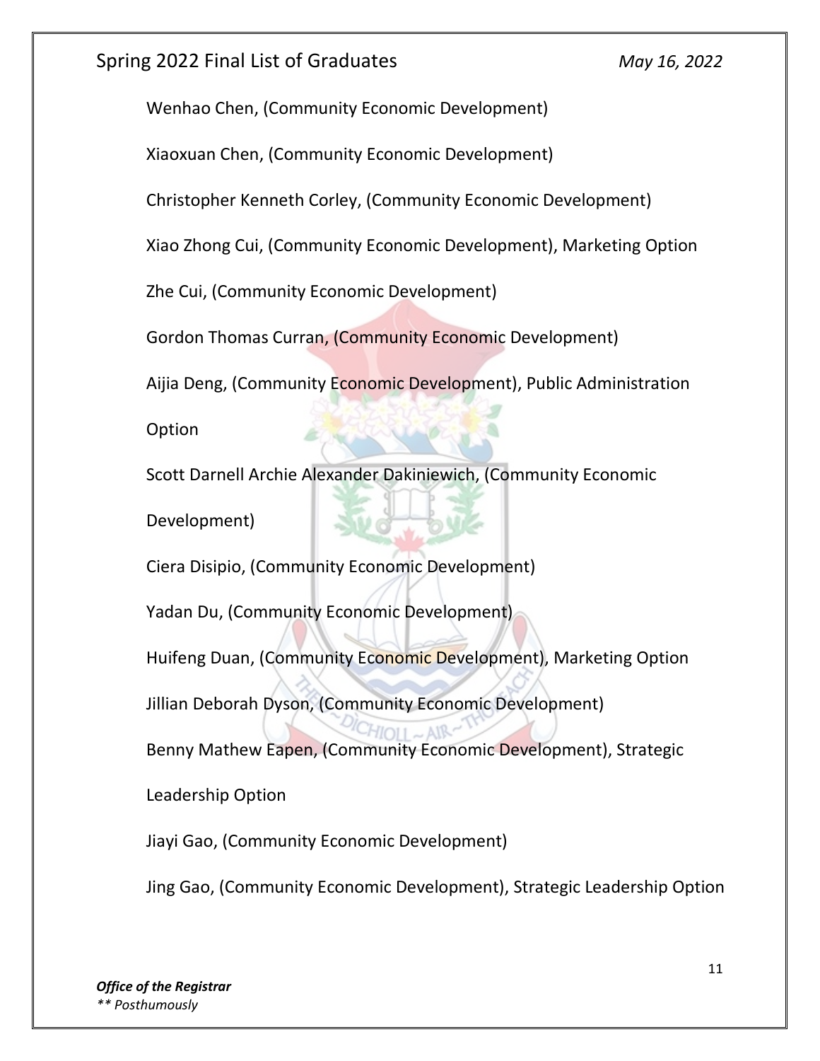Wenhao Chen, (Community Economic Development)

Xiaoxuan Chen, (Community Economic Development)

Christopher Kenneth Corley, (Community Economic Development)

Xiao Zhong Cui, (Community Economic Development), Marketing Option

Zhe Cui, (Community Economic Development)

Gordon Thomas Curran, (Community Economic Development)

Aijia Deng, (Community Economic Development), Public Administration Option

Scott Darnell Archie Alexander Dakiniewich, (Community Economic Development)

Ciera Disipio, (Community Economic Development)

Yadan Du, (Community Economic Development)

Huifeng Duan, (Community Economic Development), Marketing Option

Jillian Deborah Dyson, (Community Economic Development)

Benny Mathew Eapen, (Community Economic Development), Strategic Leadership Option

Jiayi Gao, (Community Economic Development)

Jing Gao, (Community Economic Development), Strategic Leadership Option

*\*\* Posthumously*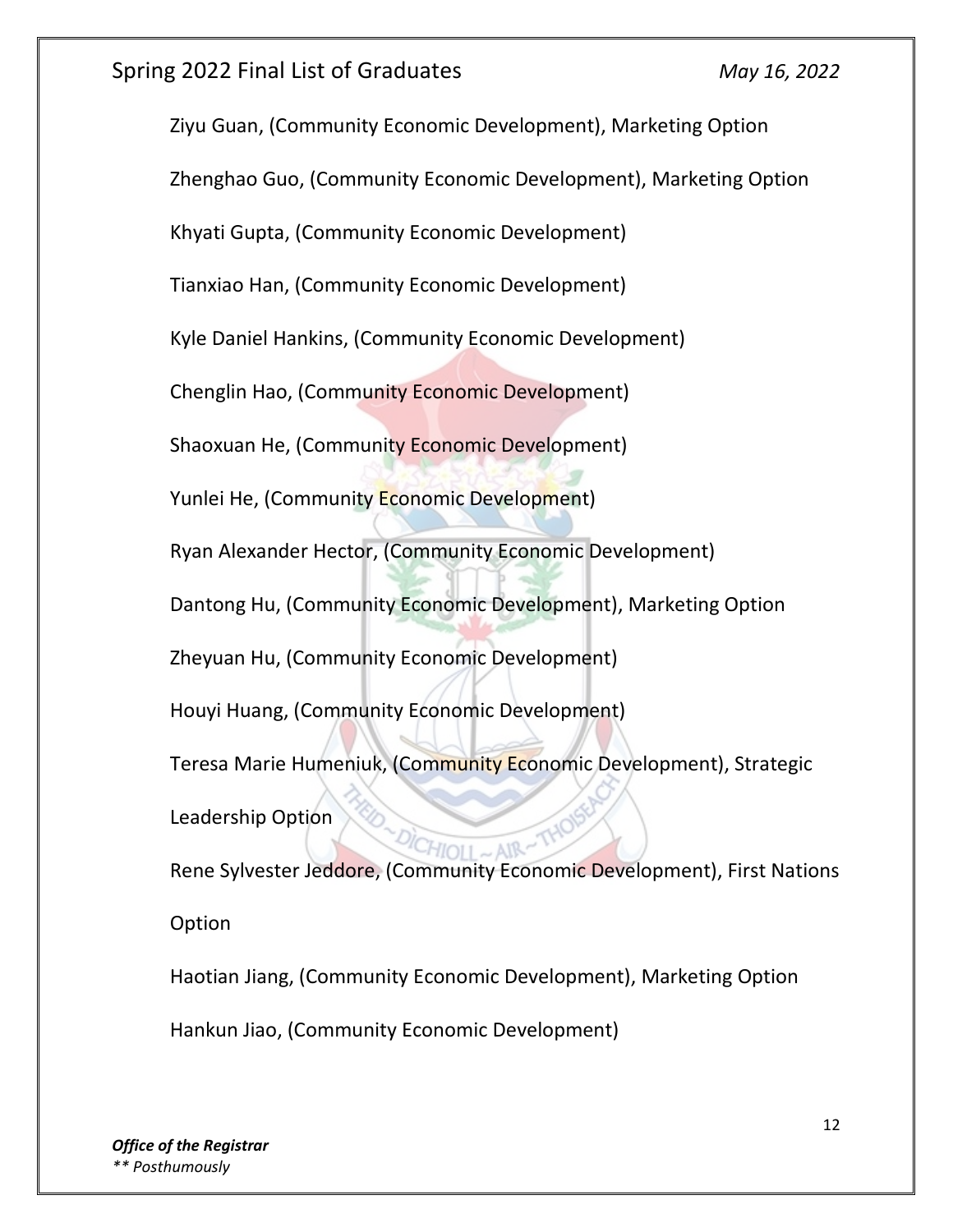Ziyu Guan, (Community Economic Development), Marketing Option

Zhenghao Guo, (Community Economic Development), Marketing Option

Khyati Gupta, (Community Economic Development)

Tianxiao Han, (Community Economic Development)

Kyle Daniel Hankins, (Community Economic Development)

Chenglin Hao, (Community Economic Development)

Shaoxuan He, (Community Economic Development)

Yunlei He, (Community Economic Development)

Ryan Alexander Hector, (Community Economic Development)

Dantong Hu, (Community Economic Development), Marketing Option

Zheyuan Hu, (Community Economic Development)

Houyi Huang, (Community Economic Development)

Teresa Marie Humeniuk, (Community Economic Development), Strategic Leadership Option

Rene Sylvester Jeddore, (Community Economic Development), First Nations Option

Haotian Jiang, (Community Economic Development), Marketing Option

Hankun Jiao, (Community Economic Development)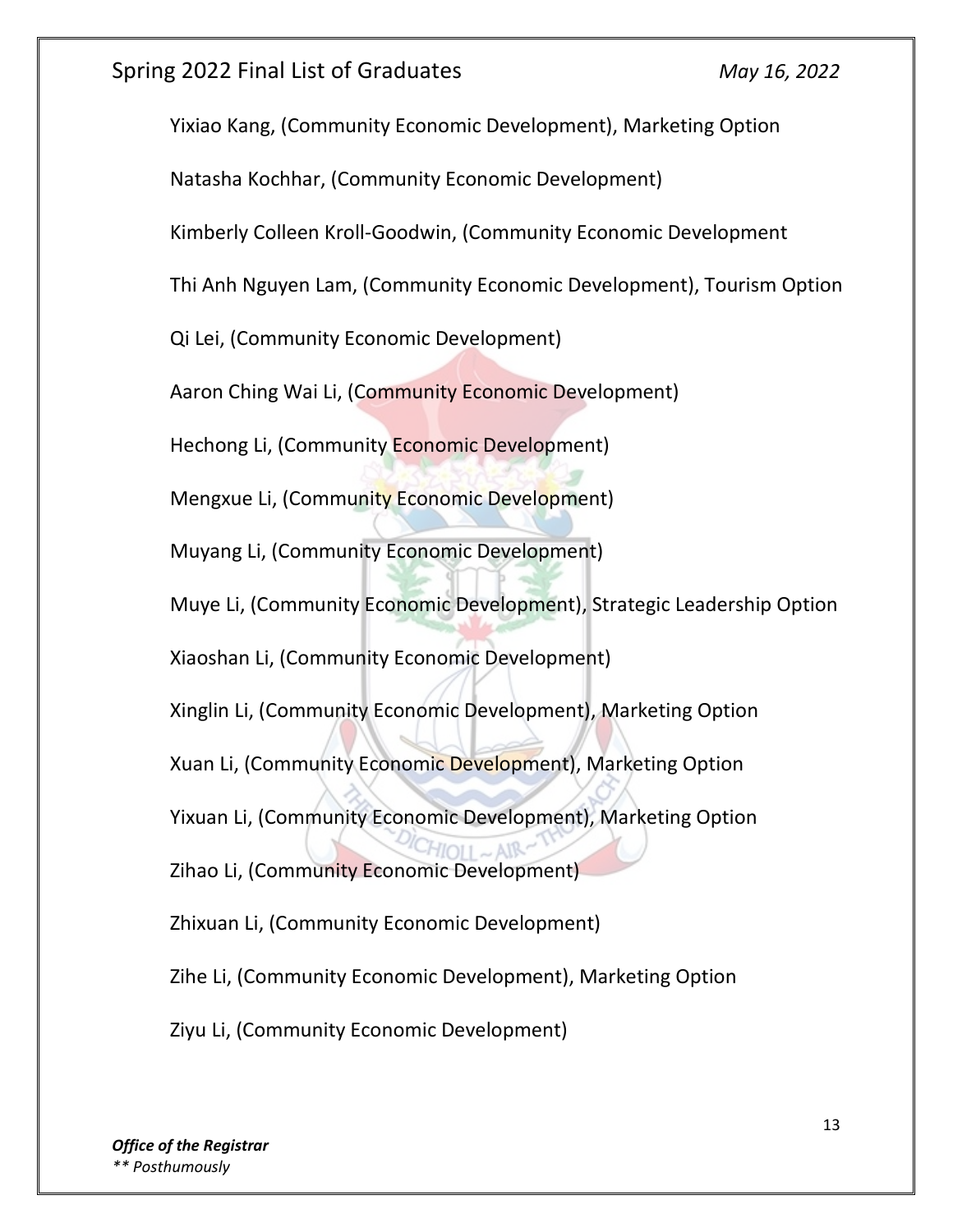Yixiao Kang, (Community Economic Development), Marketing Option

Natasha Kochhar, (Community Economic Development)

Kimberly Colleen Kroll-Goodwin, (Community Economic Development

Thi Anh Nguyen Lam, (Community Economic Development), Tourism Option

Qi Lei, (Community Economic Development)

Aaron Ching Wai Li, (Community Economic Development)

Hechong Li, (Community Economic Development)

Mengxue Li, (Community Economic Development)

Muyang Li, (Community Economic Development)

Muye Li, (Community Economic Development), Strategic Leadership Option

Xiaoshan Li, (Community Economic Development)

Xinglin Li, (Community Economic Development), Marketing Option

Xuan Li, (Community Economic Development), Marketing Option

Yixuan Li, (Community Economic Development), Marketing Option

Zihao Li, (Community Economic Development)

Zhixuan Li, (Community Economic Development)

Zihe Li, (Community Economic Development), Marketing Option

Ziyu Li, (Community Economic Development)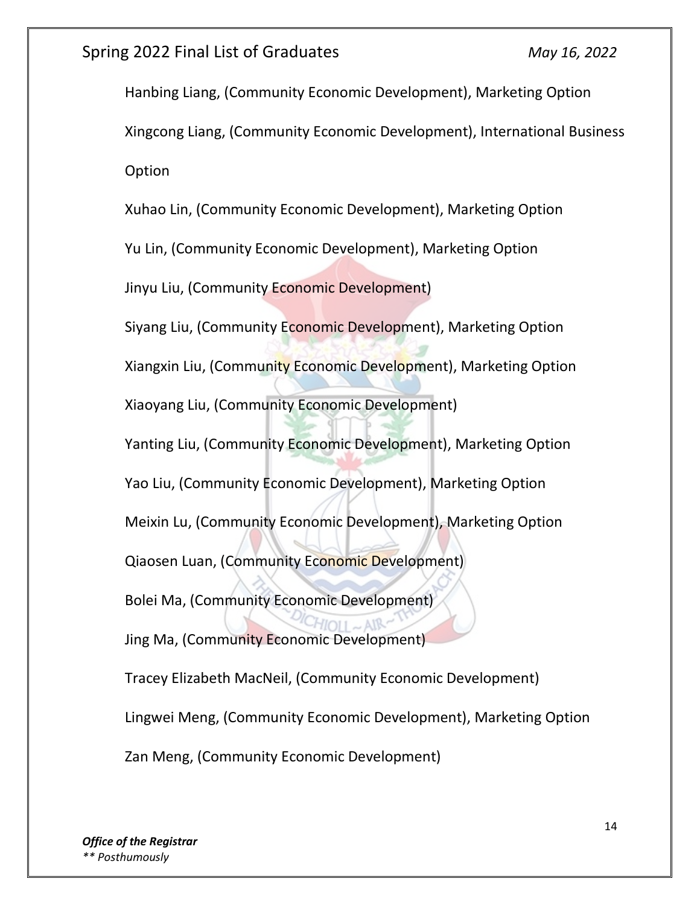Hanbing Liang, (Community Economic Development), Marketing Option

Xingcong Liang, (Community Economic Development), International Business Option

Xuhao Lin, (Community Economic Development), Marketing Option

Yu Lin, (Community Economic Development), Marketing Option

Jinyu Liu, (Community Economic Development)

Siyang Liu, (Community Economic Development), Marketing Option

Xiangxin Liu, (Community Economic Development), Marketing Option

Xiaoyang Liu, (Community Economic Development)

Yanting Liu, (Community Economic Development), Marketing Option

Yao Liu, (Community Economic Development), Marketing Option

Meixin Lu, (Community Economic Development), Marketing Option

Qiaosen Luan, (Community Economic Development)

Bolei Ma, (Community Economic Development)

Jing Ma, (Community Economic Development)

Tracey Elizabeth MacNeil, (Community Economic Development)

Lingwei Meng, (Community Economic Development), Marketing Option

Zan Meng, (Community Economic Development)

***Office of the Registrar***
*** Posthumously*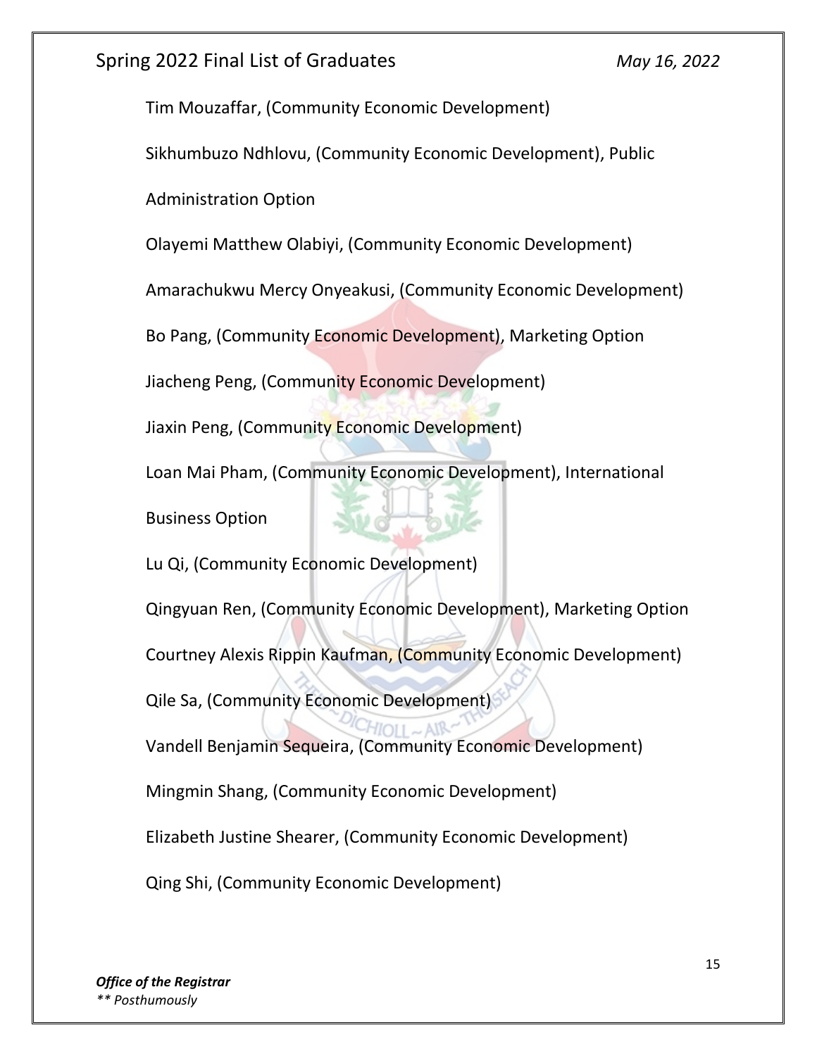Tim Mouzaffar, (Community Economic Development)

Sikhumbuzo Ndhlovu, (Community Economic Development), Public Administration Option

Olayemi Matthew Olabiyi, (Community Economic Development)

Amarachukwu Mercy Onyeakusi, (Community Economic Development)

Bo Pang, (Community Economic Development), Marketing Option

Jiacheng Peng, (Community Economic Development)

Jiaxin Peng, (Community Economic Development)

Loan Mai Pham, (Community Economic Development), International Business Option

Lu Qi, (Community Economic Development)

Qingyuan Ren, (Community Economic Development), Marketing Option

Courtney Alexis Rippin Kaufman, (Community Economic Development)

Qile Sa, (Community Economic Development)

Vandell Benjamin Sequeira, (Community Economic Development)

Mingmin Shang, (Community Economic Development)

Elizabeth Justine Shearer, (Community Economic Development)

Qing Shi, (Community Economic Development)

***Office of the Registrar***

*** Posthumously*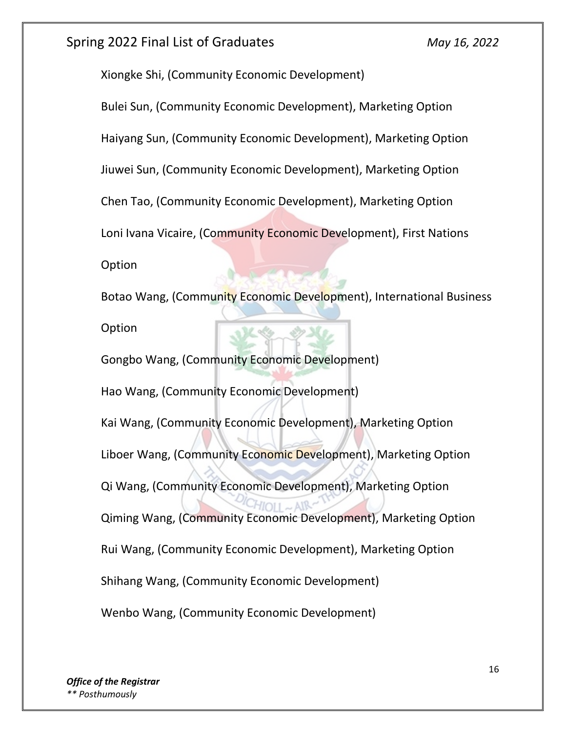Xiongke Shi, (Community Economic Development)

Bulei Sun, (Community Economic Development), Marketing Option

Haiyang Sun, (Community Economic Development), Marketing Option

Jiuwei Sun, (Community Economic Development), Marketing Option

Chen Tao, (Community Economic Development), Marketing Option

Loni Ivana Vicaire, (Community Economic Development), First Nations Option

Botao Wang, (Community Economic Development), International Business Option

Gongbo Wang, (Community Economic Development)

Hao Wang, (Community Economic Development)

Kai Wang, (Community Economic Development), Marketing Option

Liboer Wang, (Community Economic Development), Marketing Option

Qi Wang, (Community Economic Development), Marketing Option

Qiming Wang, (Community Economic Development), Marketing Option

Rui Wang, (Community Economic Development), Marketing Option

Shihang Wang, (Community Economic Development)

Wenbo Wang, (Community Economic Development)

***Office of the Registrar***
*** Posthumously*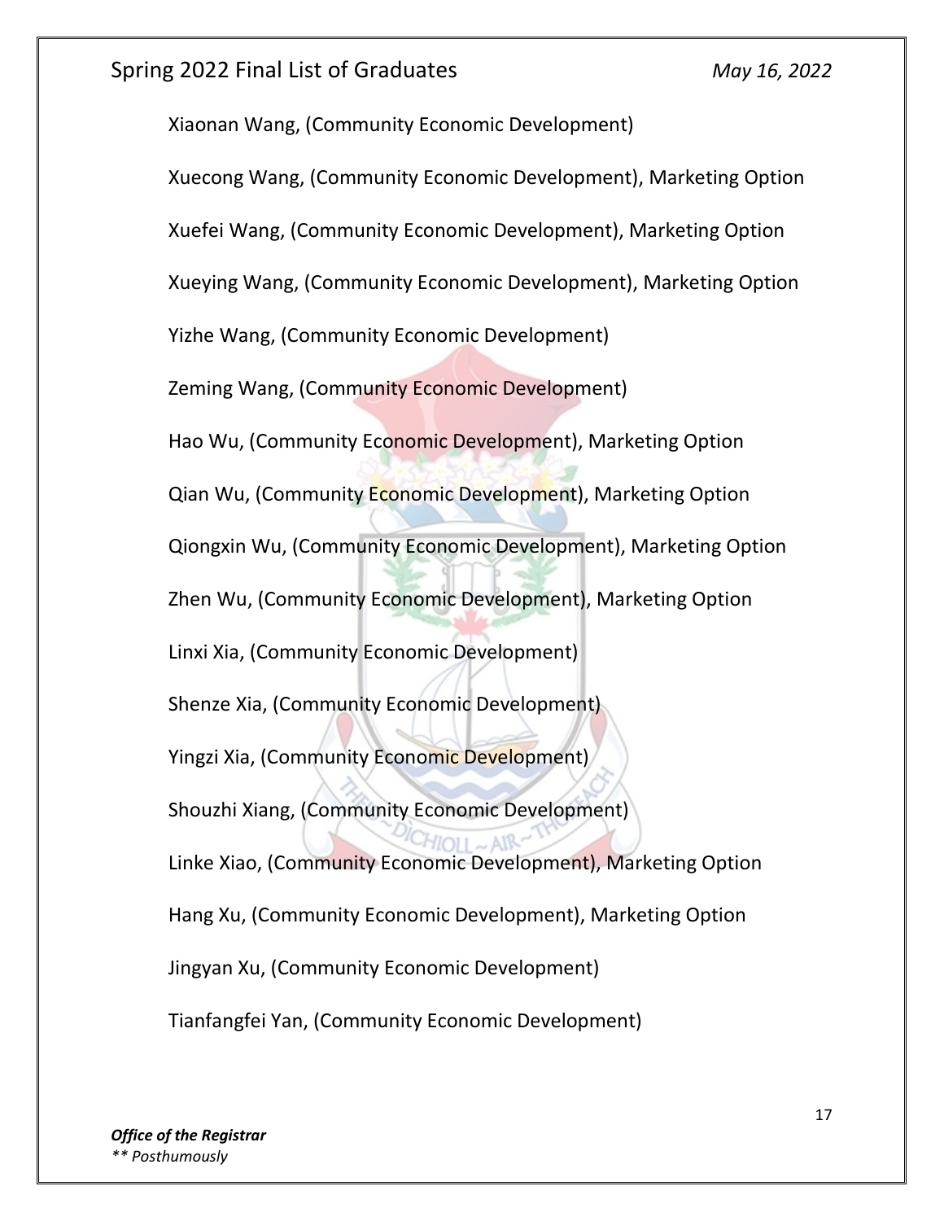Xiaonan Wang, (Community Economic Development)

Xuecong Wang, (Community Economic Development), Marketing Option

Xuefei Wang, (Community Economic Development), Marketing Option

Xueying Wang, (Community Economic Development), Marketing Option

Yizhe Wang, (Community Economic Development)

Zeming Wang, (Community Economic Development)

Hao Wu, (Community Economic Development), Marketing Option

Qian Wu, (Community Economic Development), Marketing Option

Qiongxin Wu, (Community Economic Development), Marketing Option

Zhen Wu, (Community Economic Development), Marketing Option

Linxi Xia, (Community Economic Development)

Shenze Xia, (Community Economic Development)

Yingzi Xia, (Community Economic Development)

Shouzhi Xiang, (Community Economic Development)

Linke Xiao, (Community Economic Development), Marketing Option

Hang Xu, (Community Economic Development), Marketing Option

Jingyan Xu, (Community Economic Development)

Tianfangfei Yan, (Community Economic Development)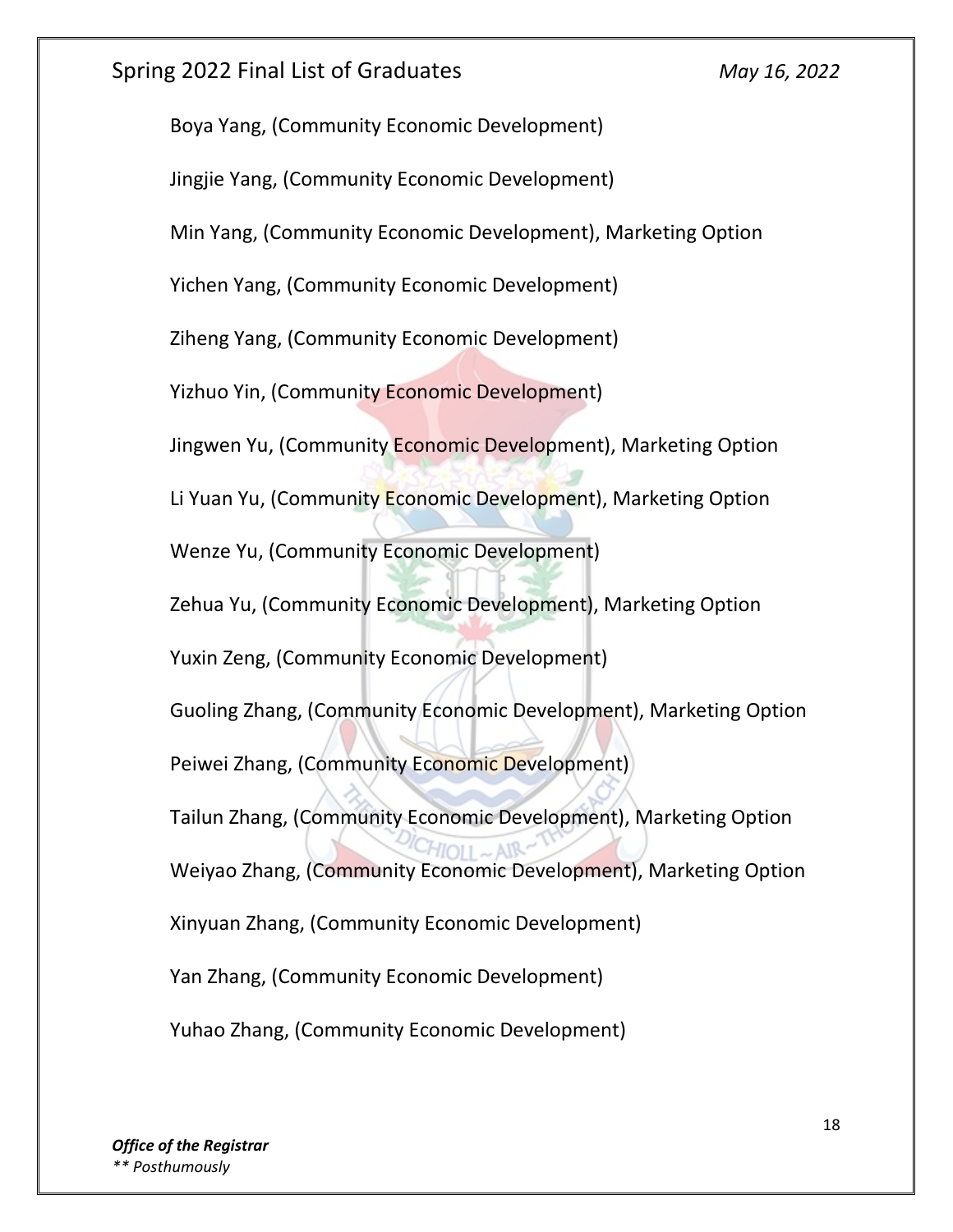Boya Yang, (Community Economic Development)

Jingjie Yang, (Community Economic Development)

Min Yang, (Community Economic Development), Marketing Option

Yichen Yang, (Community Economic Development)

Ziheng Yang, (Community Economic Development)

Yizhuo Yin, (Community Economic Development)

Jingwen Yu, (Community Economic Development), Marketing Option

Li Yuan Yu, (Community Economic Development), Marketing Option

Wenze Yu, (Community Economic Development)

Zehua Yu, (Community Economic Development), Marketing Option

Yuxin Zeng, (Community Economic Development)

Guoling Zhang, (Community Economic Development), Marketing Option

Peiwei Zhang, (Community Economic Development)

Tailun Zhang, (Community Economic Development), Marketing Option

Weiyao Zhang, (Community Economic Development), Marketing Option

Xinyuan Zhang, (Community Economic Development)

Yan Zhang, (Community Economic Development)

Yuhao Zhang, (Community Economic Development)

***Office of the Registrar***
*** Posthumously*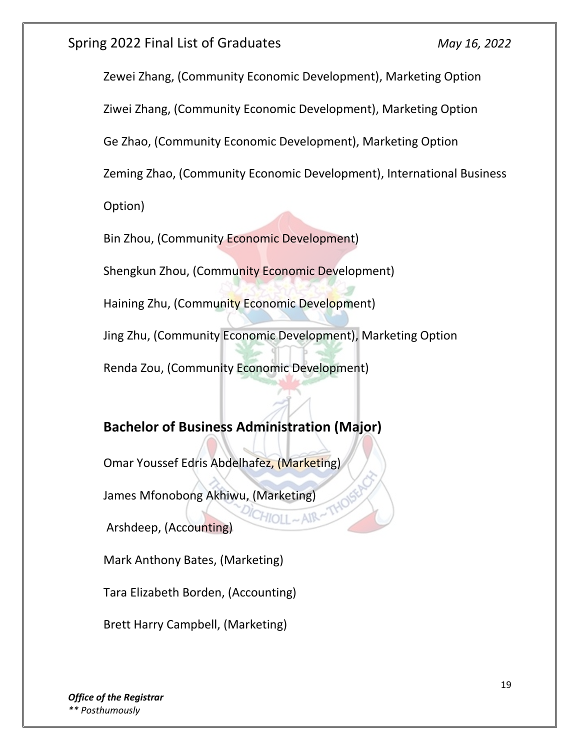Zewei Zhang, (Community Economic Development), Marketing Option

Ziwei Zhang, (Community Economic Development), Marketing Option

Ge Zhao, (Community Economic Development), Marketing Option

Zeming Zhao, (Community Economic Development), International Business Option)

Bin Zhou, (Community Economic Development)

Shengkun Zhou, (Community Economic Development)

Haining Zhu, (Community Economic Development)

Jing Zhu, (Community Economic Development), Marketing Option

Renda Zou, (Community Economic Development)

## Bachelor of Business Administration (Major)

Omar Youssef Edris Abdelhafez, (Marketing)

James Mfonobong Akhiwu, (Marketing)

Arshdeep, (Accounting)

Mark Anthony Bates, (Marketing)

Tara Elizabeth Borden, (Accounting)

Brett Harry Campbell, (Marketing)

*Office of the Registrar*
*** Posthumously*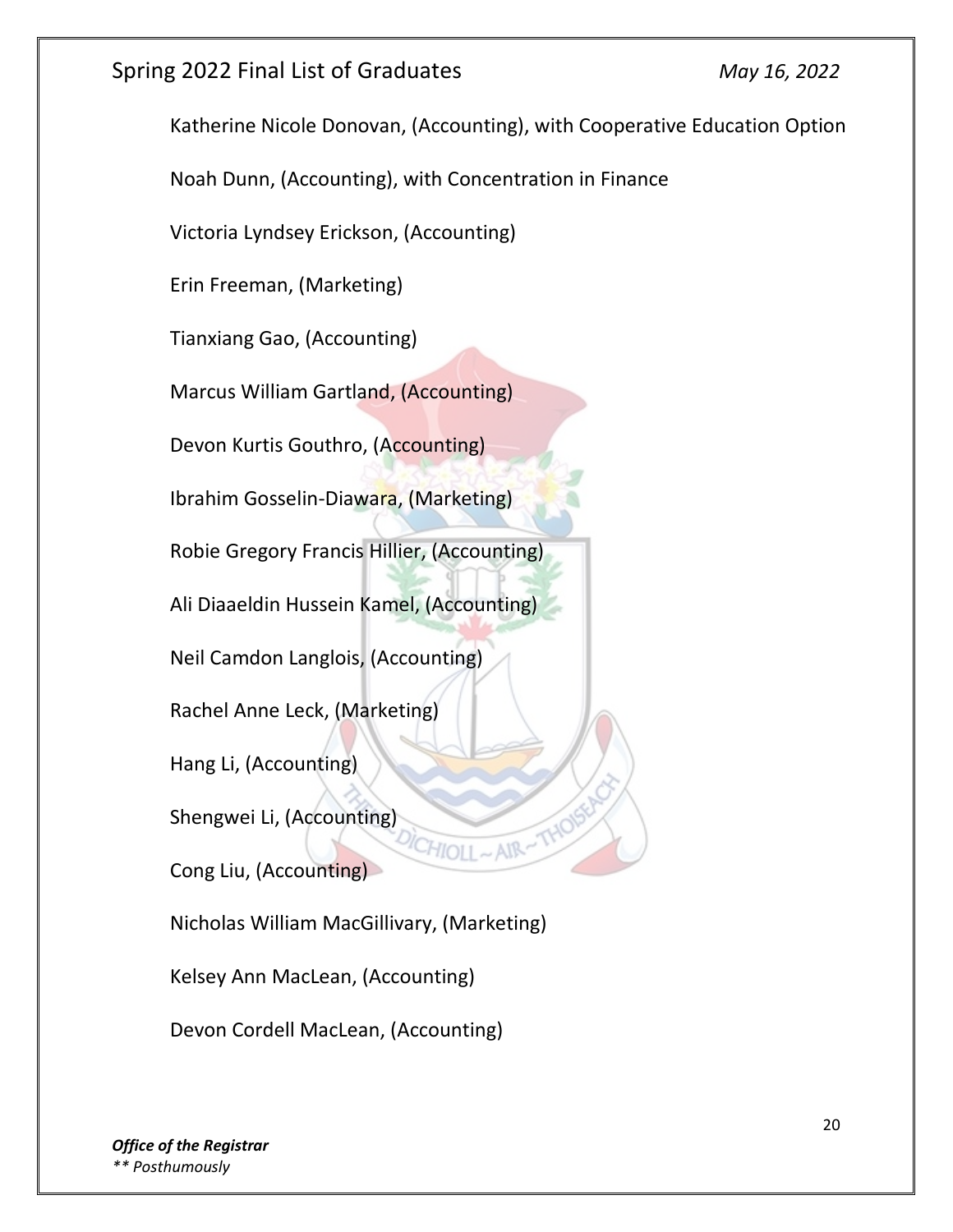Katherine Nicole Donovan, (Accounting), with Cooperative Education Option

Noah Dunn, (Accounting), with Concentration in Finance

Victoria Lyndsey Erickson, (Accounting)

Erin Freeman, (Marketing)

Tianxiang Gao, (Accounting)

Marcus William Gartland, (Accounting)

Devon Kurtis Gouthro, (Accounting)

Ibrahim Gosselin-Diawara, (Marketing)

Robie Gregory Francis Hillier, (Accounting)

Ali Diaaeldin Hussein Kamel, (Accounting)

Neil Camdon Langlois, (Accounting)

Rachel Anne Leck, (Marketing)

Hang Li, (Accounting)

Shengwei Li, (Accounting)

Cong Liu, (Accounting)

Nicholas William MacGillivary, (Marketing)

Kelsey Ann MacLean, (Accounting)

Devon Cordell MacLean, (Accounting)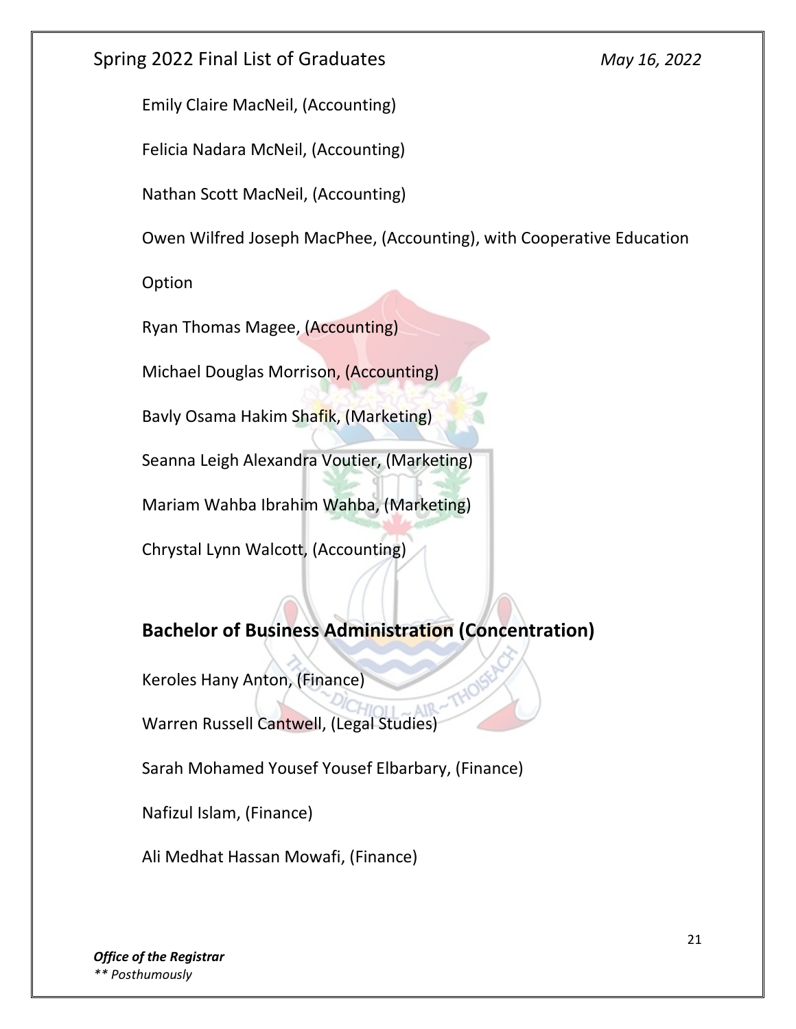Emily Claire MacNeil, (Accounting)

Felicia Nadara McNeil, (Accounting)

Nathan Scott MacNeil, (Accounting)

Owen Wilfred Joseph MacPhee, (Accounting), with Cooperative Education Option

Ryan Thomas Magee, (Accounting)

Michael Douglas Morrison, (Accounting)

Bavly Osama Hakim Shafik, (Marketing)

Seanna Leigh Alexandra Voutier, (Marketing)

Mariam Wahba Ibrahim Wahba, (Marketing)

Chrystal Lynn Walcott, (Accounting)

## Bachelor of Business Administration (Concentration)

Keroles Hany Anton, (Finance)

Warren Russell Cantwell, (Legal Studies)

Sarah Mohamed Yousef Yousef Elbarbary, (Finance)

Nafizul Islam, (Finance)

Ali Medhat Hassan Mowafi, (Finance)

***Office of the Registrar***

*\*\* Posthumously*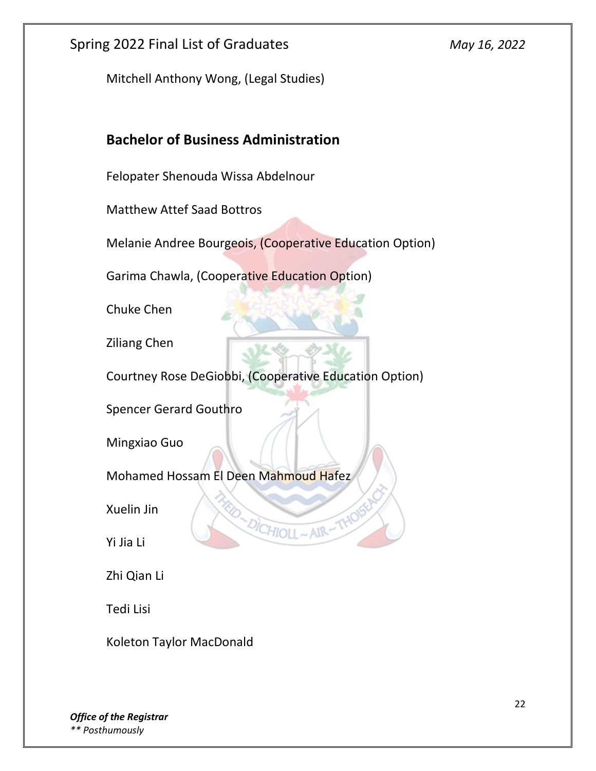Mitchell Anthony Wong, (Legal Studies)

## Bachelor of Business Administration

Felopater Shenouda Wissa Abdelnour

Matthew Attef Saad Bottros

Melanie Andree Bourgeois, (Cooperative Education Option)

Garima Chawla, (Cooperative Education Option)

Chuke Chen

Ziliang Chen

Courtney Rose DeGiobbi, (Cooperative Education Option)

Spencer Gerard Gouthro

Mingxiao Guo

Mohamed Hossam El Deen Mahmoud Hafez

Xuelin Jin

Yi Jia Li

Zhi Qian Li

Tedi Lisi

Koleton Taylor MacDonald

***Office of the Registrar***
*** Posthumously*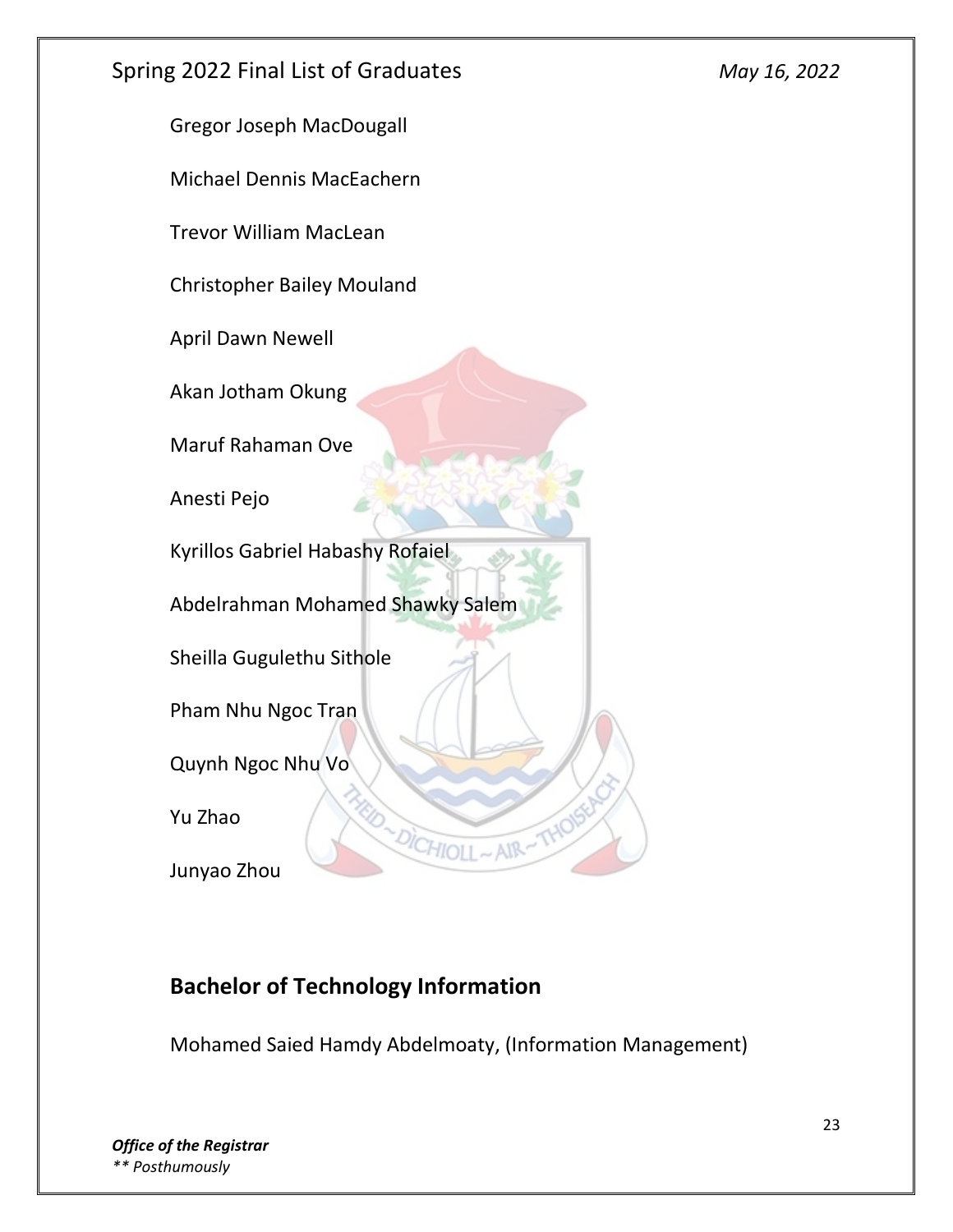Gregor Joseph MacDougall

Michael Dennis MacEachern

Trevor William MacLean

Christopher Bailey Mouland

April Dawn Newell

Akan Jotham Okung

Maruf Rahaman Ove

Anesti Pejo

Kyrillos Gabriel Habashy Rofaiel

Abdelrahman Mohamed Shawky Salem

Sheilla Gugulethu Sithole

Pham Nhu Ngoc Tran

Quynh Ngoc Nhu Vo

Yu Zhao

Junyao Zhou

## Bachelor of Technology Information

Mohamed Saied Hamdy Abdelmoaty, (Information Management)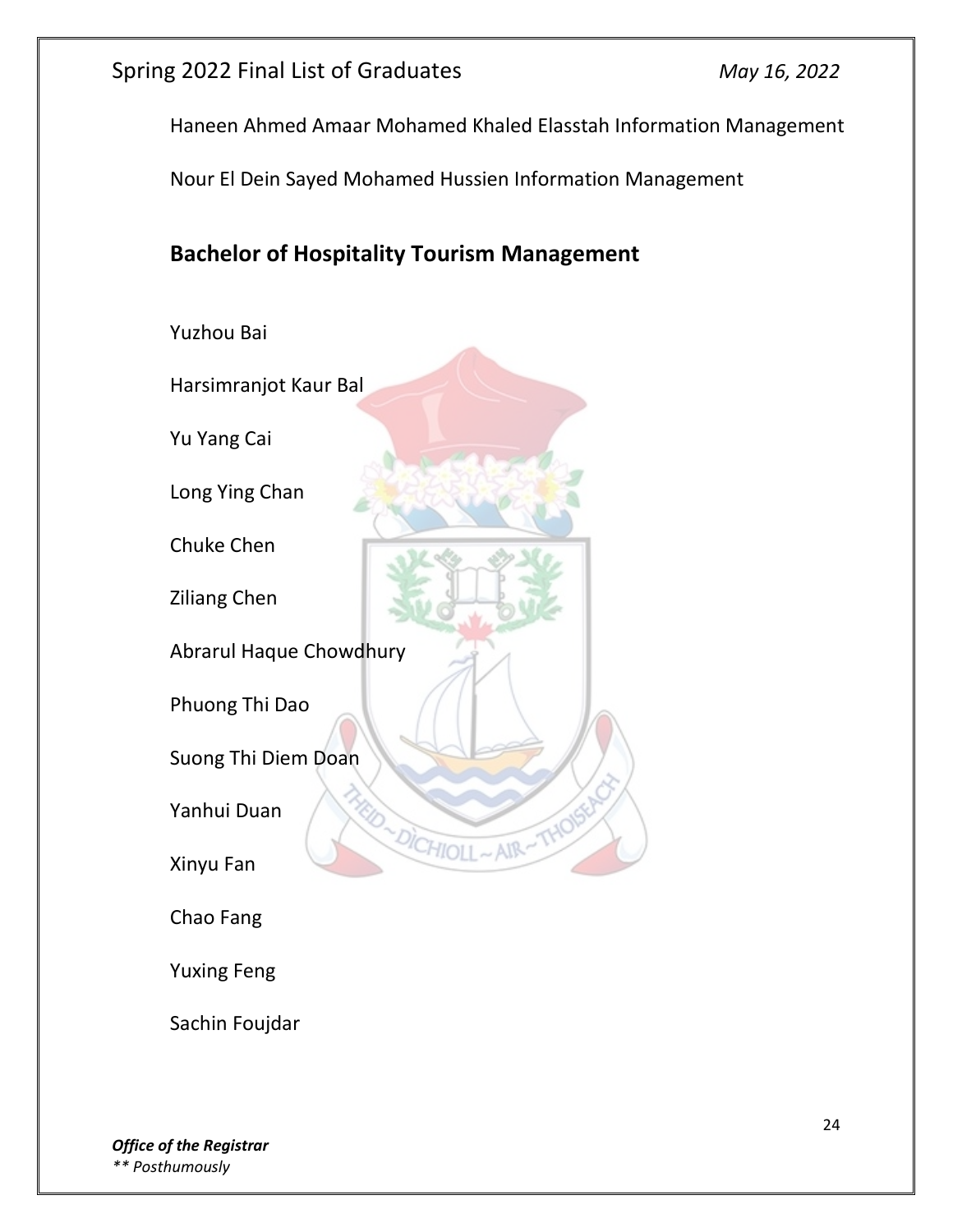Haneen Ahmed Amaar Mohamed Khaled Elasstah Information Management

Nour El Dein Sayed Mohamed Hussien Information Management

## Bachelor of Hospitality Tourism Management

Yuzhou Bai

Harsimranjot Kaur Bal

Yu Yang Cai

Long Ying Chan

Chuke Chen

Ziliang Chen

Abrarul Haque Chowdhury

Phuong Thi Dao

Suong Thi Diem Doan

Yanhui Duan

Xinyu Fan

Chao Fang

Yuxing Feng

Sachin Foujdar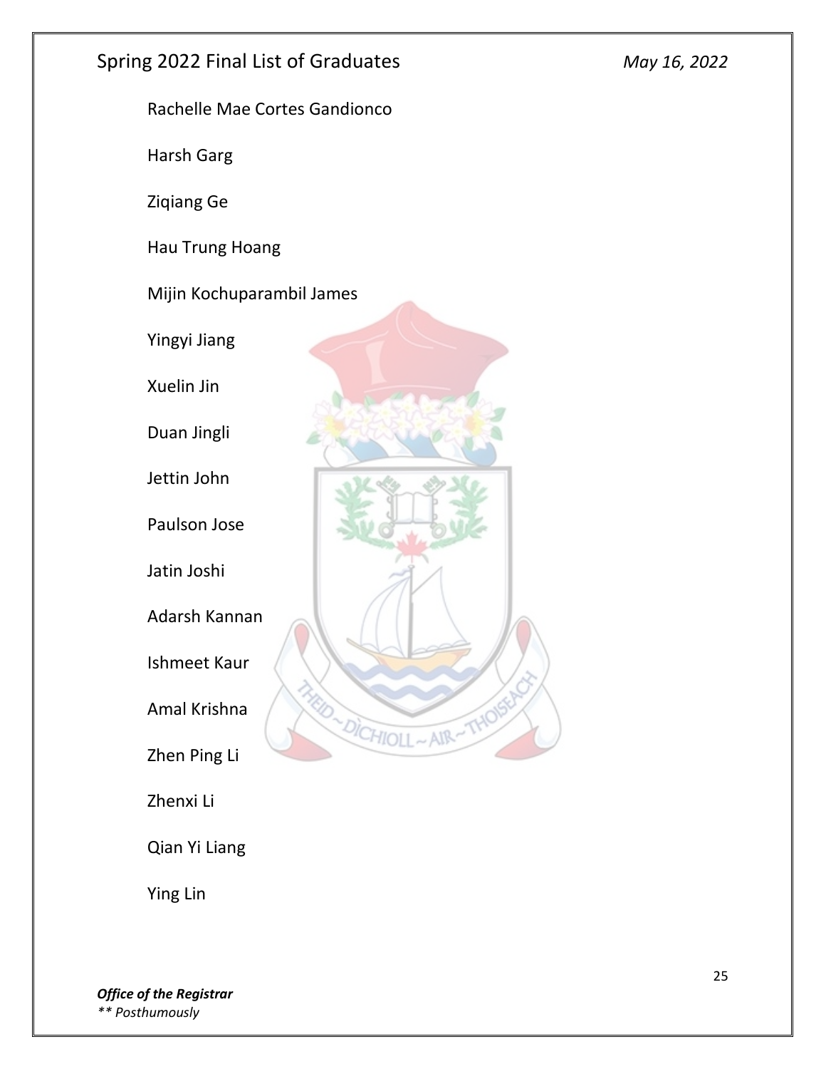Rachelle Mae Cortes Gandionco

Harsh Garg

Ziqiang Ge

Hau Trung Hoang

Mijin Kochuparambil James

Yingyi Jiang

Xuelin Jin

Duan Jingli

Jettin John

Paulson Jose

Jatin Joshi

Adarsh Kannan

Ishmeet Kaur

Amal Krishna

Zhen Ping Li

Zhenxi Li

Qian Yi Liang

Ying Lin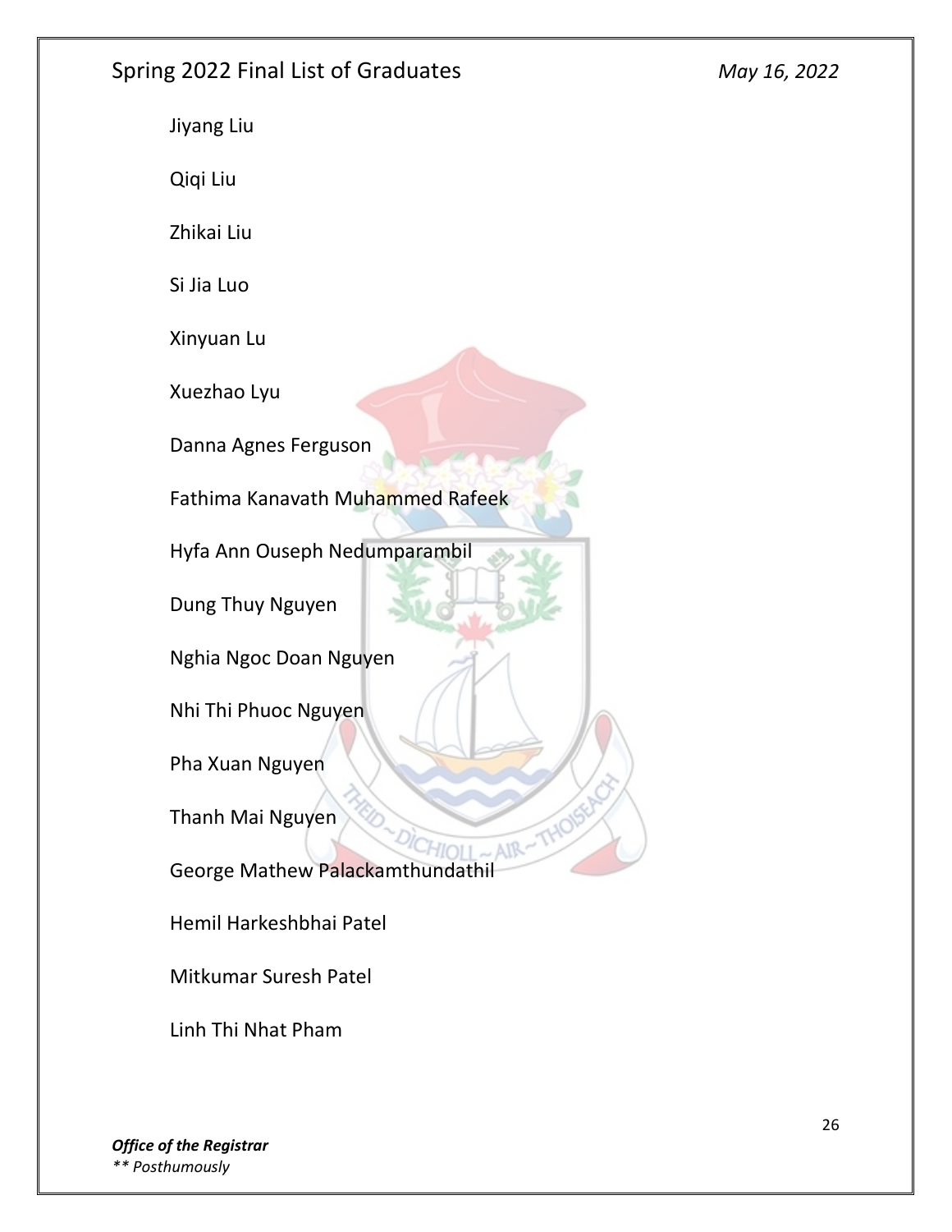Jiyang Liu

Qiqi Liu

Zhikai Liu

Si Jia Luo

Xinyuan Lu

Xuezhao Lyu

Danna Agnes Ferguson

Fathima Kanavath Muhammed Rafeek

Hyfa Ann Ouseph Nedumparambil

Dung Thuy Nguyen

Nghia Ngoc Doan Nguyen

Nhi Thi Phuoc Nguyen

Pha Xuan Nguyen

Thanh Mai Nguyen

George Mathew Palackamthundathil

Hemil Harkeshbhai Patel

Mitkumar Suresh Patel

Linh Thi Nhat Pham

***Office of the Registrar***
*\*\* Posthumously*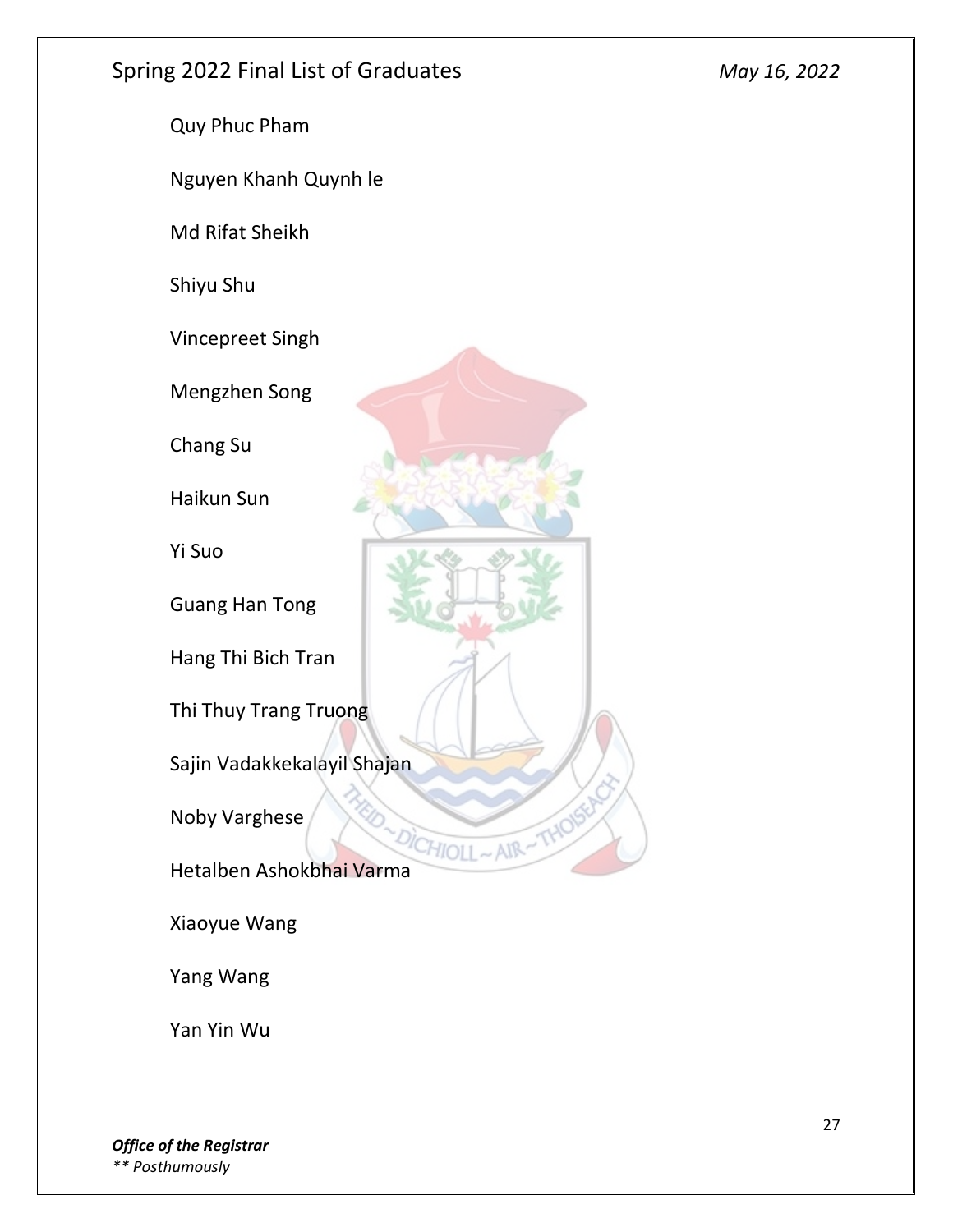Quy Phuc Pham

Nguyen Khanh Quynh le

Md Rifat Sheikh

Shiyu Shu

Vincepreet Singh

Mengzhen Song

Chang Su

Haikun Sun

Yi Suo

Guang Han Tong

Hang Thi Bich Tran

Thi Thuy Trang Truong

Sajin Vadakkekalayil Shajan

Noby Varghese

Hetalben Ashokbhai Varma

Xiaoyue Wang

Yang Wang

Yan Yin Wu

***Office of the Registrar***

*** Posthumously*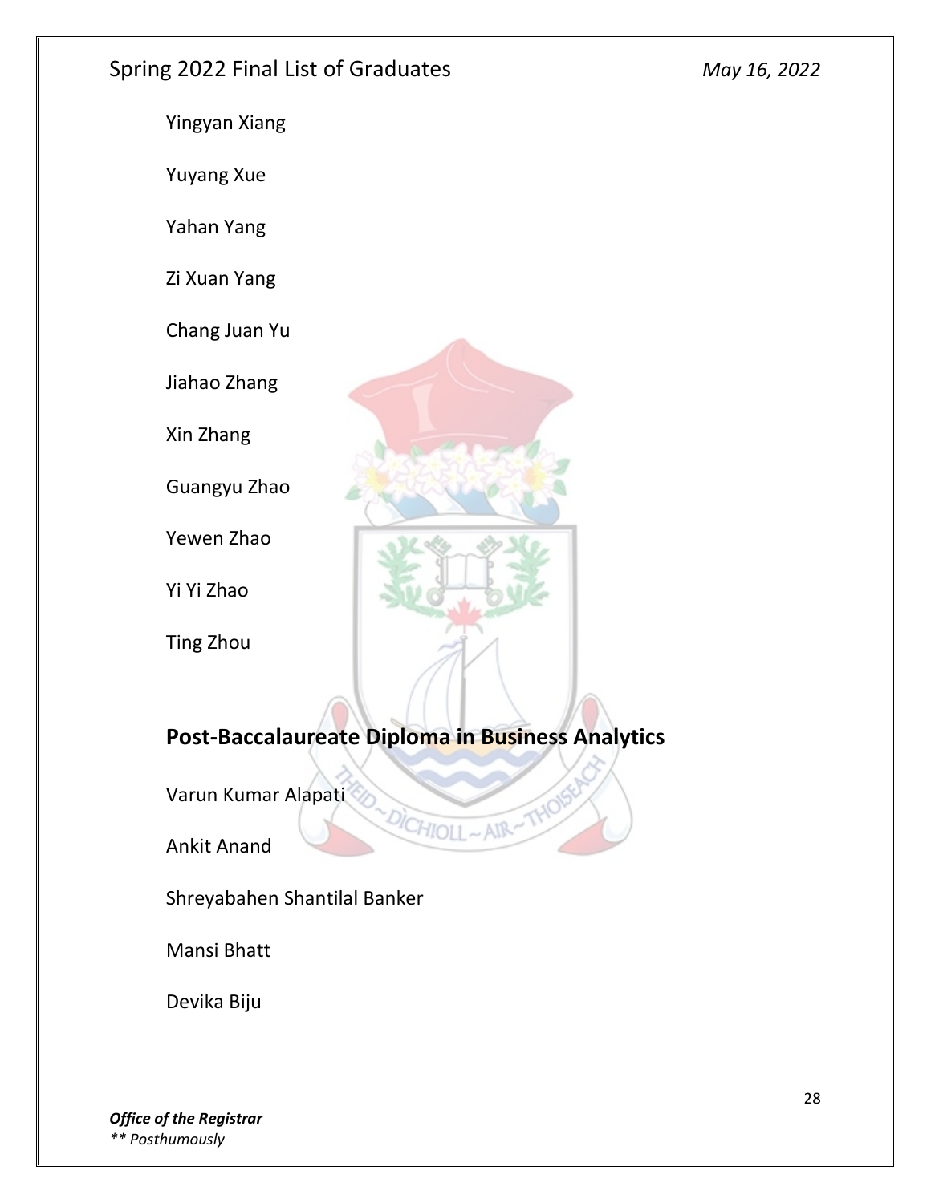Yingyan Xiang

Yuyang Xue

Yahan Yang

Zi Xuan Yang

Chang Juan Yu

Jiahao Zhang

Xin Zhang

Guangyu Zhao

Yewen Zhao

Yi Yi Zhao

Ting Zhou

## Post-Baccalaureate Diploma in Business Analytics

Varun Kumar Alapati

Ankit Anand

Shreyabahen Shantilal Banker

Mansi Bhatt

Devika Biju

***Office of the Registrar***
*** Posthumously*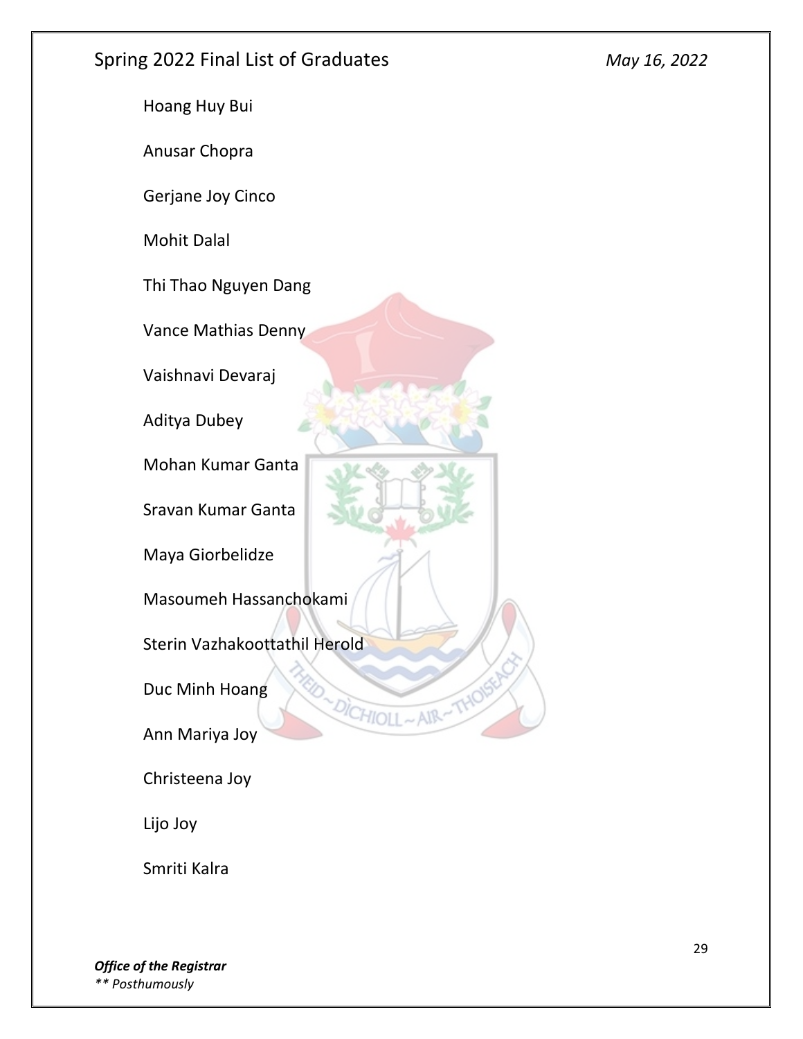Hoang Huy Bui

Anusar Chopra

Gerjane Joy Cinco

Mohit Dalal

Thi Thao Nguyen Dang

Vance Mathias Denny

Vaishnavi Devaraj

Aditya Dubey

Mohan Kumar Ganta

Sravan Kumar Ganta

Maya Giorbelidze

Masoumeh Hassanchokami

Sterin Vazhakoottathil Herold

Duc Minh Hoang

Ann Mariya Joy

Christeena Joy

Lijo Joy

Smriti Kalra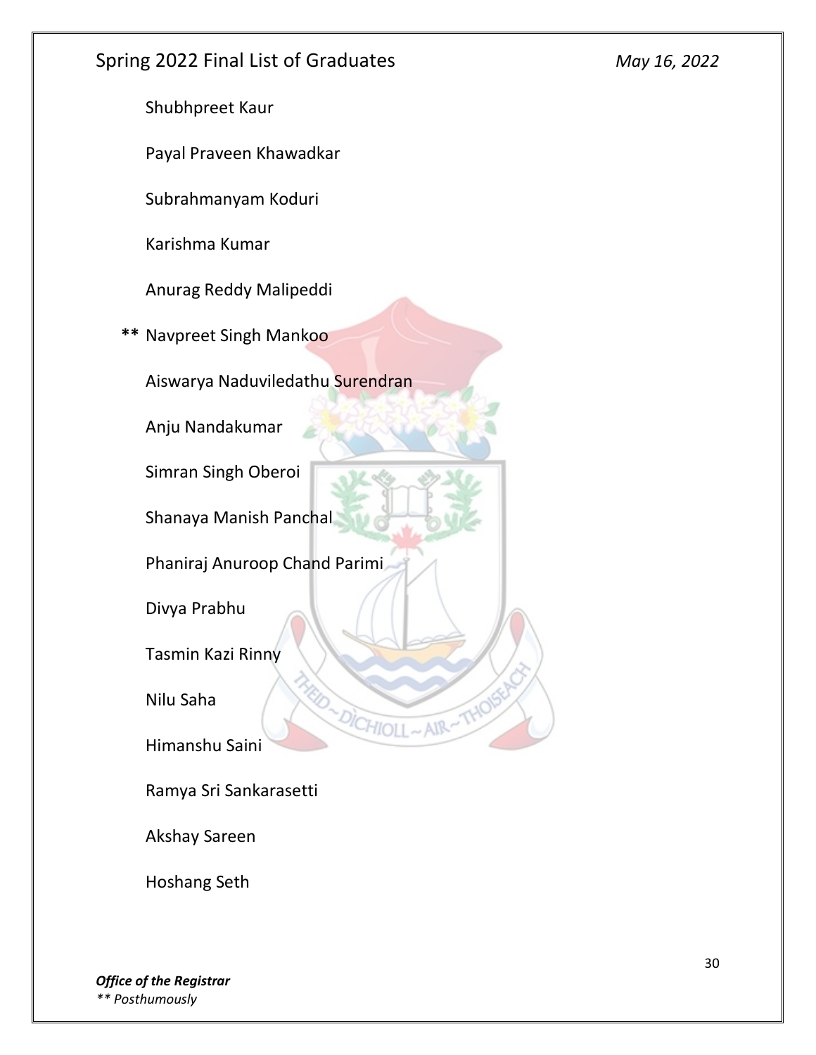Shubhpreet Kaur

Payal Praveen Khawadkar

Subrahmanyam Koduri

Karishma Kumar

Anurag Reddy Malipeddi

** Navpreet Singh Mankoo

Aiswarya Naduviledathu Surendran

Anju Nandakumar

Simran Singh Oberoi

Shanaya Manish Panchal

Phaniraj Anuroop Chand Parimi

Divya Prabhu

Tasmin Kazi Rinny

Nilu Saha

Himanshu Saini

Ramya Sri Sankarasetti

Akshay Sareen

Hoshang Seth

***Office of the Registrar***

*** Posthumously*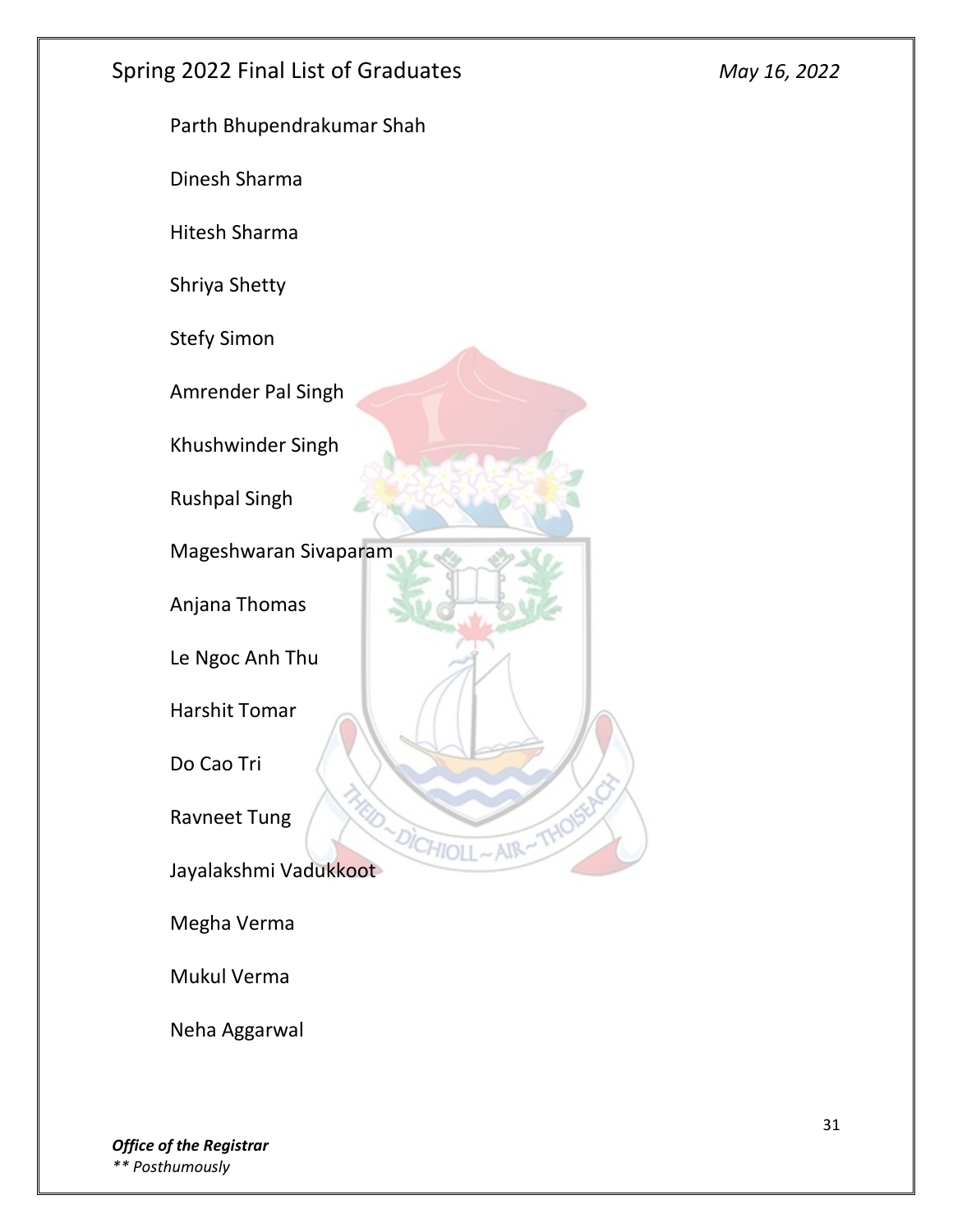Parth Bhupendrakumar Shah

Dinesh Sharma

Hitesh Sharma

Shriya Shetty

Stefy Simon

Amrender Pal Singh

Khushwinder Singh

Rushpal Singh

Mageshwaran Sivaparam

Anjana Thomas

Le Ngoc Anh Thu

Harshit Tomar

Do Cao Tri

Ravneet Tung

Jayalakshmi Vadukkoot

Megha Verma

Mukul Verma

Neha Aggarwal

***Office of the Registrar***

*** Posthumously*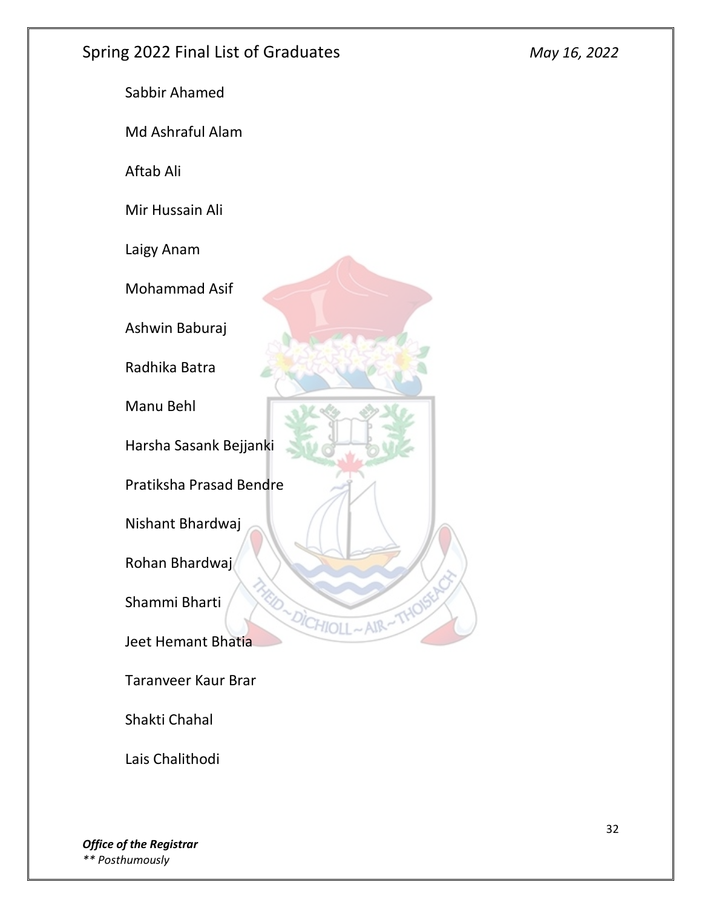Sabbir Ahamed

Md Ashraful Alam

Aftab Ali

Mir Hussain Ali

Laigy Anam

Mohammad Asif

Ashwin Baburaj

Radhika Batra

Manu Behl

Harsha Sasank Bejjanki

Pratiksha Prasad Bendre

Nishant Bhardwaj

Rohan Bhardwaj

Shammi Bharti

Jeet Hemant Bhatia

Taranveer Kaur Brar

Shakti Chahal

Lais Chalithodi

***Office of the Registrar***
*** Posthumously*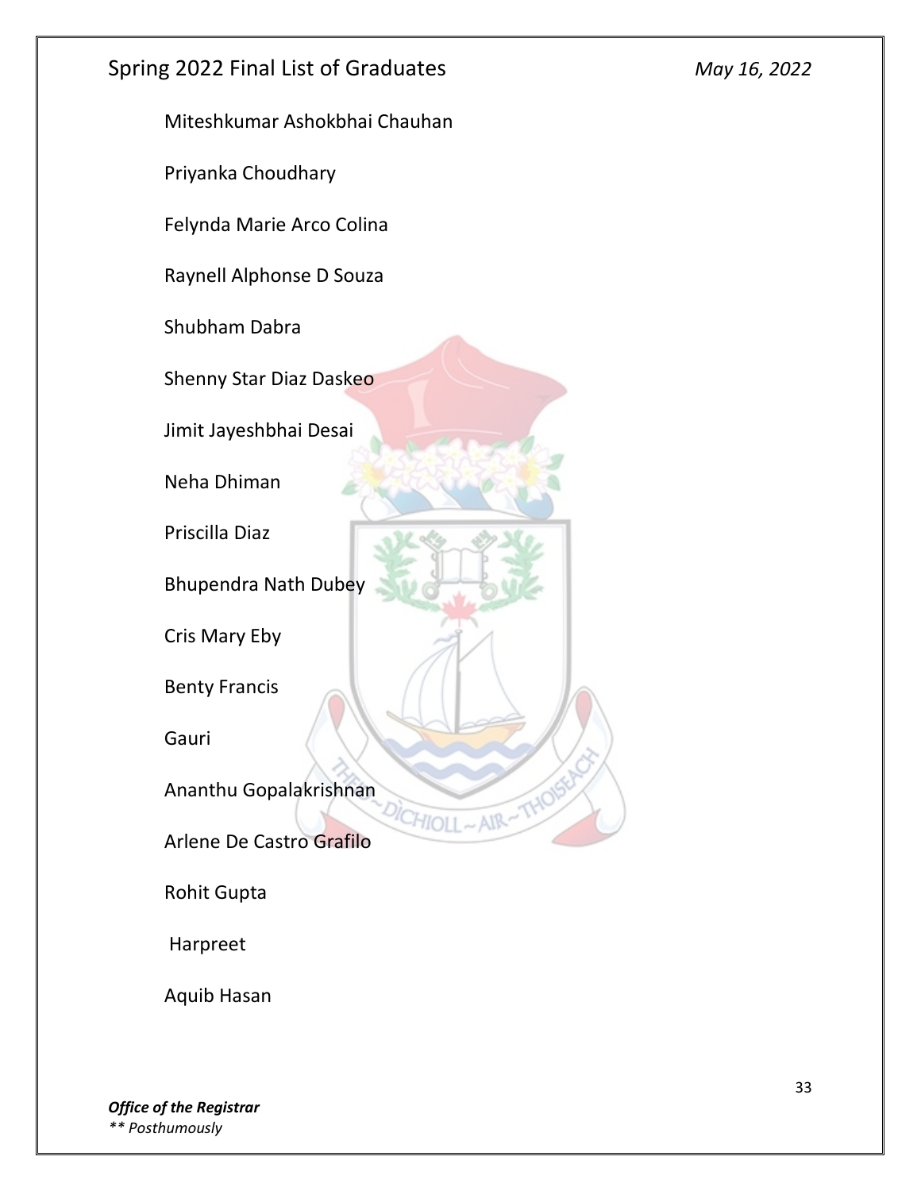Miteshkumar Ashokbhai Chauhan

Priyanka Choudhary

Felynda Marie Arco Colina

Raynell Alphonse D Souza

Shubham Dabra

Shenny Star Diaz Daskeo

Jimit Jayeshbhai Desai

Neha Dhiman

Priscilla Diaz

Bhupendra Nath Dubey

Cris Mary Eby

Benty Francis

Gauri

Ananthu Gopalakrishnan

Arlene De Castro Grafilo

Rohit Gupta

Harpreet

Aquib Hasan

***Office of the Registrar***
*** Posthumously*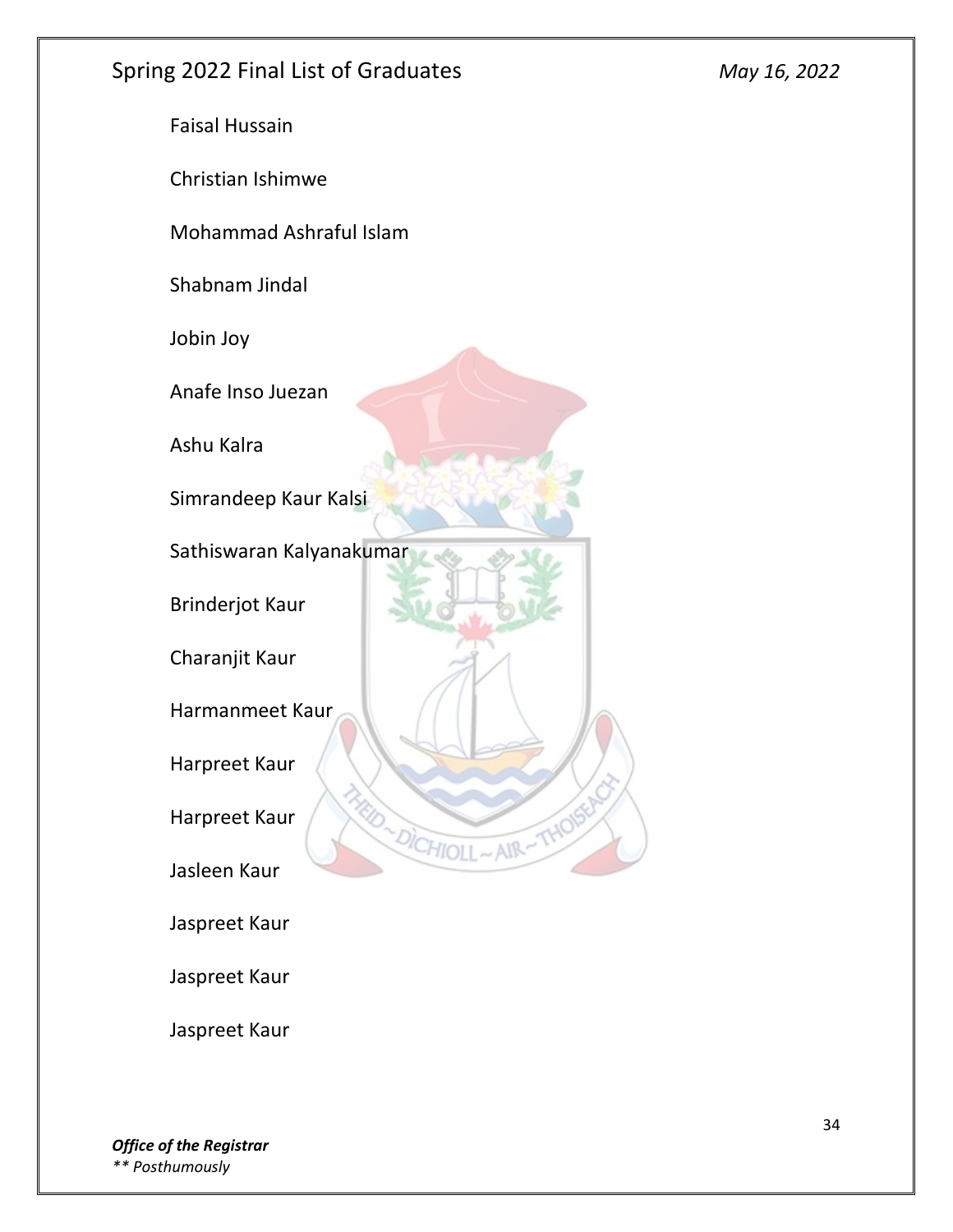Faisal Hussain

Christian Ishimwe

Mohammad Ashraful Islam

Shabnam Jindal

Jobin Joy

Anafe Inso Juezan

Ashu Kalra

Simrandeep Kaur Kalsi

Sathiswaran Kalyanakumar

Brinderjot Kaur

Charanjit Kaur

Harmanmeet Kaur

Harpreet Kaur

Harpreet Kaur

Jasleen Kaur

Jaspreet Kaur

Jaspreet Kaur

Jaspreet Kaur

***Office of the Registrar***
*** Posthumously*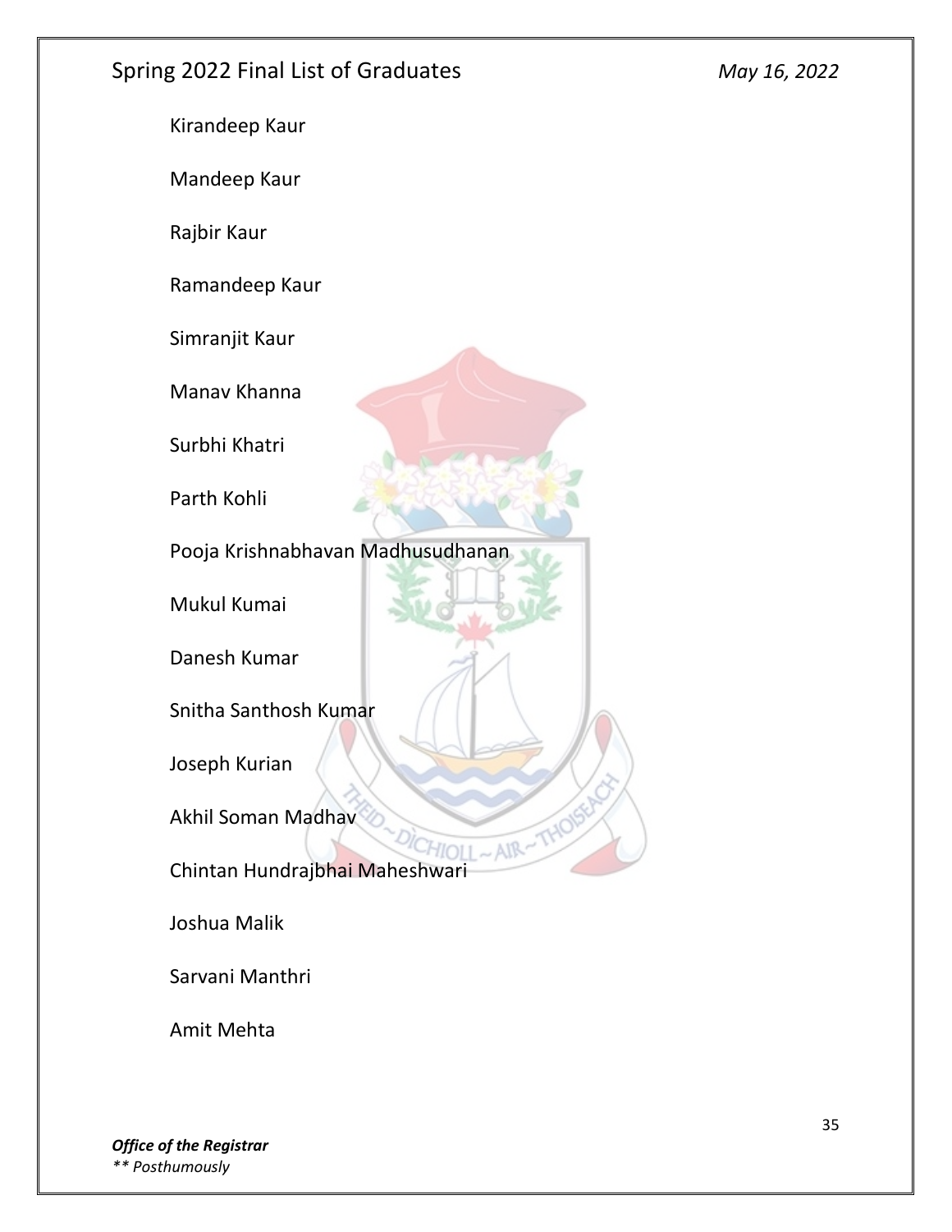Kirandeep Kaur

Mandeep Kaur

Rajbir Kaur

Ramandeep Kaur

Simranjit Kaur

Manav Khanna

Surbhi Khatri

Parth Kohli

Pooja Krishnabhavan Madhusudhanan

Mukul Kumai

Danesh Kumar

Snitha Santhosh Kumar

Joseph Kurian

Akhil Soman Madhav

Chintan Hundrajbhai Maheshwari

Joshua Malik

Sarvani Manthri

Amit Mehta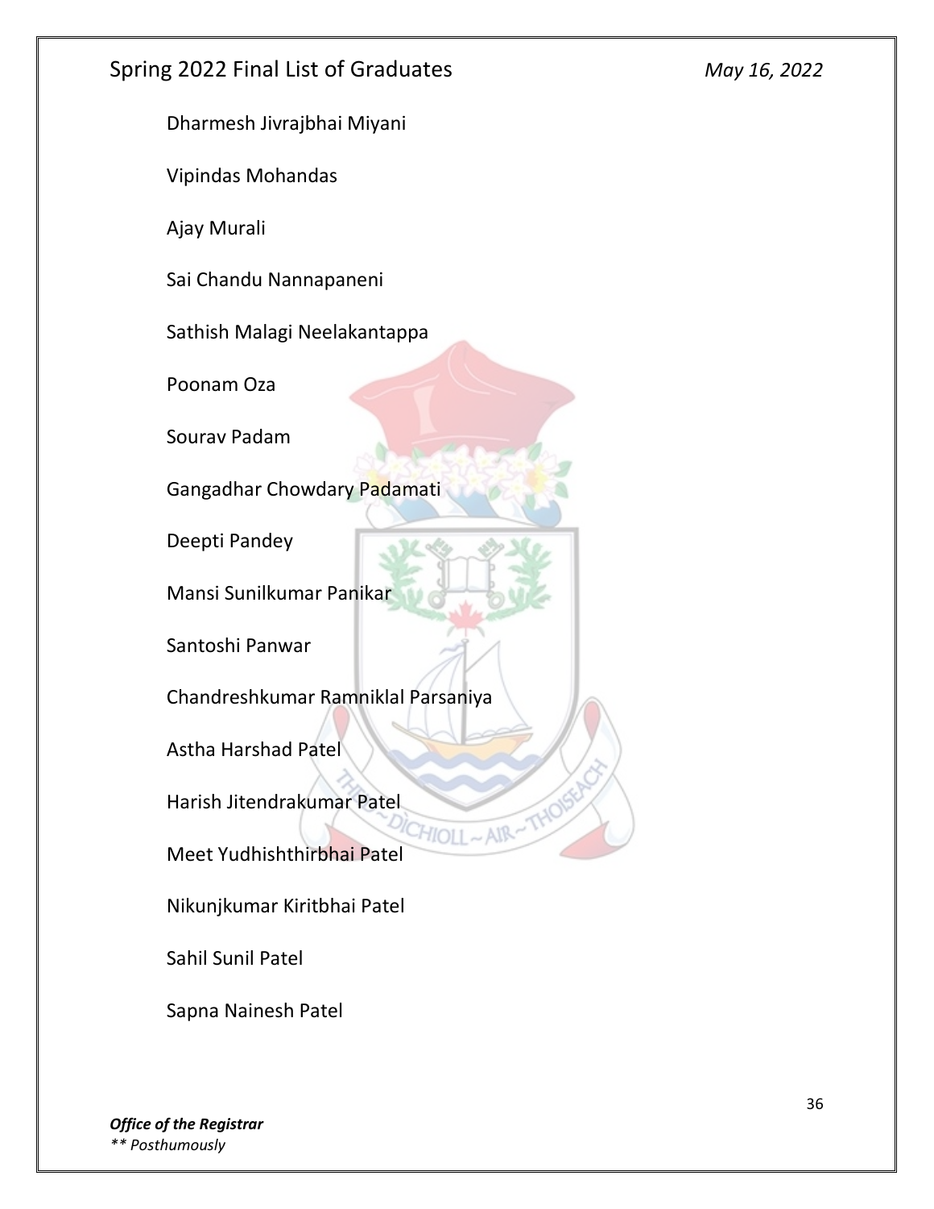Dharmesh Jivrajbhai Miyani

Vipindas Mohandas

Ajay Murali

Sai Chandu Nannapaneni

Sathish Malagi Neelakantappa

Poonam Oza

Sourav Padam

Gangadhar Chowdary Padamati

Deepti Pandey

Mansi Sunilkumar Panikar

Santoshi Panwar

Chandreshkumar Ramniklal Parsaniya

Astha Harshad Patel

Harish Jitendrakumar Patel

Meet Yudhishthirbhai Patel

Nikunjkumar Kiritbhai Patel

Sahil Sunil Patel

Sapna Nainesh Patel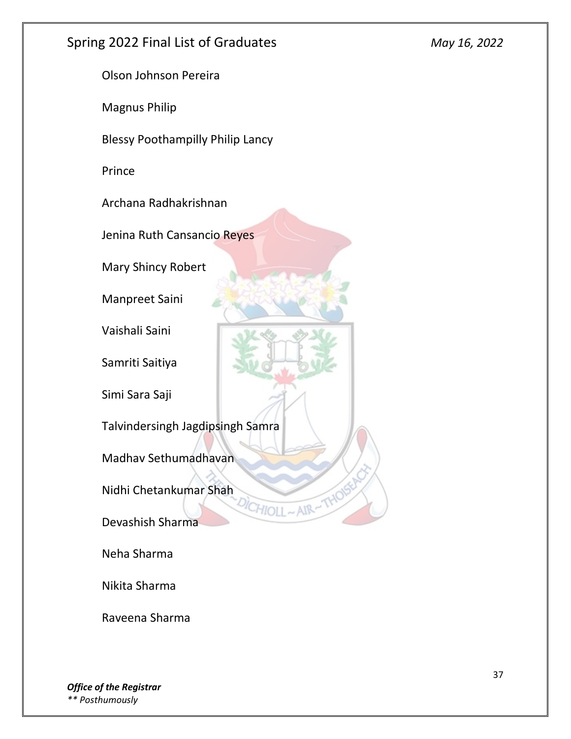Olson Johnson Pereira

Magnus Philip

Blessy Poothampilly Philip Lancy

Prince

Archana Radhakrishnan

Jenina Ruth Cansancio Reyes

Mary Shincy Robert

Manpreet Saini

Vaishali Saini

Samriti Saitiya

Simi Sara Saji

Talvindersingh Jagdipsingh Samra

Madhav Sethumadhavan

Nidhi Chetankumar Shah

Devashish Sharma

Neha Sharma

Nikita Sharma

Raveena Sharma

*** Posthumously*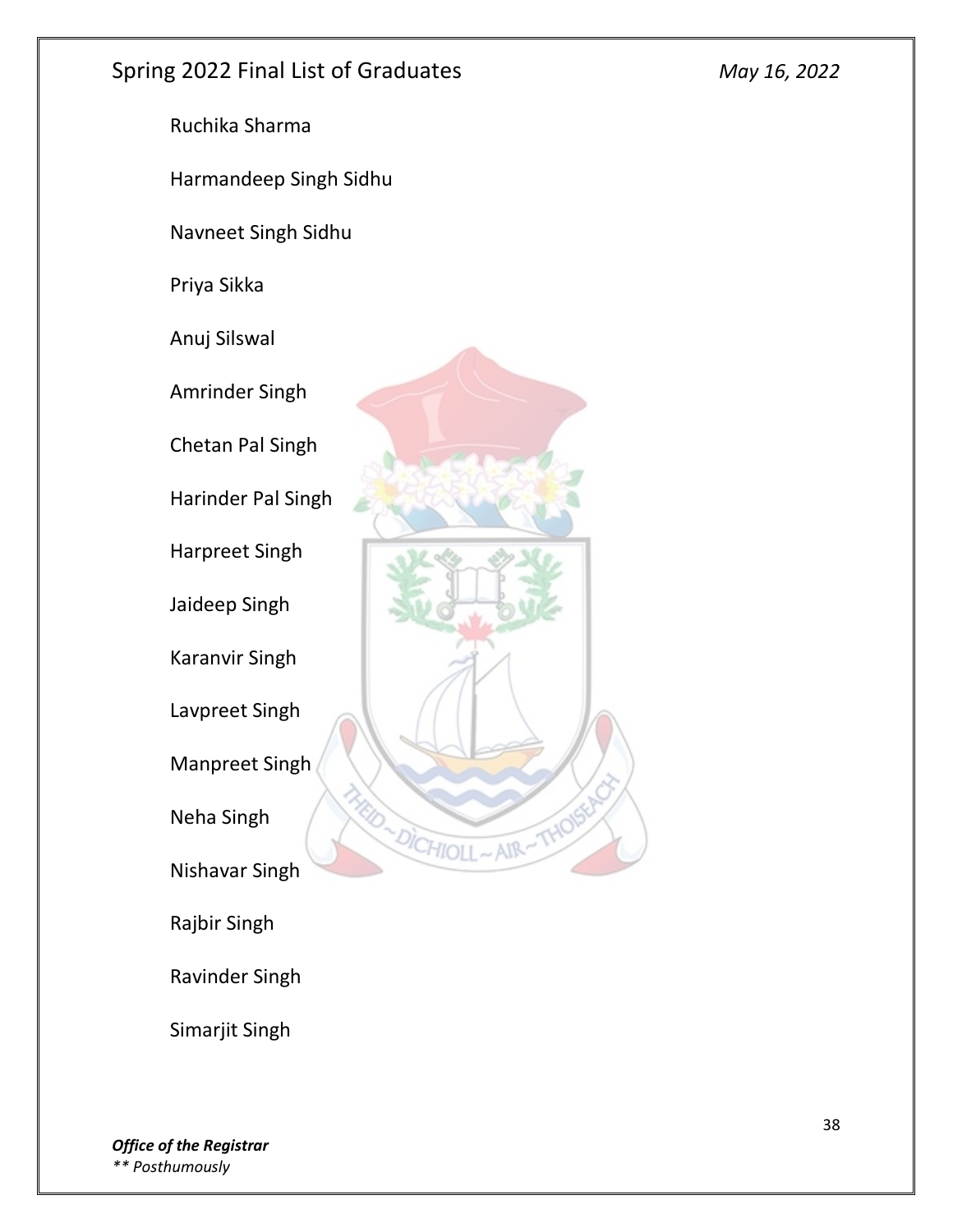Ruchika Sharma

Harmandeep Singh Sidhu

Navneet Singh Sidhu

Priya Sikka

Anuj Silswal

Amrinder Singh

Chetan Pal Singh

Harinder Pal Singh

Harpreet Singh

Jaideep Singh

Karanvir Singh

Lavpreet Singh

Manpreet Singh

Neha Singh

Nishavar Singh

Rajbir Singh

Ravinder Singh

Simarjit Singh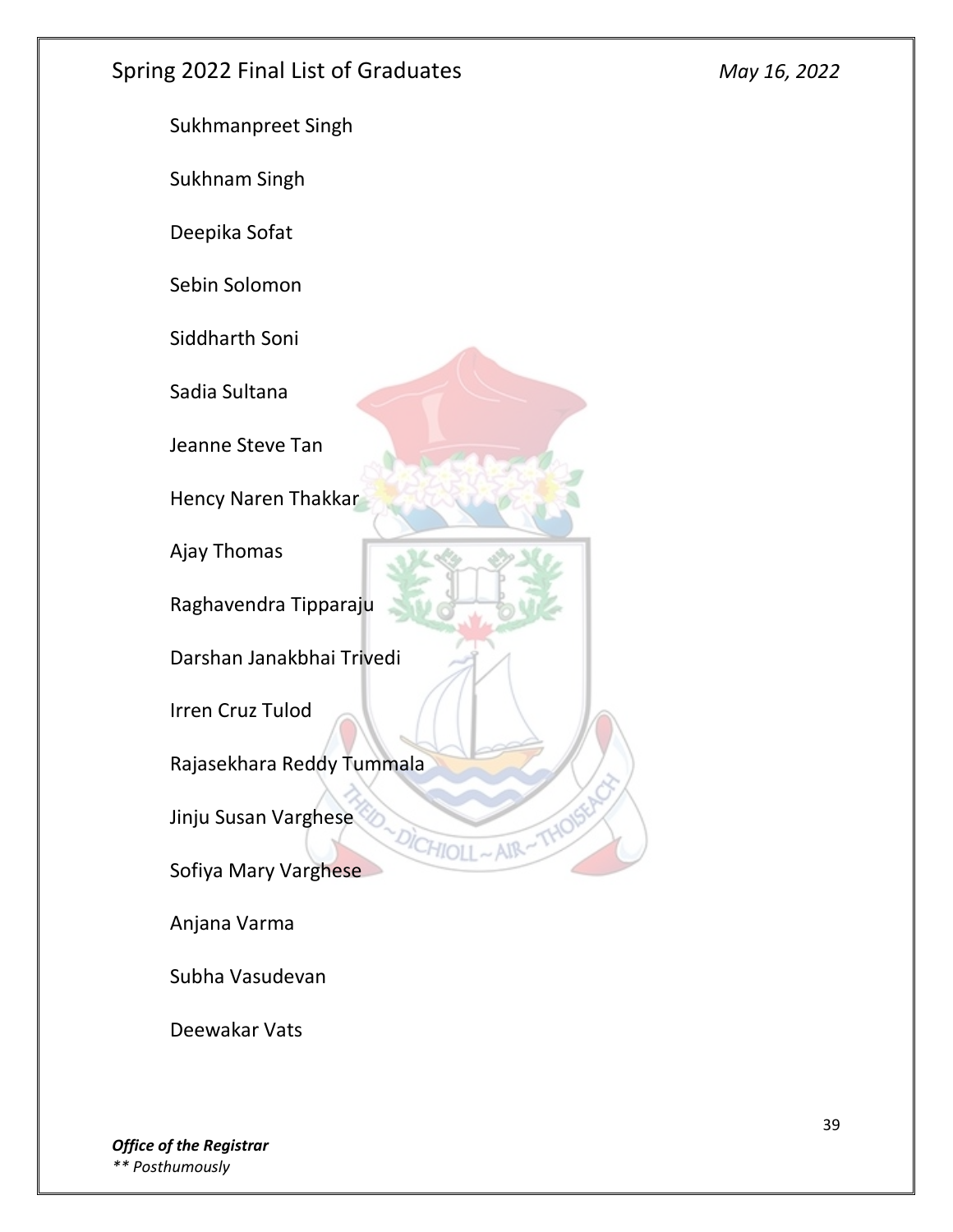Sukhmanpreet Singh

Sukhnam Singh

Deepika Sofat

Sebin Solomon

Siddharth Soni

Sadia Sultana

Jeanne Steve Tan

Hency Naren Thakkar

Ajay Thomas

Raghavendra Tipparaju

Darshan Janakbhai Trivedi

Irren Cruz Tulod

Rajasekhara Reddy Tummala

Jinju Susan Varghese

Sofiya Mary Varghese

Anjana Varma

Subha Vasudevan

Deewakar Vats

***Office of the Registrar***
*** Posthumously*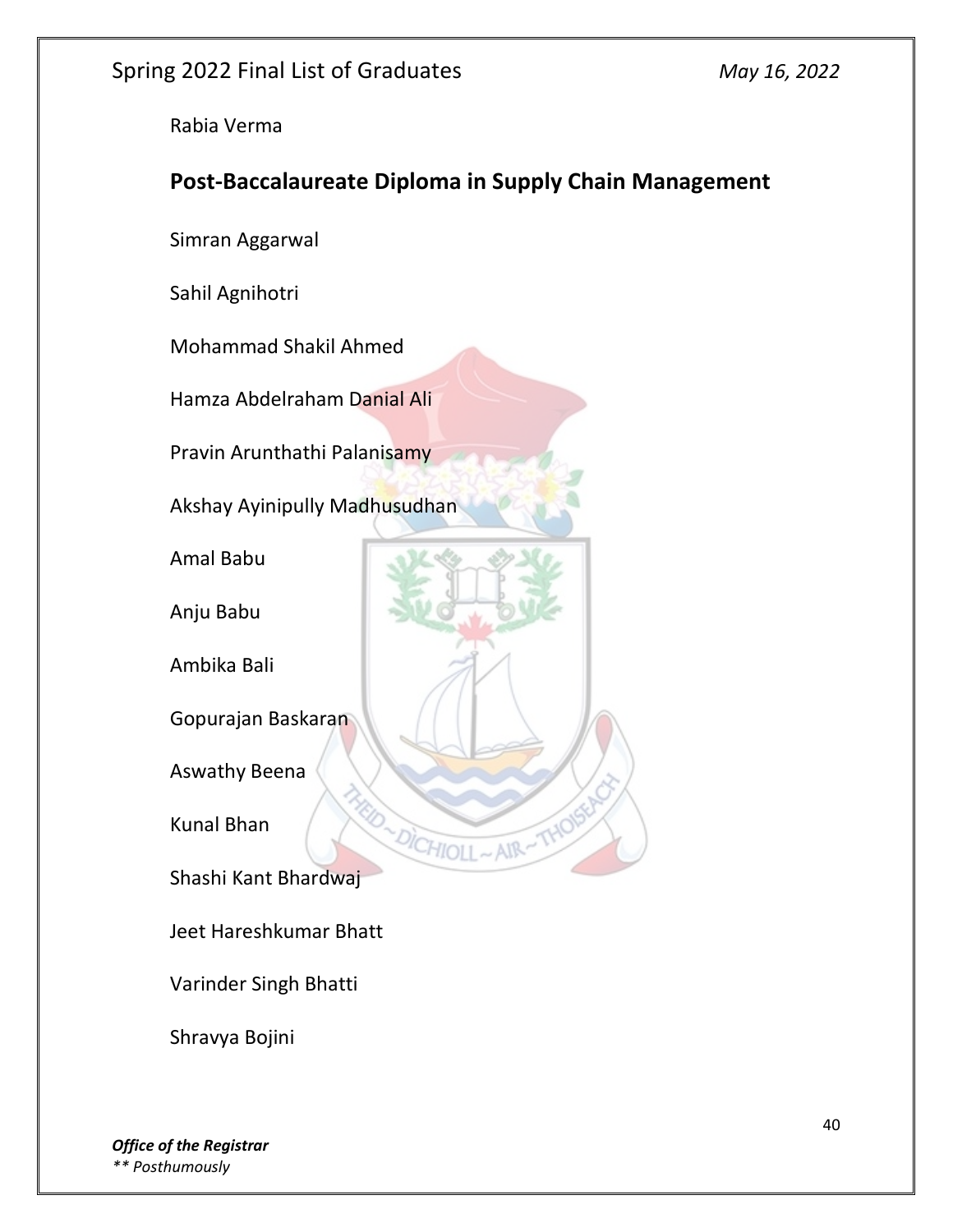Rabia Verma

## Post-Baccalaureate Diploma in Supply Chain Management

Simran Aggarwal

Sahil Agnihotri

Mohammad Shakil Ahmed

Hamza Abdelraham Danial Ali

Pravin Arunthathi Palanisamy

Akshay Ayinipully Madhusudhan

Amal Babu

Anju Babu

Ambika Bali

Gopurajan Baskaran

Aswathy Beena

Kunal Bhan

Shashi Kant Bhardwaj

Jeet Hareshkumar Bhatt

Varinder Singh Bhatti

Shravya Bojini

***Office of the Registrar***
*** Posthumously*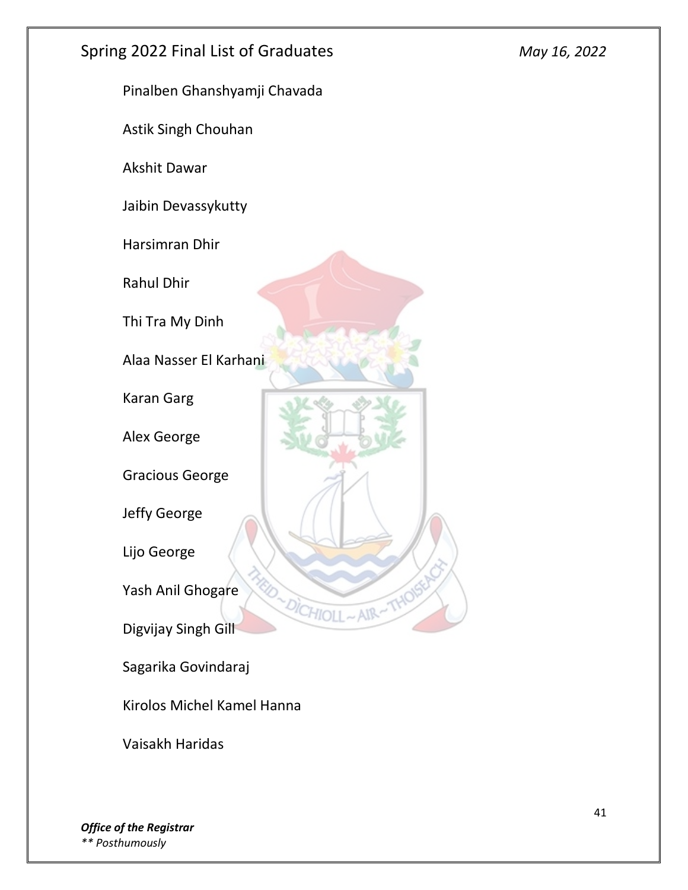Pinalben Ghanshyamji Chavada

Astik Singh Chouhan

Akshit Dawar

Jaibin Devassykutty

Harsimran Dhir

Rahul Dhir

Thi Tra My Dinh

Alaa Nasser El Karhani

Karan Garg

Alex George

Gracious George

Jeffy George

Lijo George

Yash Anil Ghogare

Digvijay Singh Gill

Sagarika Govindaraj

Kirolos Michel Kamel Hanna

Vaisakh Haridas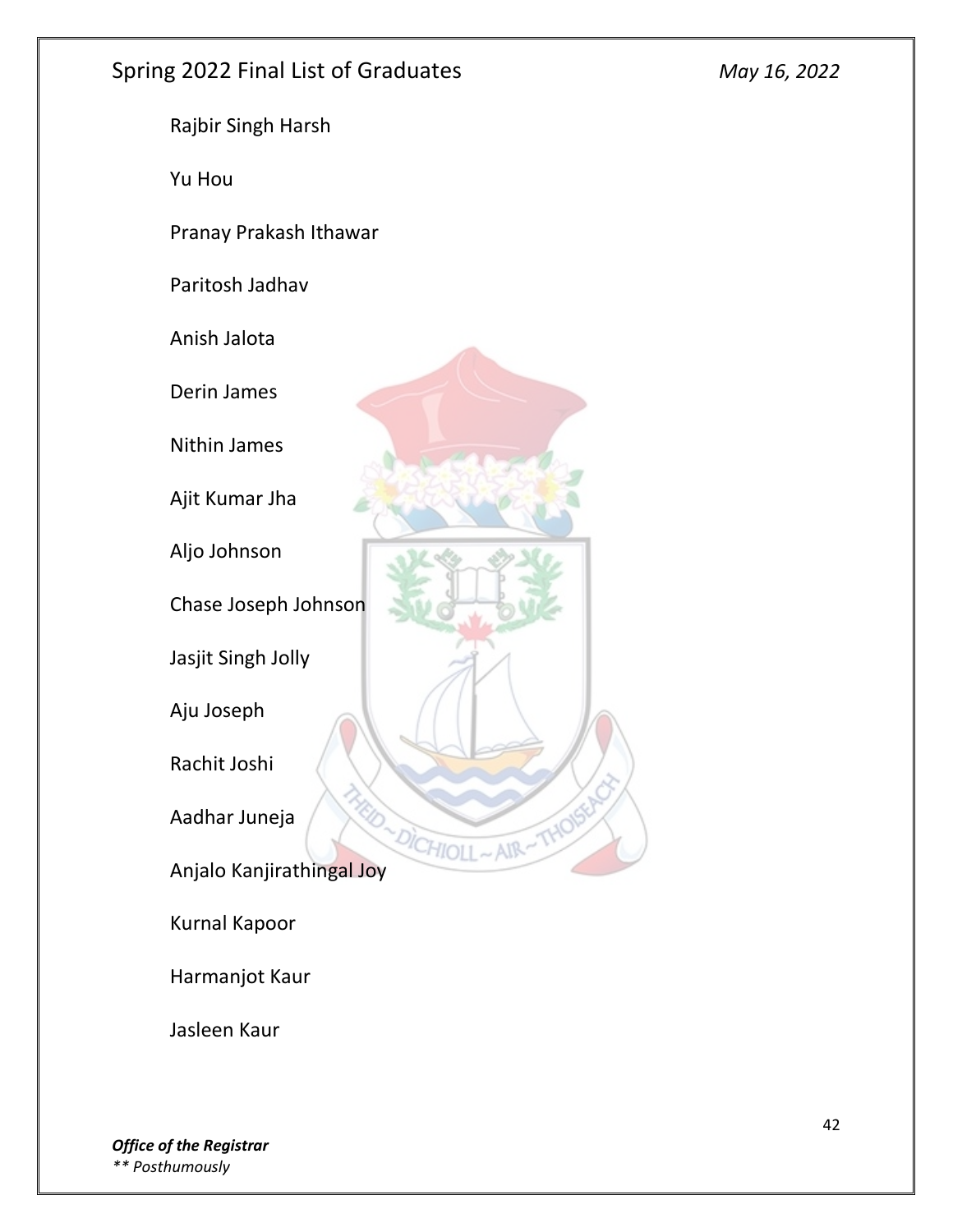Rajbir Singh Harsh

Yu Hou

Pranay Prakash Ithawar

Paritosh Jadhav

Anish Jalota

Derin James

Nithin James

Ajit Kumar Jha

Aljo Johnson

Chase Joseph Johnson

Jasjit Singh Jolly

Aju Joseph

Rachit Joshi

Aadhar Juneja

Anjalo Kanjirathingal Joy

Kurnal Kapoor

Harmanjot Kaur

Jasleen Kaur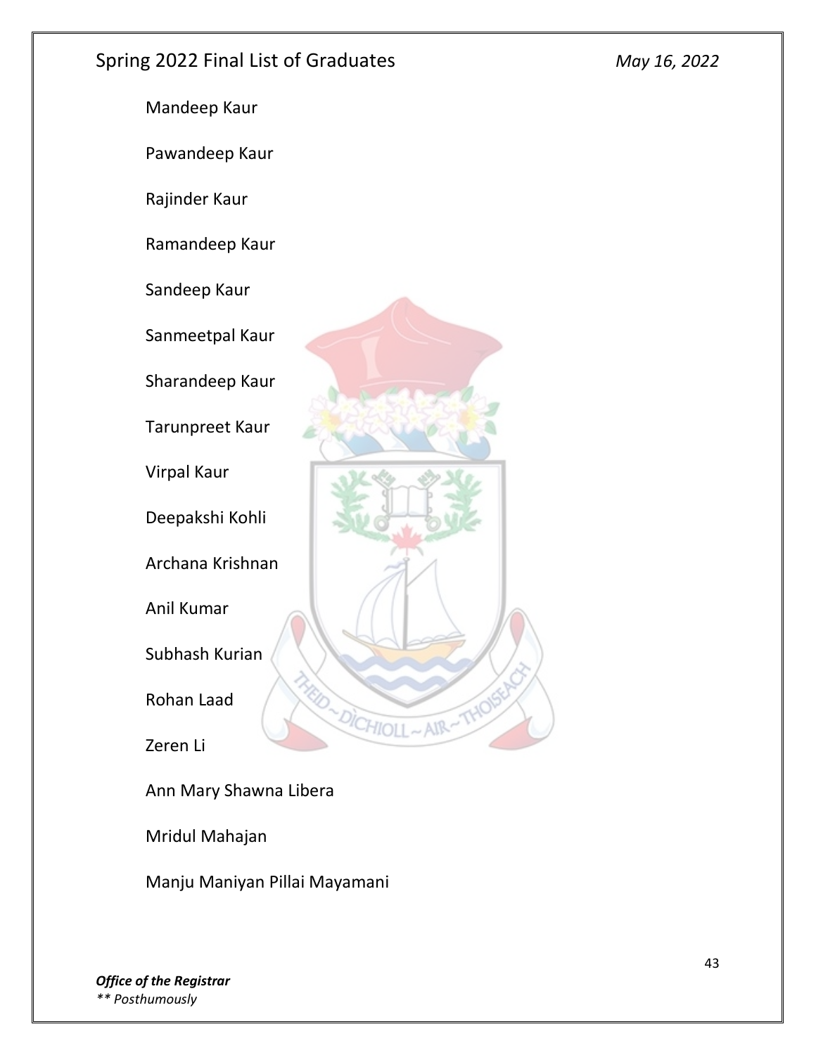Mandeep Kaur

Pawandeep Kaur

Rajinder Kaur

Ramandeep Kaur

Sandeep Kaur

Sanmeetpal Kaur

Sharandeep Kaur

Tarunpreet Kaur

Virpal Kaur

Deepakshi Kohli

Archana Krishnan

Anil Kumar

Subhash Kurian

Rohan Laad

Zeren Li

Ann Mary Shawna Libera

Mridul Mahajan

Manju Maniyan Pillai Mayamani

***Office of the Registrar***

*** Posthumously*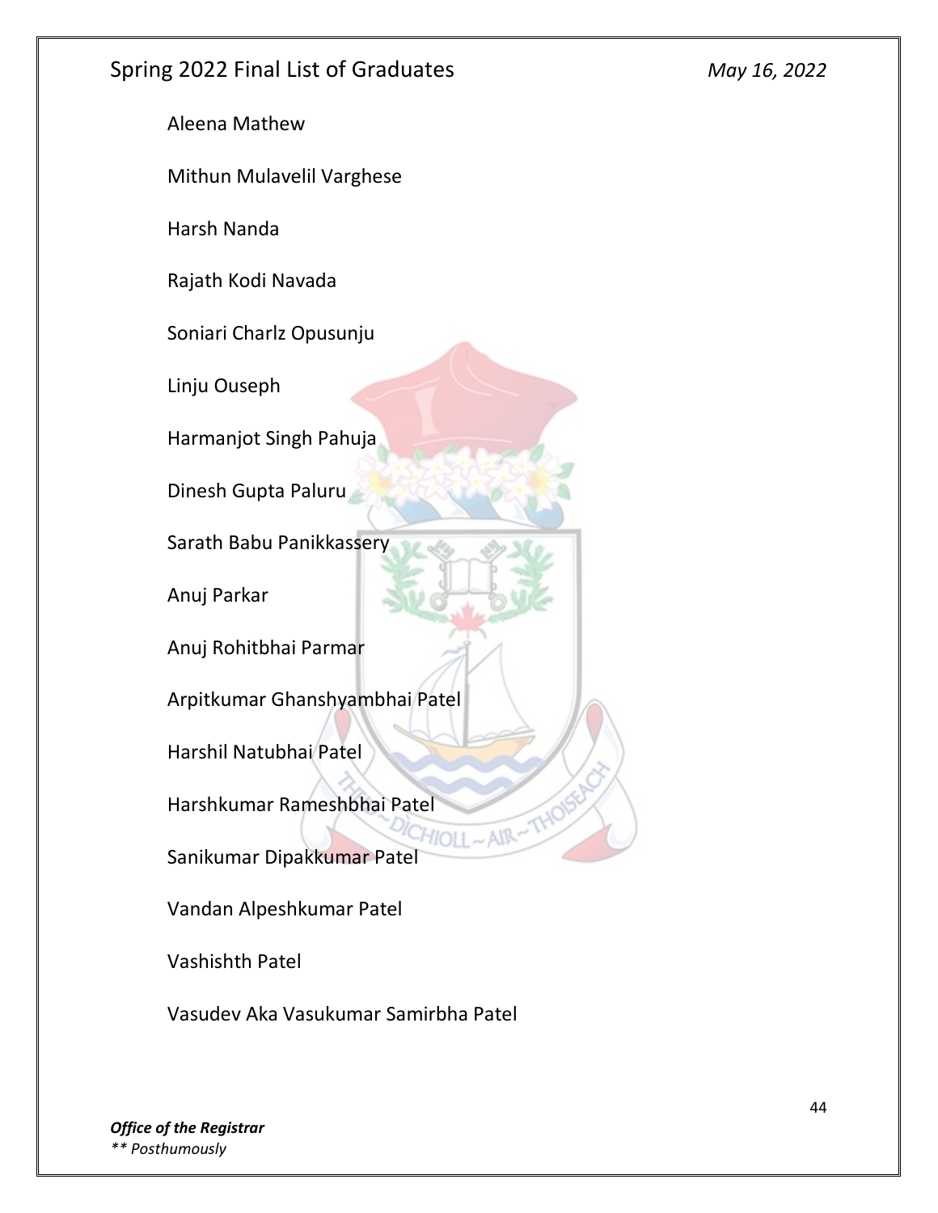Aleena Mathew

Mithun Mulavelil Varghese

Harsh Nanda

Rajath Kodi Navada

Soniari Charlz Opusunju

Linju Ouseph

Harmanjot Singh Pahuja

Dinesh Gupta Paluru

Sarath Babu Panikkassery

Anuj Parkar

Anuj Rohitbhai Parmar

Arpitkumar Ghanshyambhai Patel

Harshil Natubhai Patel

Harshkumar Rameshbhai Patel

Sanikumar Dipakkumar Patel

Vandan Alpeshkumar Patel

Vashishth Patel

Vasudev Aka Vasukumar Samirbha Patel

***Office of the Registrar***
*** Posthumously*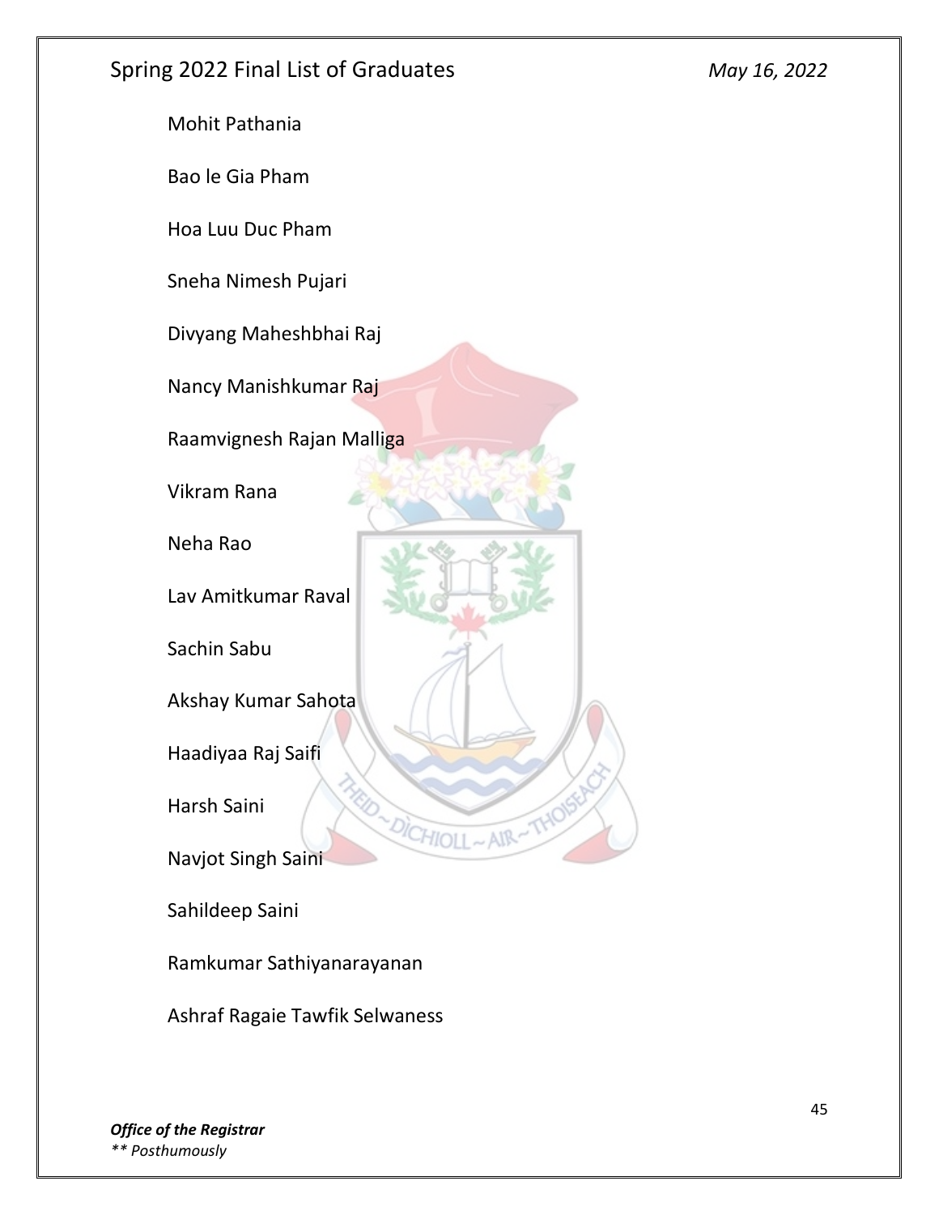Mohit Pathania

Bao le Gia Pham

Hoa Luu Duc Pham

Sneha Nimesh Pujari

Divyang Maheshbhai Raj

Nancy Manishkumar Raj

Raamvignesh Rajan Malliga

Vikram Rana

Neha Rao

Lav Amitkumar Raval

Sachin Sabu

Akshay Kumar Sahota

Haadiyaa Raj Saifi

Harsh Saini

Navjot Singh Saini

Sahildeep Saini

Ramkumar Sathiyanarayanan

Ashraf Ragaie Tawfik Selwaness

***Office of the Registrar***
*** Posthumously*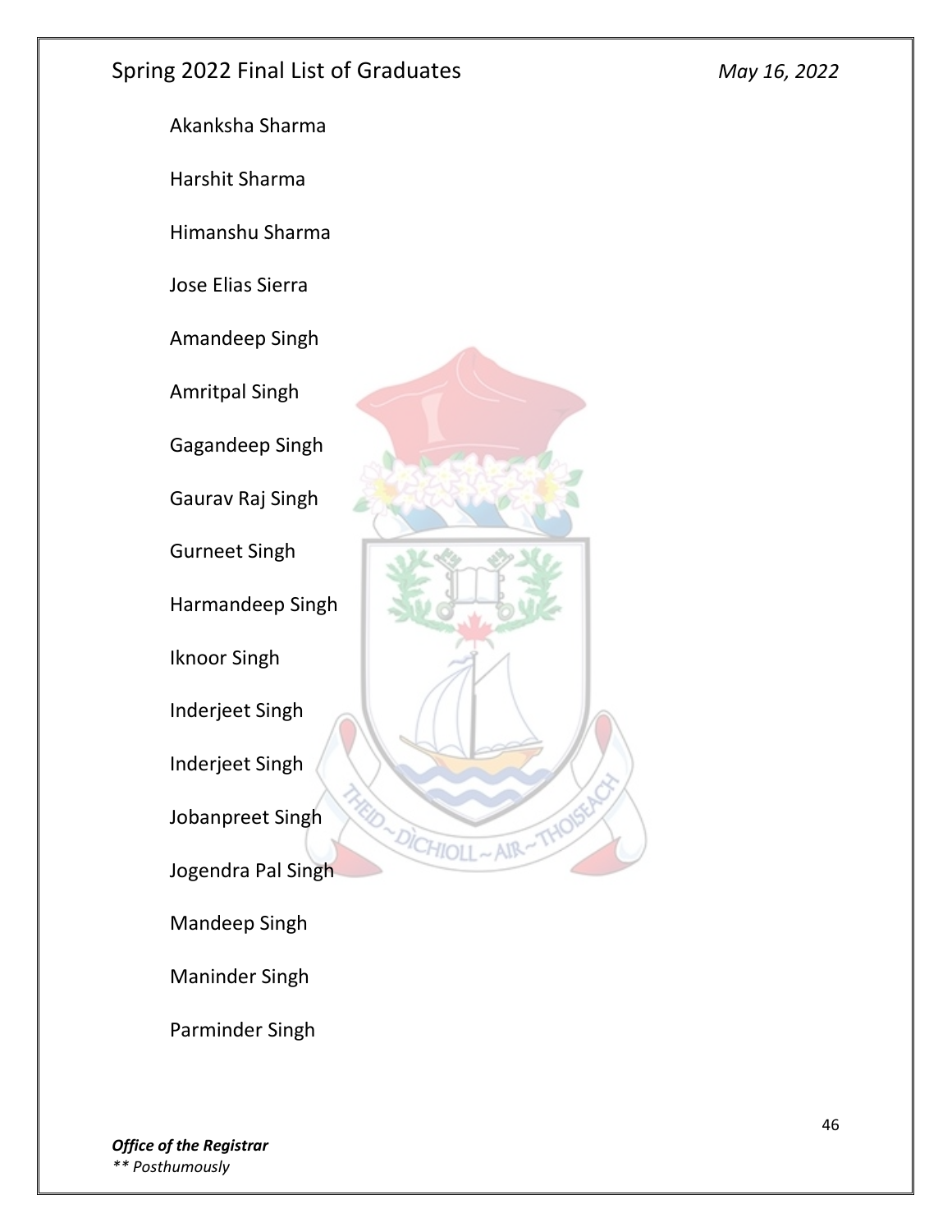Akanksha Sharma

Harshit Sharma

Himanshu Sharma

Jose Elias Sierra

Amandeep Singh

Amritpal Singh

Gagandeep Singh

Gaurav Raj Singh

Gurneet Singh

Harmandeep Singh

Iknoor Singh

Inderjeet Singh

Inderjeet Singh

Jobanpreet Singh

Jogendra Pal Singh

Mandeep Singh

Maninder Singh

Parminder Singh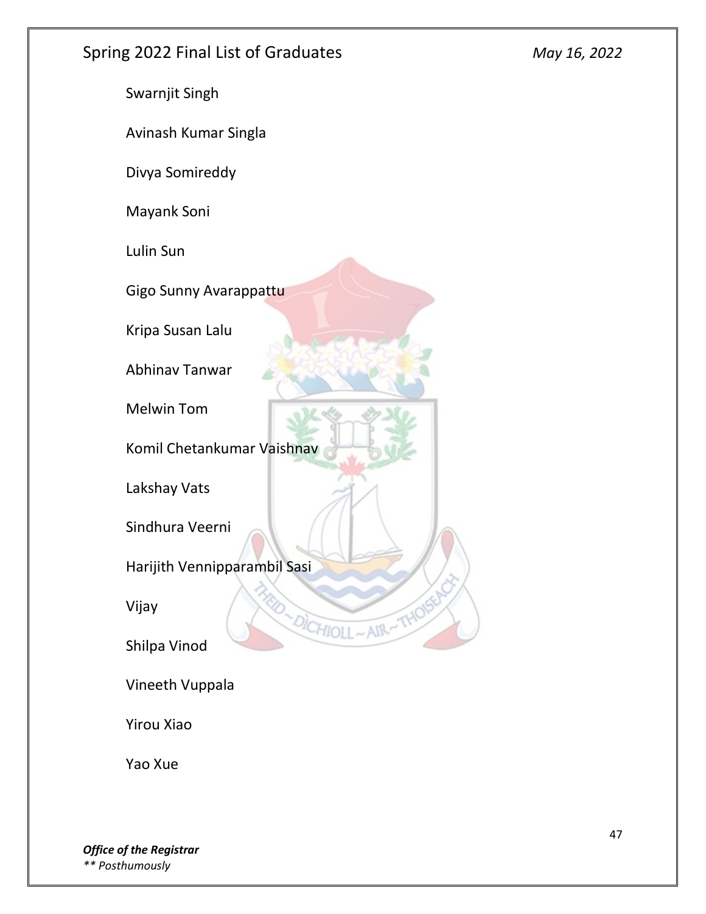Swarnjit Singh

Avinash Kumar Singla

Divya Somireddy

Mayank Soni

Lulin Sun

Gigo Sunny Avarappattu

Kripa Susan Lalu

Abhinav Tanwar

Melwin Tom

Komil Chetankumar Vaishnav

Lakshay Vats

Sindhura Veerni

Harijith Vennipparambil Sasi

Vijay

Shilpa Vinod

Vineeth Vuppala

Yirou Xiao

Yao Xue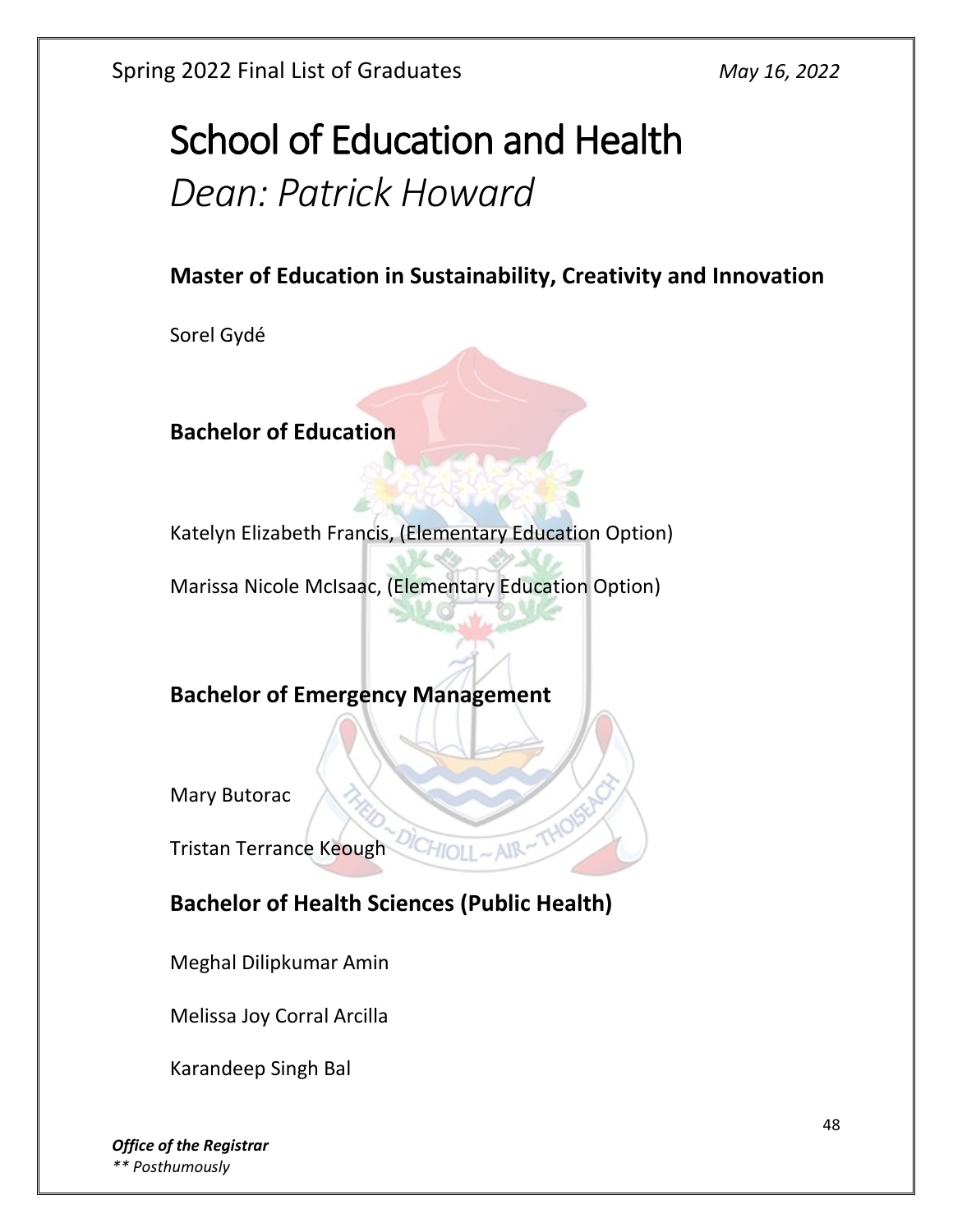# School of Education and Health

*Dean: Patrick Howard*

## Master of Education in Sustainability, Creativity and Innovation

Sorel Gydé

## Bachelor of Education

Katelyn Elizabeth Francis, (Elementary Education Option)

Marissa Nicole McIsaac, (Elementary Education Option)

## Bachelor of Emergency Management

Mary Butorac

Tristan Terrance Keough

## Bachelor of Health Sciences (Public Health)

Meghal Dilipkumar Amin

Melissa Joy Corral Arcilla

Karandeep Singh Bal

***Office of the Registrar***

*** Posthumously*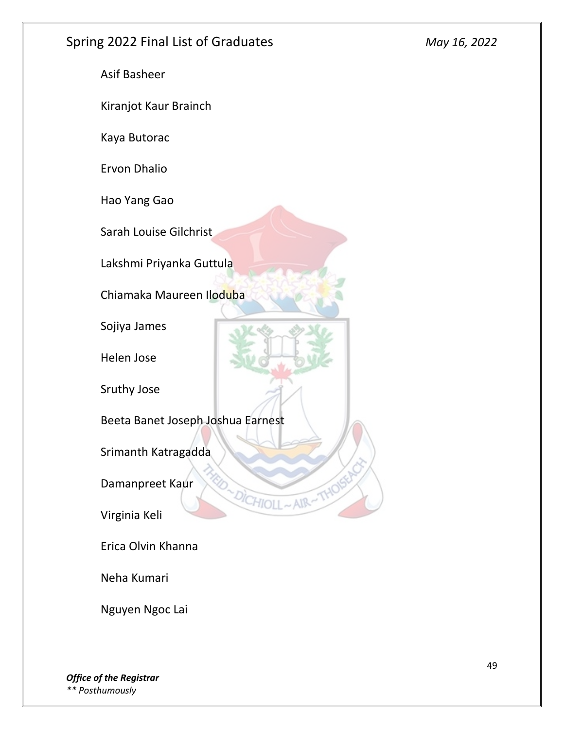Asif Basheer

Kiranjot Kaur Brainch

Kaya Butorac

Ervon Dhalio

Hao Yang Gao

Sarah Louise Gilchrist

Lakshmi Priyanka Guttula

Chiamaka Maureen Iloduba

Sojiya James

Helen Jose

Sruthy Jose

Beeta Banet Joseph Joshua Earnest

Srimanth Katragadda

Damanpreet Kaur

Virginia Keli

Erica Olvin Khanna

Neha Kumari

Nguyen Ngoc Lai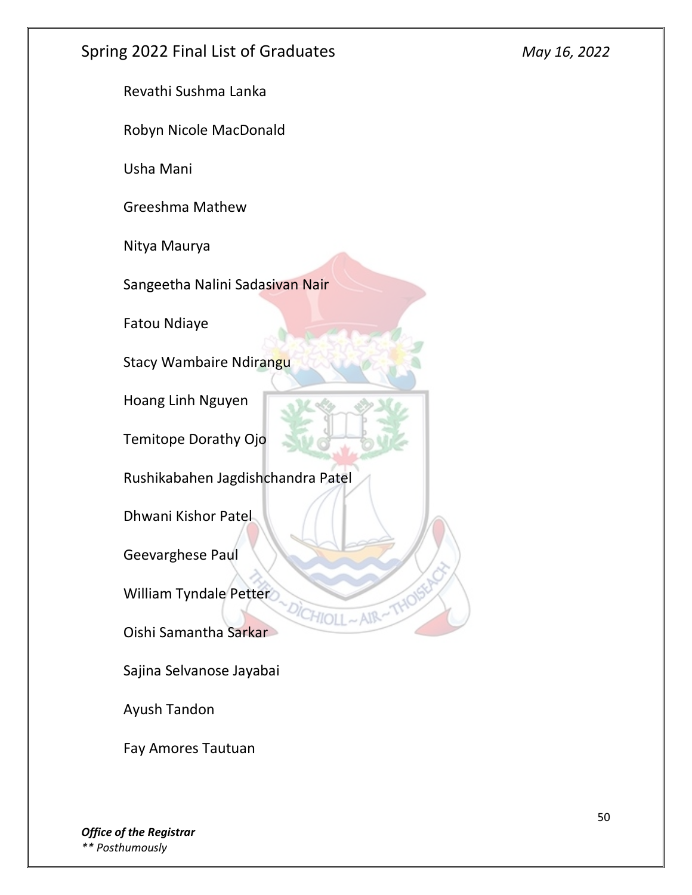Revathi Sushma Lanka

Robyn Nicole MacDonald

Usha Mani

Greeshma Mathew

Nitya Maurya

Sangeetha Nalini Sadasivan Nair

Fatou Ndiaye

Stacy Wambaire Ndirangu

Hoang Linh Nguyen

Temitope Dorathy Ojo

Rushikabahen Jagdishchandra Patel

Dhwani Kishor Patel

Geevarghese Paul

William Tyndale Petter

Oishi Samantha Sarkar

Sajina Selvanose Jayabai

Ayush Tandon

Fay Amores Tautuan

***Office of the Registrar***
*** Posthumously*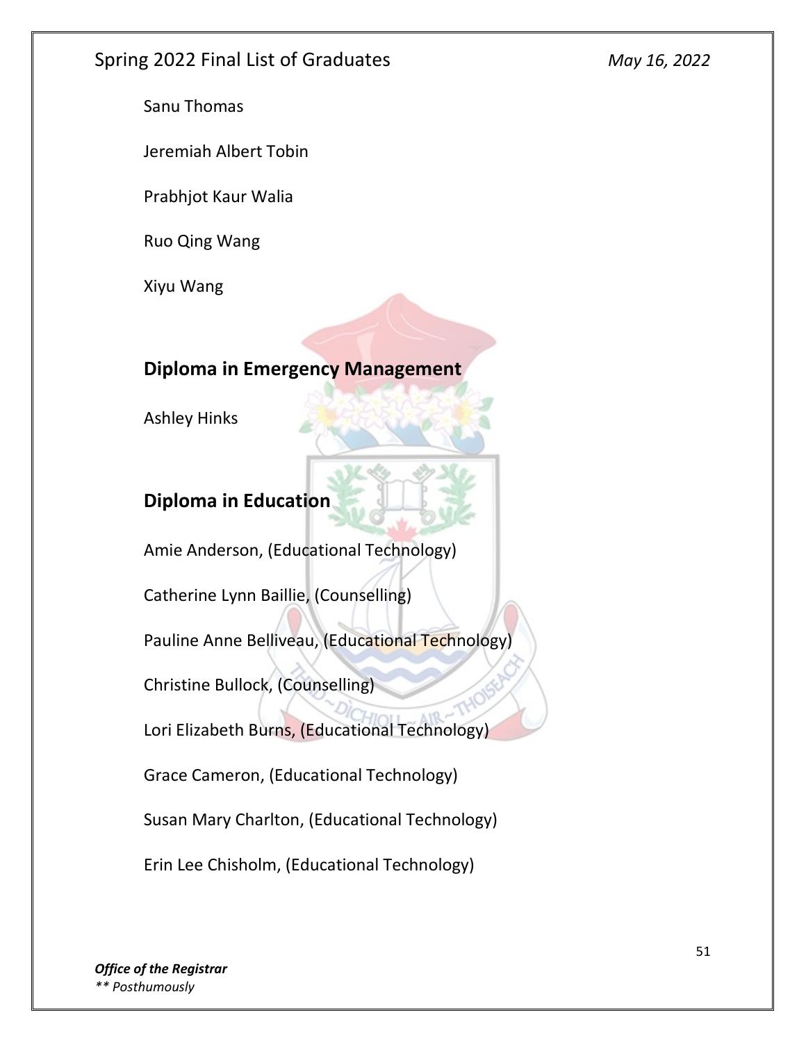Sanu Thomas

Jeremiah Albert Tobin

Prabhjot Kaur Walia

Ruo Qing Wang

Xiyu Wang

## Diploma in Emergency Management

Ashley Hinks

## Diploma in Education

Amie Anderson, (Educational Technology)

Catherine Lynn Baillie, (Counselling)

Pauline Anne Belliveau, (Educational Technology)

Christine Bullock, (Counselling)

Lori Elizabeth Burns, (Educational Technology)

Grace Cameron, (Educational Technology)

Susan Mary Charlton, (Educational Technology)

Erin Lee Chisholm, (Educational Technology)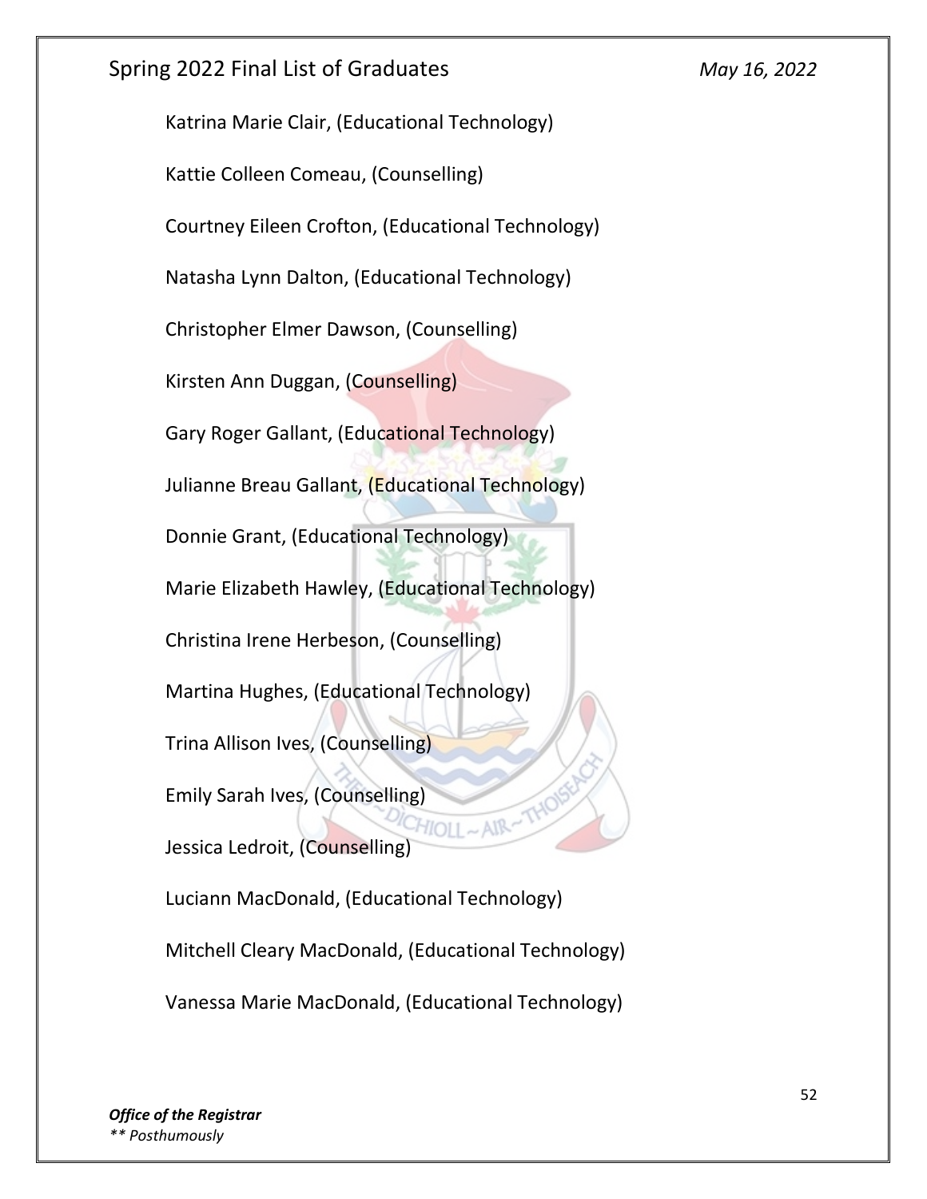Katrina Marie Clair, (Educational Technology)

Kattie Colleen Comeau, (Counselling)

Courtney Eileen Crofton, (Educational Technology)

Natasha Lynn Dalton, (Educational Technology)

Christopher Elmer Dawson, (Counselling)

Kirsten Ann Duggan, (Counselling)

Gary Roger Gallant, (Educational Technology)

Julianne Breau Gallant, (Educational Technology)

Donnie Grant, (Educational Technology)

Marie Elizabeth Hawley, (Educational Technology)

Christina Irene Herbeson, (Counselling)

Martina Hughes, (Educational Technology)

Trina Allison Ives, (Counselling)

Emily Sarah Ives, (Counselling)

Jessica Ledroit, (Counselling)

Luciann MacDonald, (Educational Technology)

Mitchell Cleary MacDonald, (Educational Technology)

Vanessa Marie MacDonald, (Educational Technology)

*** Posthumously*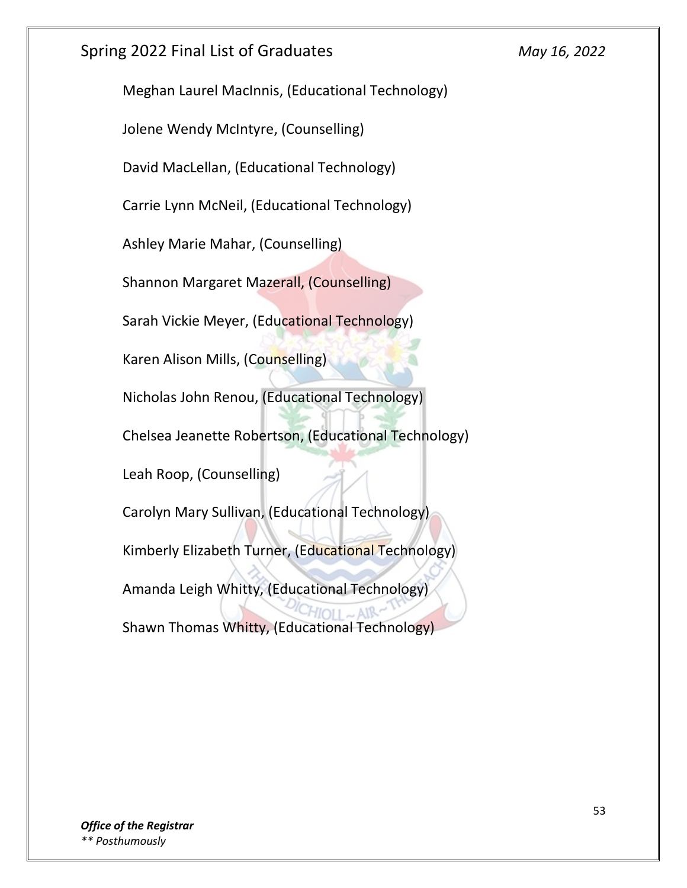Meghan Laurel MacInnis, (Educational Technology)

Jolene Wendy McIntyre, (Counselling)

David MacLellan, (Educational Technology)

Carrie Lynn McNeil, (Educational Technology)

Ashley Marie Mahar, (Counselling)

Shannon Margaret Mazerall, (Counselling)

Sarah Vickie Meyer, (Educational Technology)

Karen Alison Mills, (Counselling)

Nicholas John Renou, (Educational Technology)

Chelsea Jeanette Robertson, (Educational Technology)

Leah Roop, (Counselling)

Carolyn Mary Sullivan, (Educational Technology)

Kimberly Elizabeth Turner, (Educational Technology)

Amanda Leigh Whitty, (Educational Technology)

Shawn Thomas Whitty, (Educational Technology)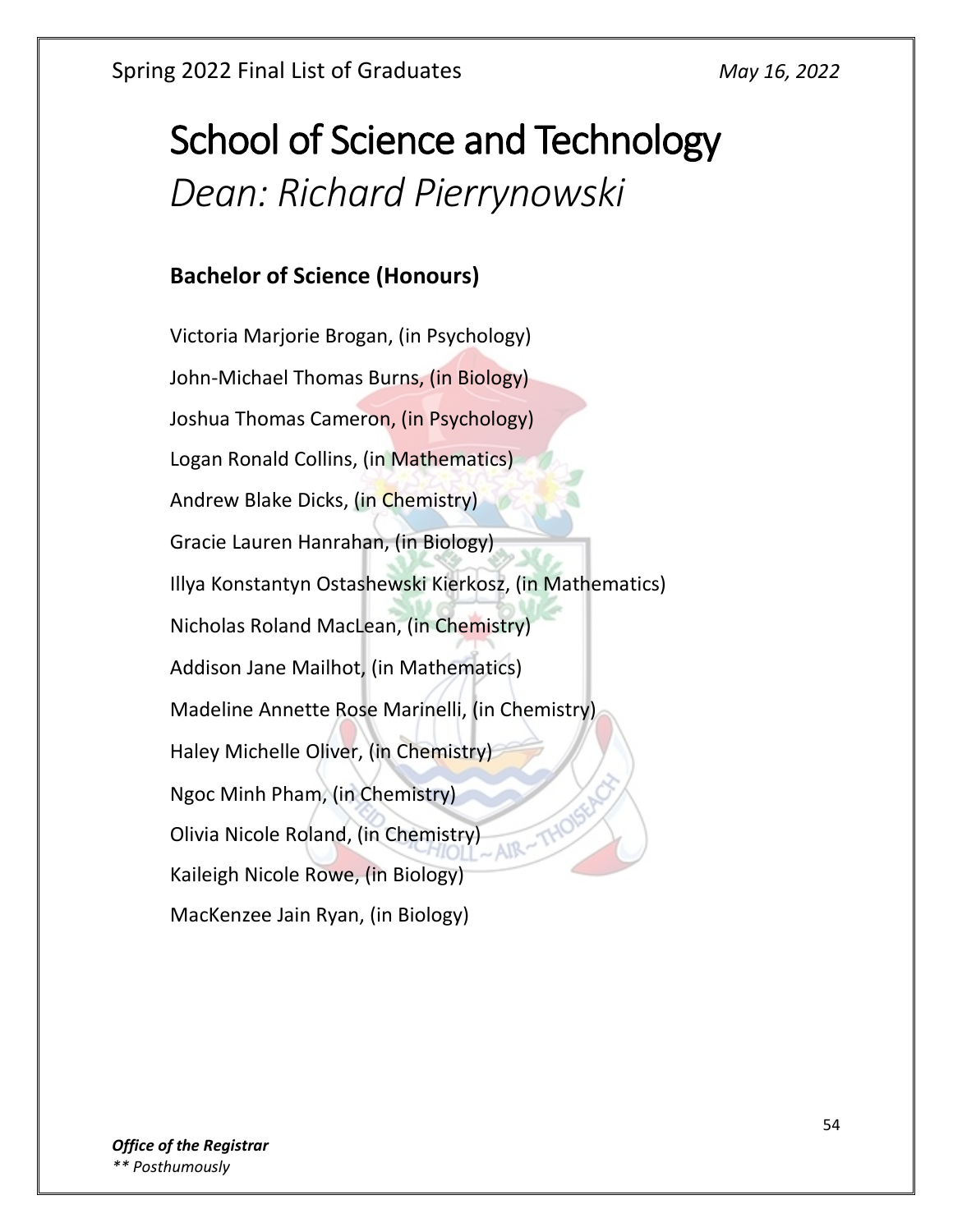# School of Science and Technology

## *Dean: Richard Pierrynowski*

### Bachelor of Science (Honours)

Victoria Marjorie Brogan, (in Psychology)

John-Michael Thomas Burns, (in Biology)

Joshua Thomas Cameron, (in Psychology)

Logan Ronald Collins, (in Mathematics)

Andrew Blake Dicks, (in Chemistry)

Gracie Lauren Hanrahan, (in Biology)

Illya Konstantyn Ostashewski Kierkosz, (in Mathematics)

Nicholas Roland MacLean, (in Chemistry)

Addison Jane Mailhot, (in Mathematics)

Madeline Annette Rose Marinelli, (in Chemistry)

Haley Michelle Oliver, (in Chemistry)

Ngoc Minh Pham, (in Chemistry)

Olivia Nicole Roland, (in Chemistry)

Kaileigh Nicole Rowe, (in Biology)

MacKenzee Jain Ryan, (in Biology)

*** Posthumously*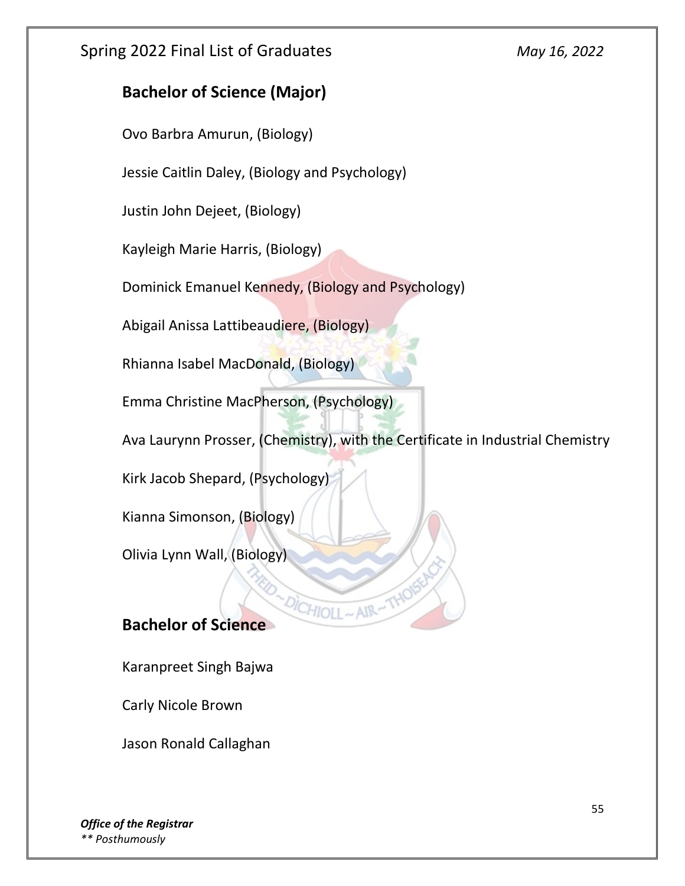## Bachelor of Science (Major)

Ovo Barbra Amurun, (Biology)

Jessie Caitlin Daley, (Biology and Psychology)

Justin John Dejeet, (Biology)

Kayleigh Marie Harris, (Biology)

Dominick Emanuel Kennedy, (Biology and Psychology)

Abigail Anissa Lattibeaudiere, (Biology)

Rhianna Isabel MacDonald, (Biology)

Emma Christine MacPherson, (Psychology)

Ava Laurynn Prosser, (Chemistry), with the Certificate in Industrial Chemistry

Kirk Jacob Shepard, (Psychology)

Kianna Simonson, (Biology)

Olivia Lynn Wall, (Biology)

## Bachelor of Science

Karanpreet Singh Bajwa

Carly Nicole Brown

Jason Ronald Callaghan

***Office of the Registrar***
*** Posthumously*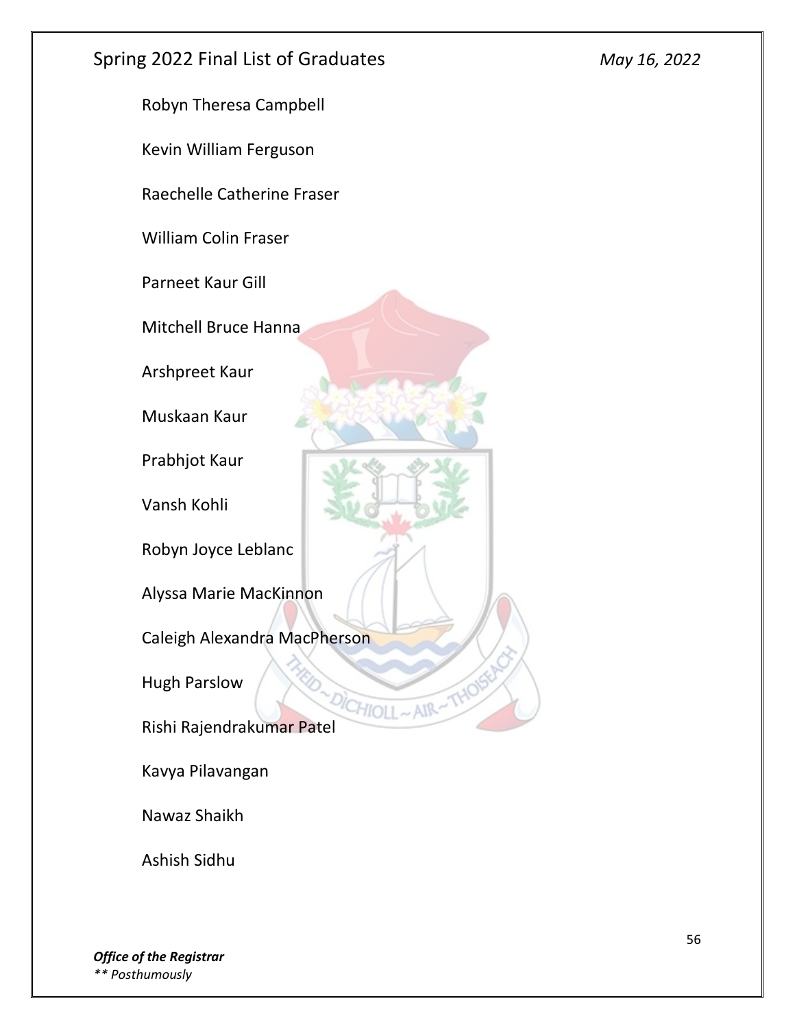Robyn Theresa Campbell

Kevin William Ferguson

Raechelle Catherine Fraser

William Colin Fraser

Parneet Kaur Gill

Mitchell Bruce Hanna

Arshpreet Kaur

Muskaan Kaur

Prabhjot Kaur

Vansh Kohli

Robyn Joyce Leblanc

Alyssa Marie MacKinnon

Caleigh Alexandra MacPherson

Hugh Parslow

Rishi Rajendrakumar Patel

Kavya Pilavangan

Nawaz Shaikh

Ashish Sidhu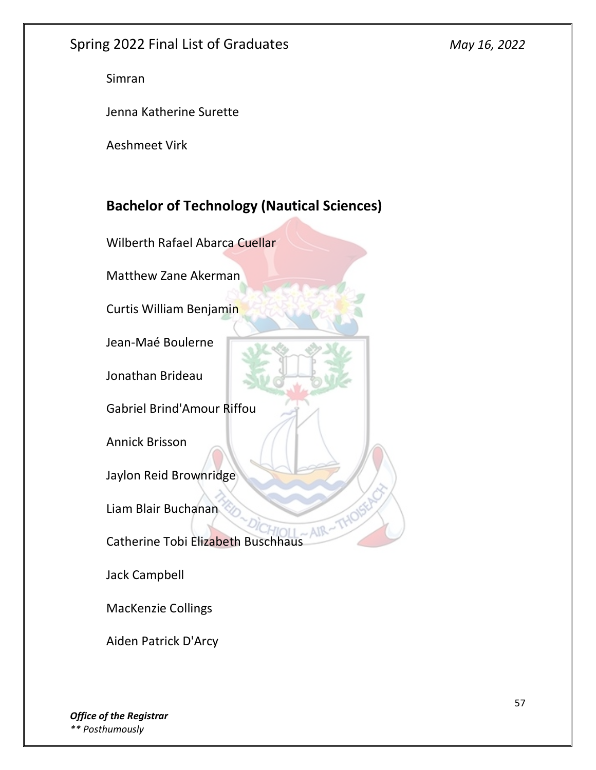Simran

Jenna Katherine Surette

Aeshmeet Virk

## Bachelor of Technology (Nautical Sciences)

Wilberth Rafael Abarca Cuellar

Matthew Zane Akerman

Curtis William Benjamin

Jean-Maé Boulerne

Jonathan Brideau

Gabriel Brind'Amour Riffou

Annick Brisson

Jaylon Reid Brownridge

Liam Blair Buchanan

Catherine Tobi Elizabeth Buschhaus

Jack Campbell

MacKenzie Collings

Aiden Patrick D'Arcy

***Office of the Registrar***

*** Posthumously*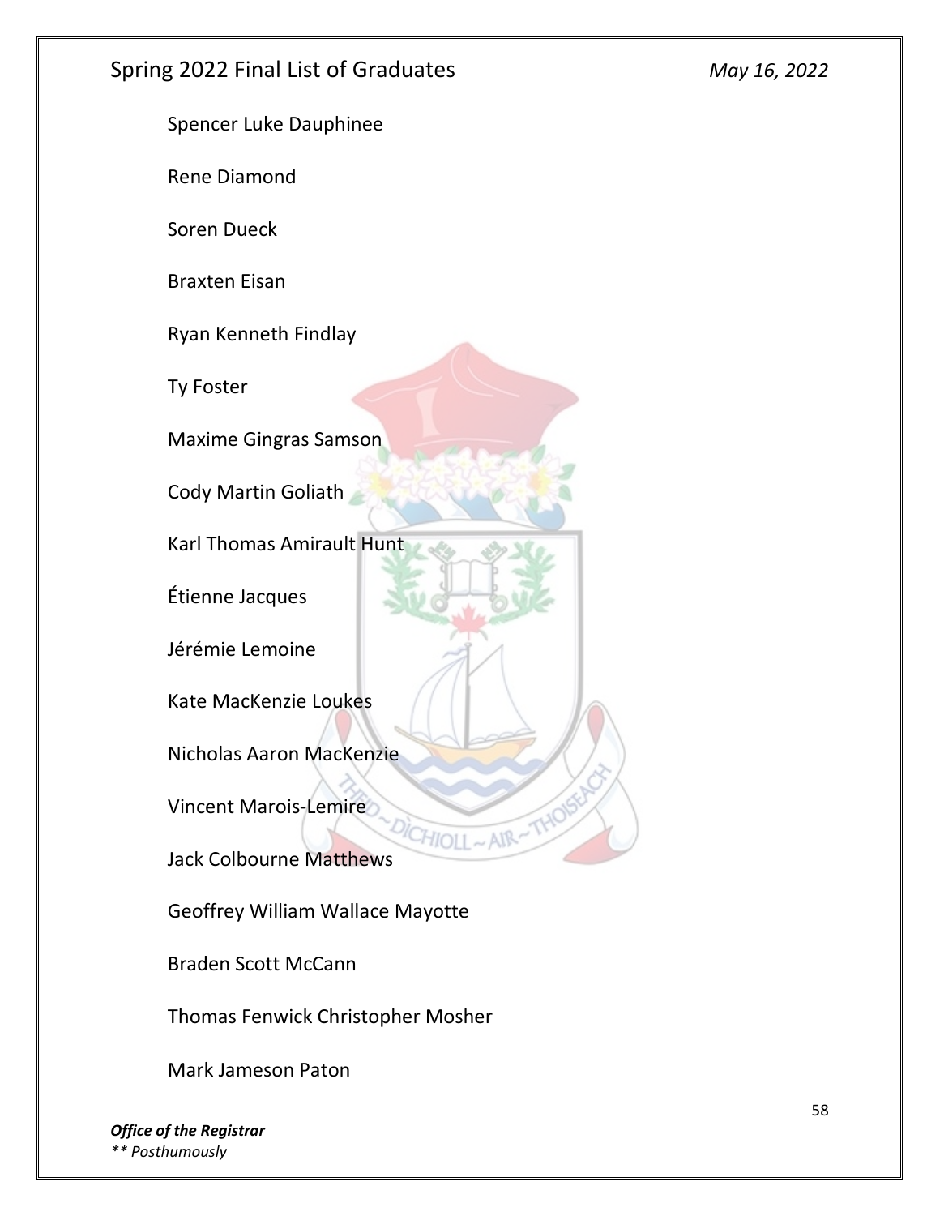Spencer Luke Dauphinee

Rene Diamond

Soren Dueck

Braxten Eisan

Ryan Kenneth Findlay

Ty Foster

Maxime Gingras Samson

Cody Martin Goliath

Karl Thomas Amirault Hunt

Étienne Jacques

Jérémie Lemoine

Kate MacKenzie Loukes

Nicholas Aaron MacKenzie

Vincent Marois-Lemire

Jack Colbourne Matthews

Geoffrey William Wallace Mayotte

Braden Scott McCann

Thomas Fenwick Christopher Mosher

Mark Jameson Paton

*** Posthumously*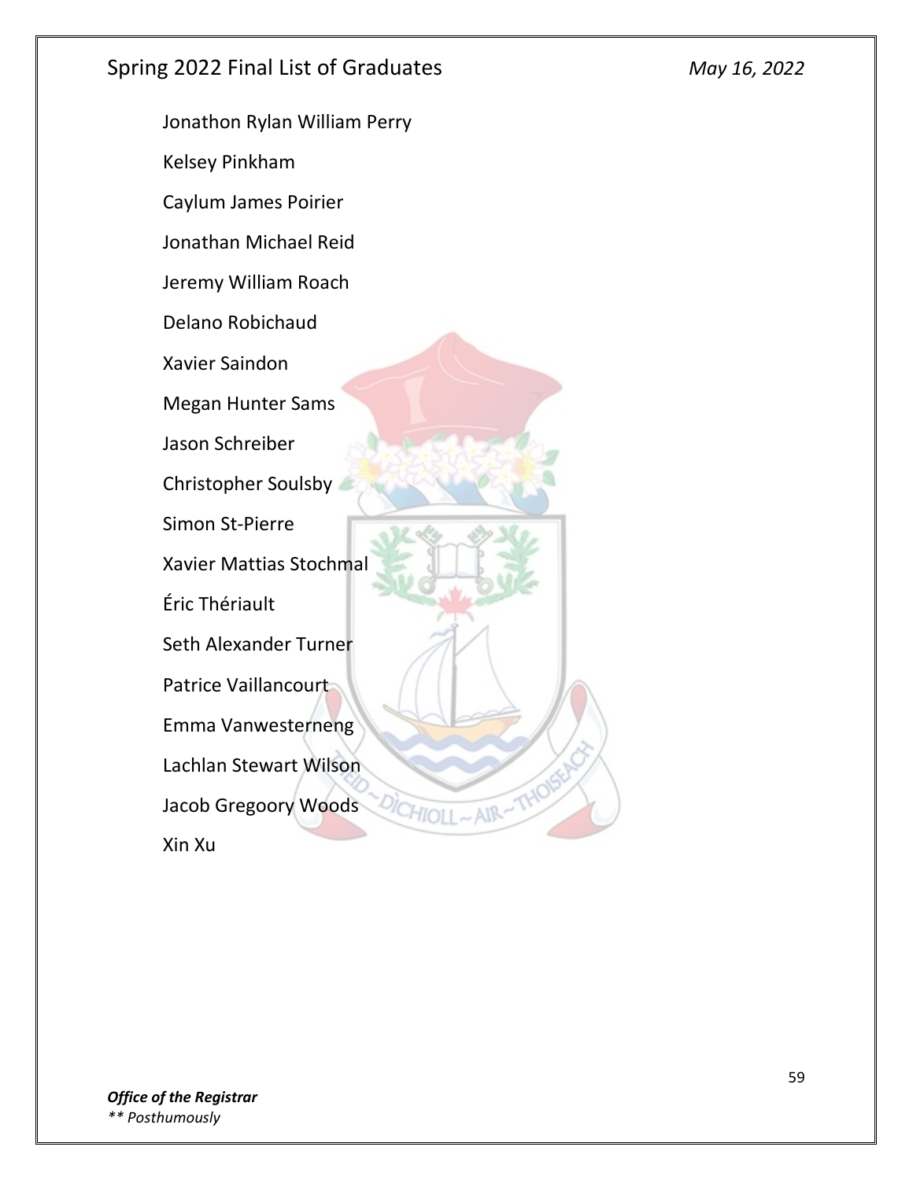Jonathon Rylan William Perry

Kelsey Pinkham

Caylum James Poirier

Jonathan Michael Reid

Jeremy William Roach

Delano Robichaud

Xavier Saindon

Megan Hunter Sams

Jason Schreiber

Christopher Soulsby

Simon St-Pierre

Xavier Mattias Stochmal

Éric Thériault

Seth Alexander Turner

Patrice Vaillancourt

Emma Vanwesterneng

Lachlan Stewart Wilson

Jacob Gregoory Woods

Xin Xu

***Office of the Registrar***

*** Posthumously*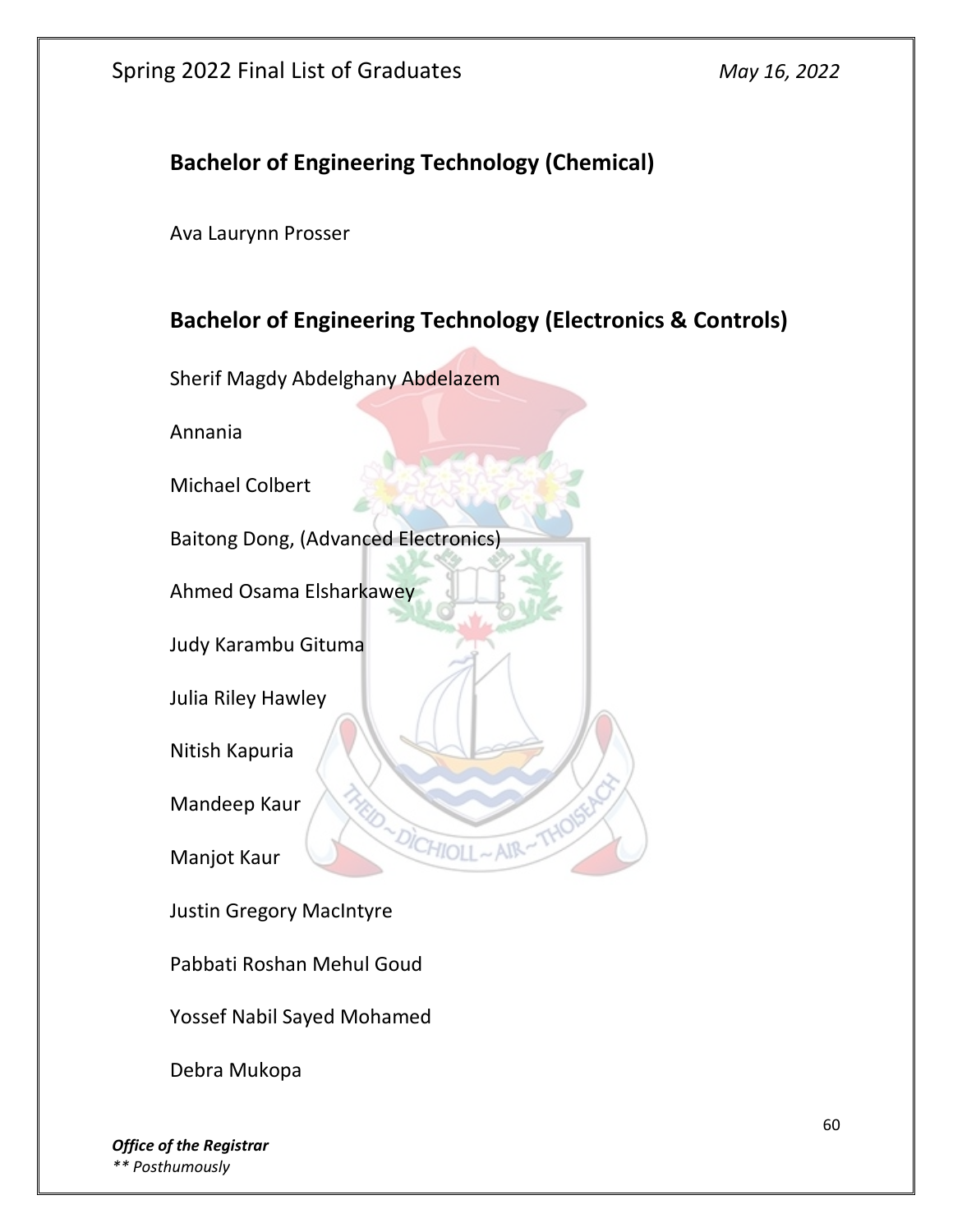## Bachelor of Engineering Technology (Chemical)

Ava Laurynn Prosser

## Bachelor of Engineering Technology (Electronics & Controls)

Sherif Magdy Abdelghany Abdelazem

Annania

Michael Colbert

Baitong Dong, (Advanced Electronics)

Ahmed Osama Elsharkawey

Judy Karambu Gituma

Julia Riley Hawley

Nitish Kapuria

Mandeep Kaur

Manjot Kaur

Justin Gregory MacIntyre

Pabbati Roshan Mehul Goud

Yossef Nabil Sayed Mohamed

Debra Mukopa

** Posthumously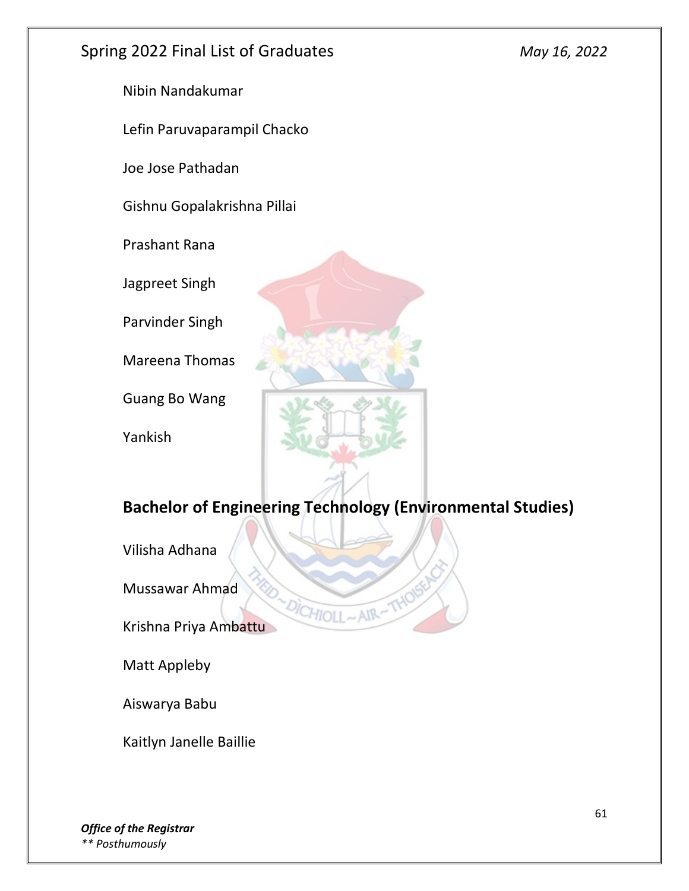Nibin Nandakumar

Lefin Paruvaparampil Chacko

Joe Jose Pathadan

Gishnu Gopalakrishna Pillai

Prashant Rana

Jagpreet Singh

Parvinder Singh

Mareena Thomas

Guang Bo Wang

Yankish

## Bachelor of Engineering Technology (Environmental Studies)

Vilisha Adhana

Mussawar Ahmad

Krishna Priya Ambattu

Matt Appleby

Aiswarya Babu

Kaitlyn Janelle Baillie

***Office of the Registrar***
*\*\* Posthumously*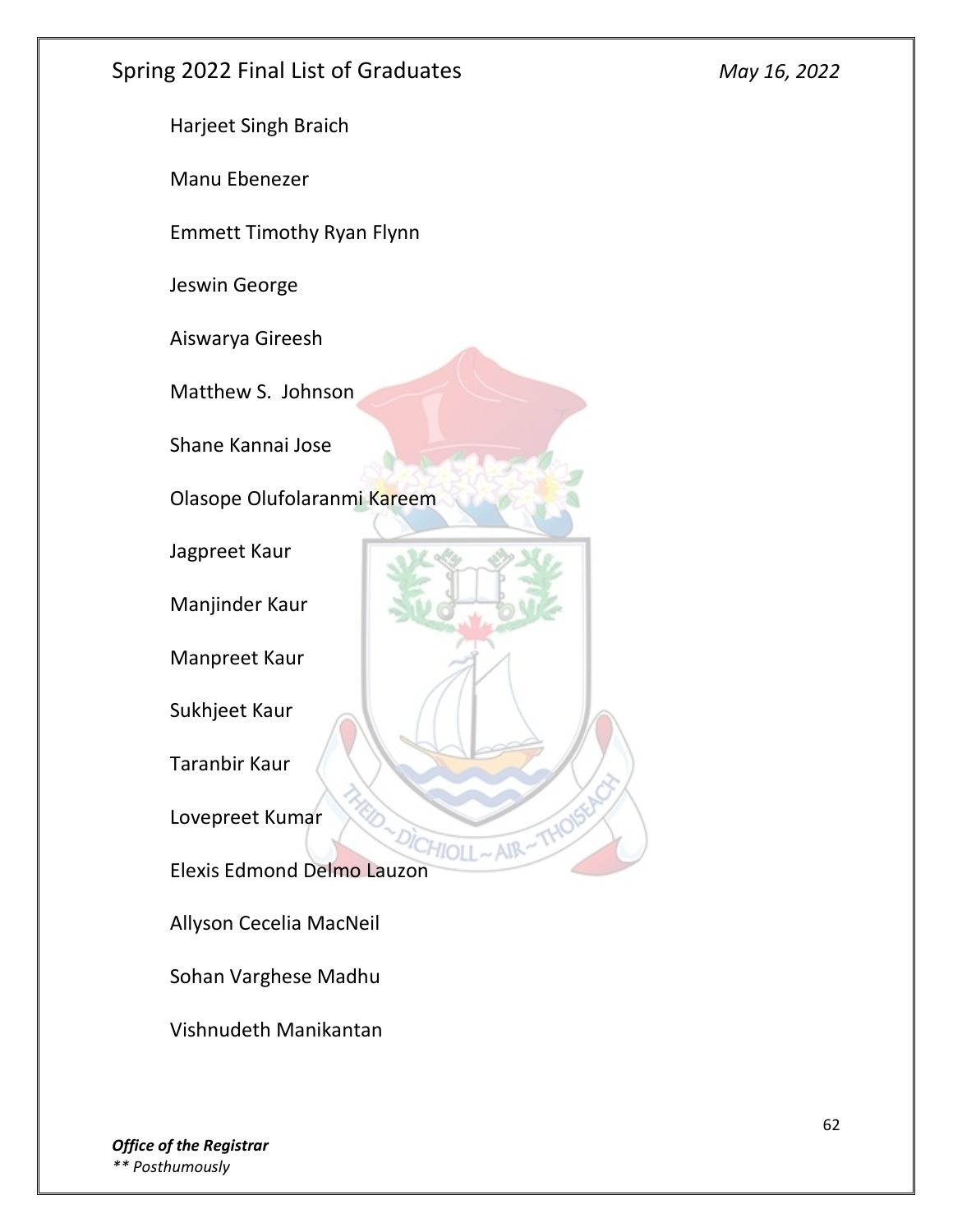Harjeet Singh Braich

Manu Ebenezer

Emmett Timothy Ryan Flynn

Jeswin George

Aiswarya Gireesh

Matthew S.  Johnson

Shane Kannai Jose

Olasope Olufolaranmi Kareem

Jagpreet Kaur

Manjinder Kaur

Manpreet Kaur

Sukhjeet Kaur

Taranbir Kaur

Lovepreet Kumar

Elexis Edmond Delmo Lauzon

Allyson Cecelia MacNeil

Sohan Varghese Madhu

Vishnudeth Manikantan

** Posthumously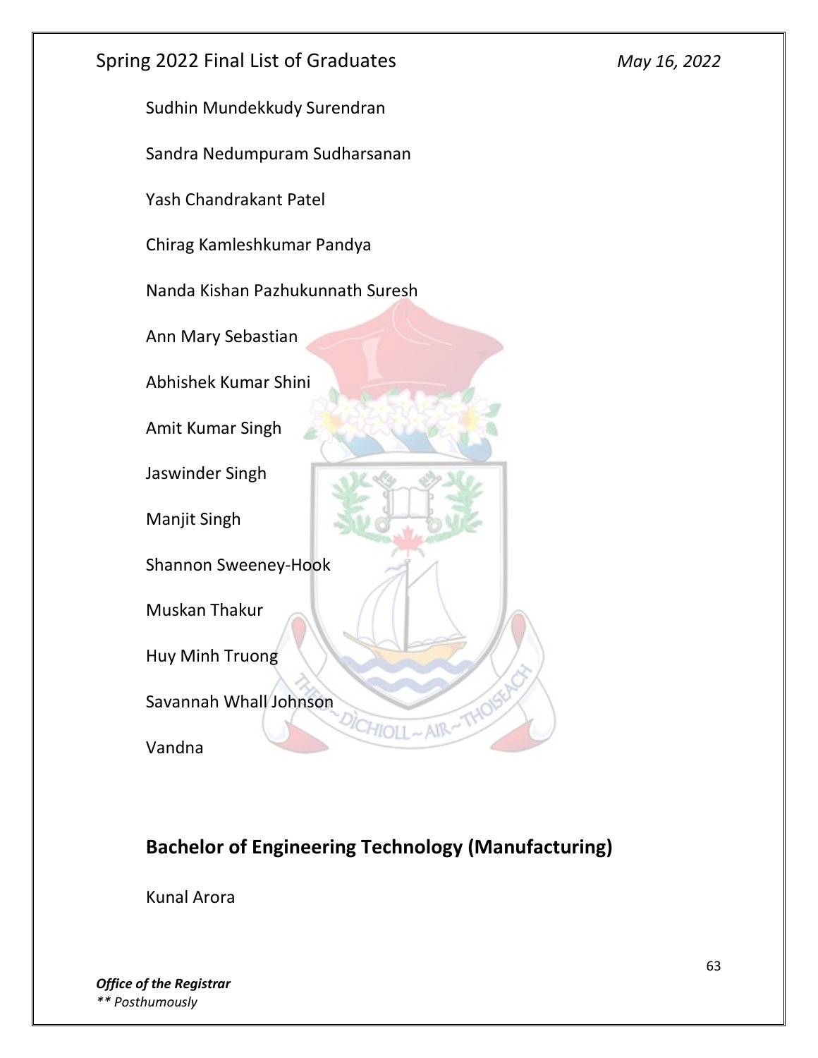Sudhin Mundekkudy Surendran

Sandra Nedumpuram Sudharsanan

Yash Chandrakant Patel

Chirag Kamleshkumar Pandya

Nanda Kishan Pazhukunnath Suresh

Ann Mary Sebastian

Abhishek Kumar Shini

Amit Kumar Singh

Jaswinder Singh

Manjit Singh

Shannon Sweeney-Hook

Muskan Thakur

Huy Minh Truong

Savannah Whall Johnson

Vandna

## Bachelor of Engineering Technology (Manufacturing)

Kunal Arora

***Office of the Registrar***
*** Posthumously*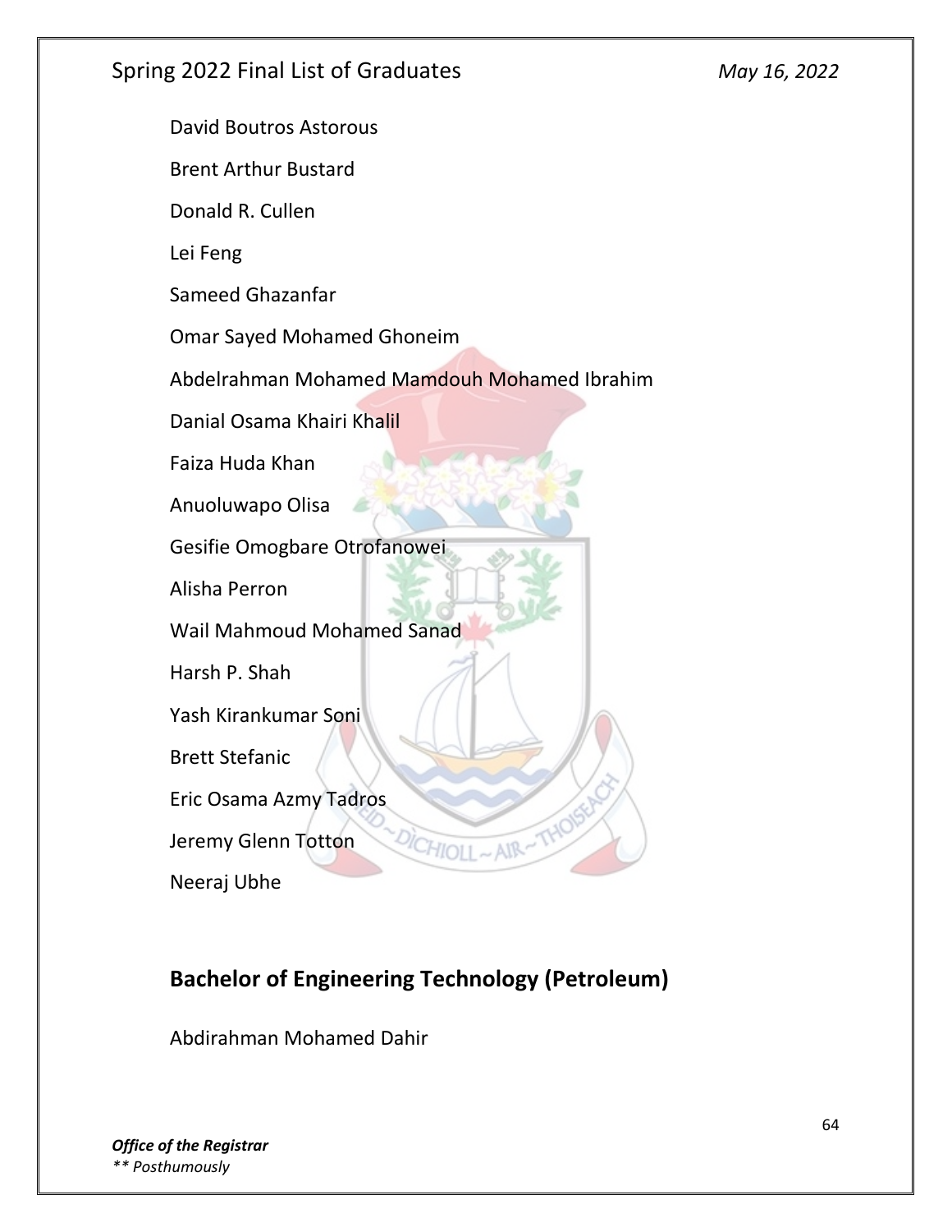David Boutros Astorous

Brent Arthur Bustard

Donald R. Cullen

Lei Feng

Sameed Ghazanfar

Omar Sayed Mohamed Ghoneim

Abdelrahman Mohamed Mamdouh Mohamed Ibrahim

Danial Osama Khairi Khalil

Faiza Huda Khan

Anuoluwapo Olisa

Gesifie Omogbare Otrofanowei

Alisha Perron

Wail Mahmoud Mohamed Sanad

Harsh P. Shah

Yash Kirankumar Soni

Brett Stefanic

Eric Osama Azmy Tadros

Jeremy Glenn Totton

Neeraj Ubhe

## Bachelor of Engineering Technology (Petroleum)

Abdirahman Mohamed Dahir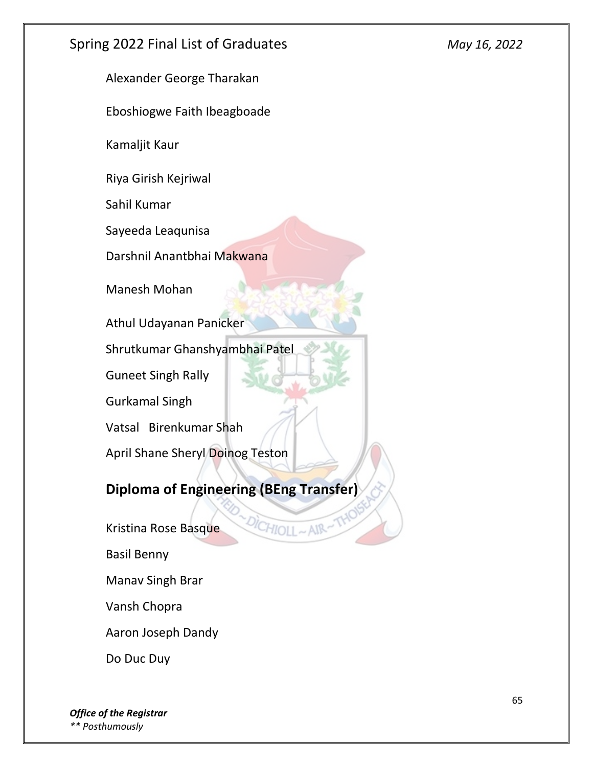Alexander George Tharakan

Eboshiogwe Faith Ibeagboade

Kamaljit Kaur

Riya Girish Kejriwal

Sahil Kumar

Sayeeda Leaqunisa

Darshnil Anantbhai Makwana

Manesh Mohan

Athul Udayanan Panicker

Shrutkumar Ghanshyambhai Patel

Guneet Singh Rally

Gurkamal Singh

Vatsal Birenkumar Shah

April Shane Sheryl Doinog Teston

## Diploma of Engineering (BEng Transfer)

Kristina Rose Basque

Basil Benny

Manav Singh Brar

Vansh Chopra

Aaron Joseph Dandy

Do Duc Duy

***Office of the Registrar***
*** Posthumously*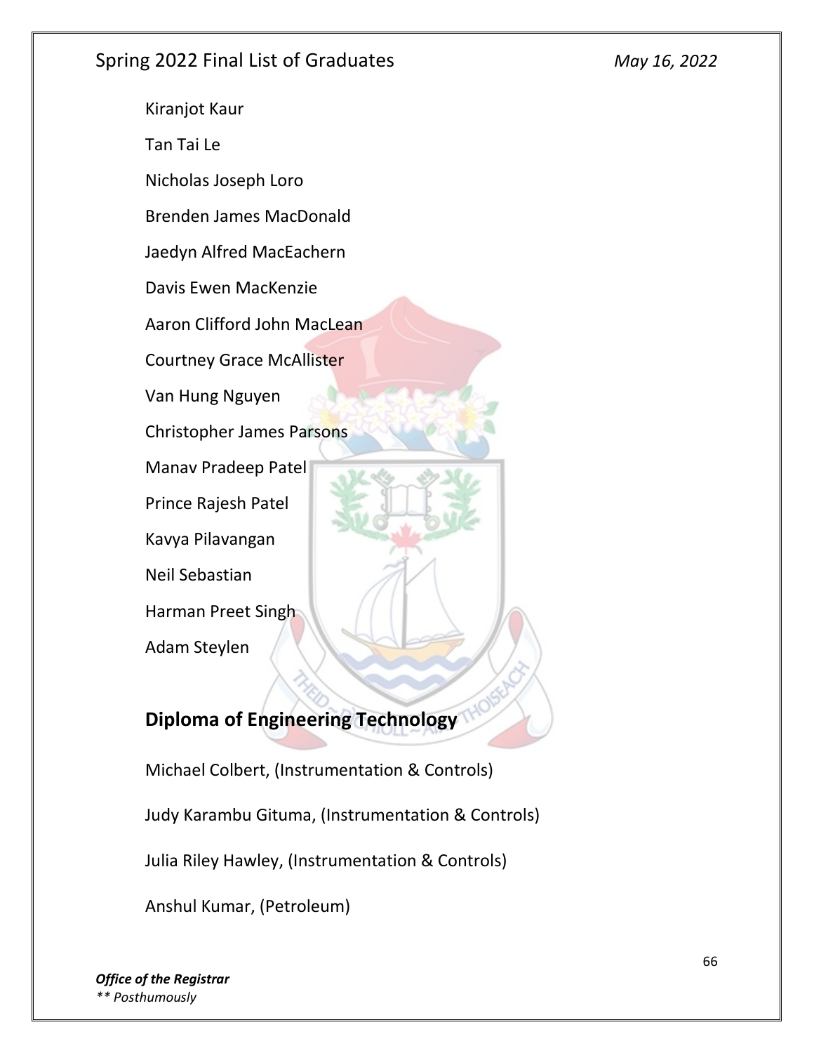Kiranjot Kaur

Tan Tai Le

Nicholas Joseph Loro

Brenden James MacDonald

Jaedyn Alfred MacEachern

Davis Ewen MacKenzie

Aaron Clifford John MacLean

Courtney Grace McAllister

Van Hung Nguyen

Christopher James Parsons

Manav Pradeep Patel

Prince Rajesh Patel

Kavya Pilavangan

Neil Sebastian

Harman Preet Singh

Adam Steylen

## Diploma of Engineering Technology

Michael Colbert, (Instrumentation & Controls)

Judy Karambu Gituma, (Instrumentation & Controls)

Julia Riley Hawley, (Instrumentation & Controls)

Anshul Kumar, (Petroleum)

***Office of the Registrar***

*** Posthumously*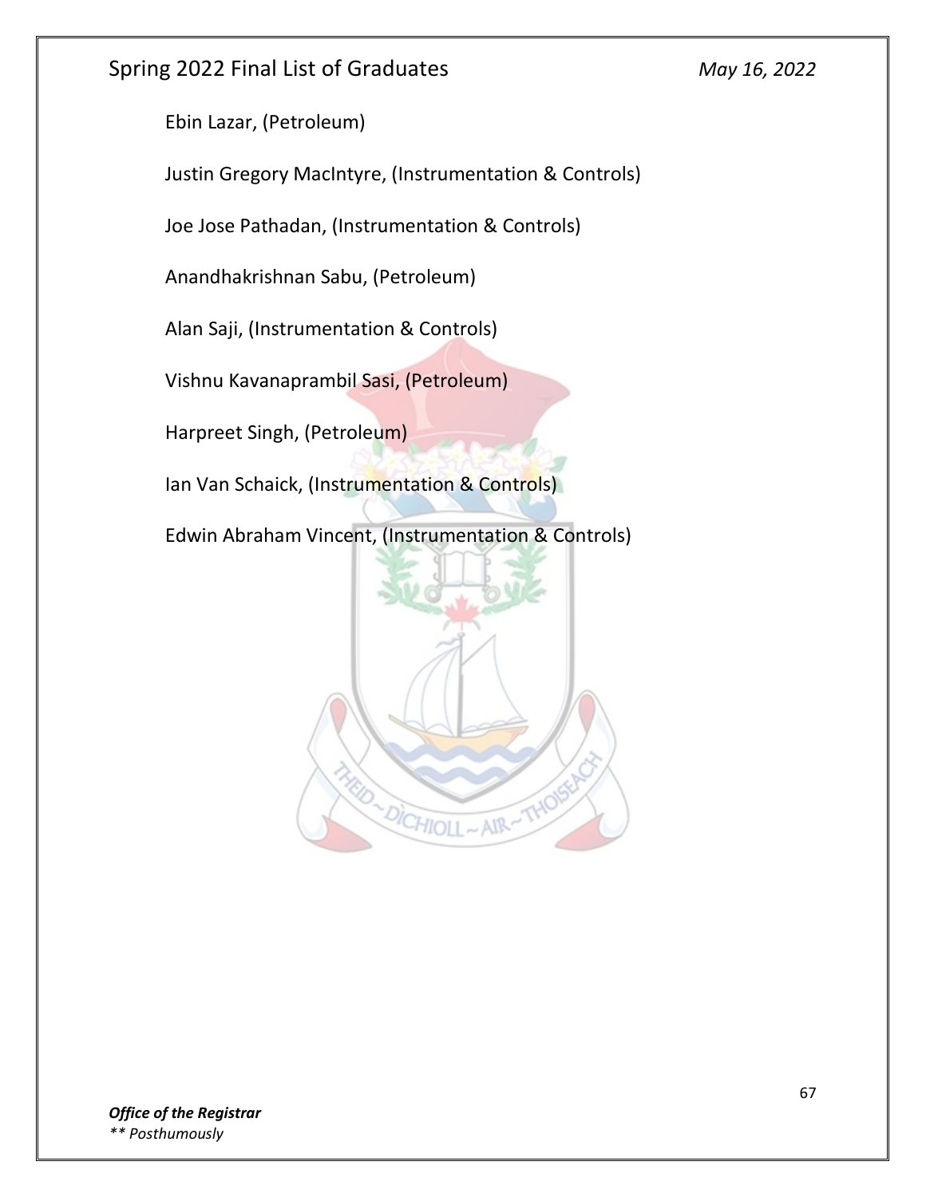Ebin Lazar, (Petroleum)

Justin Gregory MacIntyre, (Instrumentation & Controls)

Joe Jose Pathadan, (Instrumentation & Controls)

Anandhakrishnan Sabu, (Petroleum)

Alan Saji, (Instrumentation & Controls)

Vishnu Kavanaprambil Sasi, (Petroleum)

Harpreet Singh, (Petroleum)

Ian Van Schaick, (Instrumentation & Controls)

Edwin Abraham Vincent, (Instrumentation & Controls)

***Office of the Registrar***

*** Posthumously*